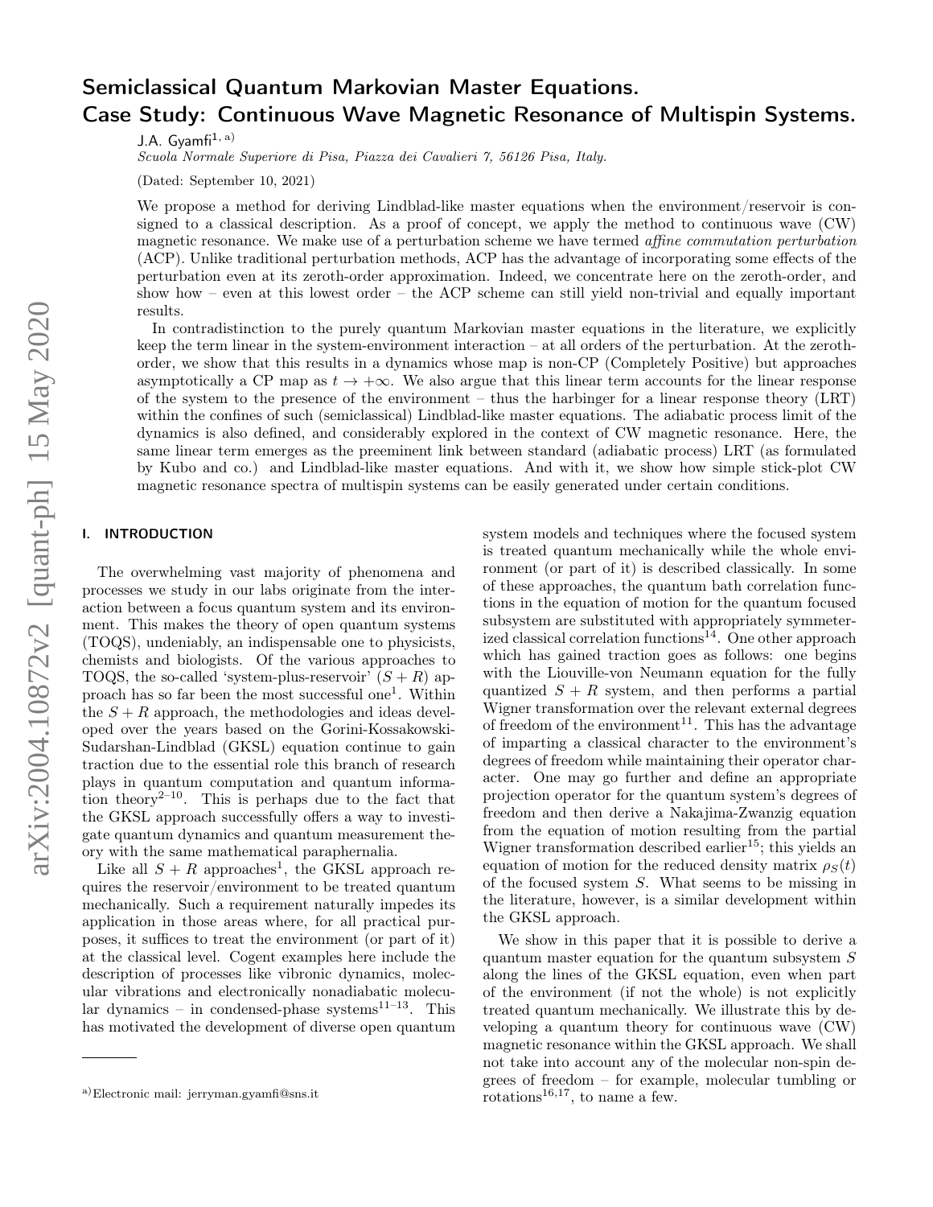# Semiclassical Quantum Markovian Master Equations. Case Study: Continuous Wave Magnetic Resonance of Multispin Systems.

J.A. Gyamfi[1, a)]

*Scuola Normale Superiore di Pisa, Piazza dei Cavalieri 7, 56126 Pisa, Italy.*

(Dated: September 10, 2021)

We propose a method for deriving Lindblad-like master equations when the environment/reservoir is consigned to a classical description. As a proof of concept, we apply the method to continuous wave (CW) magnetic resonance. We make use of a perturbation scheme we have termed *affine commutation perturbation* (ACP). Unlike traditional perturbation methods, ACP has the advantage of incorporating some effects of the perturbation even at its zeroth-order approximation. Indeed, we concentrate here on the zeroth-order, and show how – even at this lowest order – the ACP scheme can still yield non-trivial and equally important results.

In contradistinction to the purely quantum Markovian master equations in the literature, we explicitly keep the term linear in the system-environment interaction – at all orders of the perturbation. At the zeroth-order, we show that this results in a dynamics whose map is non-CP (Completely Positive) but approaches asymptotically a CP map as $t \to +\infty$. We also argue that this linear term accounts for the linear response of the system to the presence of the environment – thus the harbinger for a linear response theory (LRT) within the confines of such (semiclassical) Lindblad-like master equations. The adiabatic process limit of the dynamics is also defined, and considerably explored in the context of CW magnetic resonance. Here, the same linear term emerges as the preeminent link between standard (adiabatic process) LRT (as formulated by Kubo and co.) and Lindblad-like master equations. And with it, we show how simple stick-plot CW magnetic resonance spectra of multispin systems can be easily generated under certain conditions.

## I. INTRODUCTION

The overwhelming vast majority of phenomena and processes we study in our labs originate from the interaction between a focus quantum system and its environment. This makes the theory of open quantum systems (TOQS), undeniably, an indispensable one to physicists, chemists and biologists. Of the various approaches to TOQS, the so-called 'system-plus-reservoir' $(S + R)$ approach has so far been the most successful one[1]. Within the $S + R$ approach, the methodologies and ideas developed over the years based on the Gorini-Kossakowski-Sudarshan-Lindblad (GKSL) equation continue to gain traction due to the essential role this branch of research plays in quantum computation and quantum information theory[2–10]. This is perhaps due to the fact that the GKSL approach successfully offers a way to investigate quantum dynamics and quantum measurement theory with the same mathematical paraphernalia.

Like all $S + R$ approaches[1], the GKSL approach requires the reservoir/environment to be treated quantum mechanically. Such a requirement naturally impedes its application in those areas where, for all practical purposes, it suffices to treat the environment (or part of it) at the classical level. Cogent examples here include the description of processes like vibronic dynamics, molecular vibrations and electronically nonadiabatic molecular dynamics – in condensed-phase systems[11–13]. This has motivated the development of diverse open quantum system models and techniques where the focused system is treated quantum mechanically while the whole environment (or part of it) is described classically. In some of these approaches, the quantum bath correlation functions in the equation of motion for the quantum focused subsystem are substituted with appropriately symmeterized classical correlation functions[14]. One other approach which has gained traction goes as follows: one begins with the Liouville-von Neumann equation for the fully quantized $S + R$ system, and then performs a partial Wigner transformation over the relevant external degrees of freedom of the environment[11]. This has the advantage of imparting a classical character to the environment's degrees of freedom while maintaining their operator character. One may go further and define an appropriate projection operator for the quantum system's degrees of freedom and then derive a Nakajima-Zwanzig equation from the equation of motion resulting from the partial Wigner transformation described earlier[15]; this yields an equation of motion for the reduced density matrix $\rho_S(t)$ of the focused system $S$. What seems to be missing in the literature, however, is a similar development within the GKSL approach.

We show in this paper that it is possible to derive a quantum master equation for the quantum subsystem $S$ along the lines of the GKSL equation, even when part of the environment (if not the whole) is not explicitly treated quantum mechanically. We illustrate this by developing a quantum theory for continuous wave (CW) magnetic resonance within the GKSL approach. We shall not take into account any of the molecular non-spin degrees of freedom – for example, molecular tumbling or rotations[16,17], to name a few.

---

a) Electronic mail: jerryman.gyamfi@sns.it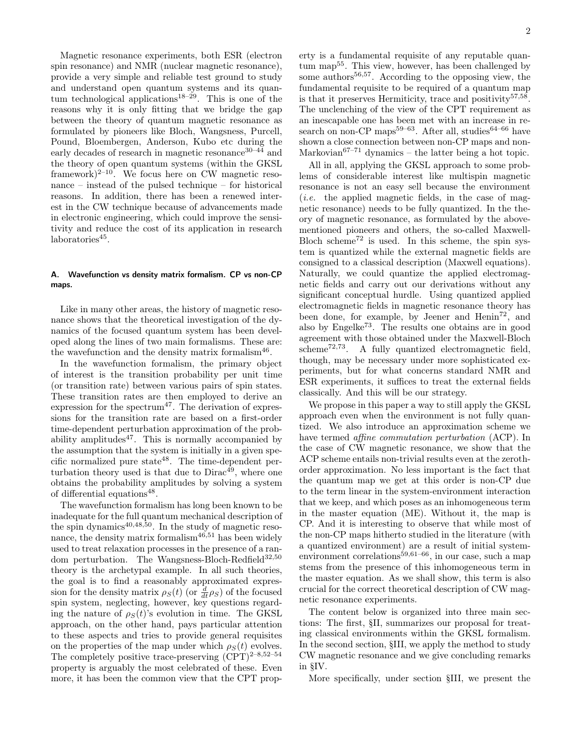Magnetic resonance experiments, both ESR (electron spin resonance) and NMR (nuclear magnetic resonance), provide a very simple and reliable test ground to study and understand open quantum systems and its quantum technological applications[18–29]. This is one of the reasons why it is only fitting that we bridge the gap between the theory of quantum magnetic resonance as formulated by pioneers like Bloch, Wangsness, Purcell, Pound, Bloembergen, Anderson, Kubo etc during the early decades of research in magnetic resonance[30–44] and the theory of open quantum systems (within the GKSL framework)[2–10]. We focus here on CW magnetic resonance – instead of the pulsed technique – for historical reasons. In addition, there has been a renewed interest in the CW technique because of advancements made in electronic engineering, which could improve the sensitivity and reduce the cost of its application in research laboratories[45].

### A. Wavefunction vs density matrix formalism. CP vs non-CP maps.

Like in many other areas, the history of magnetic resonance shows that the theoretical investigation of the dynamics of the focused quantum system has been developed along the lines of two main formalisms. These are: the wavefunction and the density matrix formalism[46].

In the wavefunction formalism, the primary object of interest is the transition probability per unit time (or transition rate) between various pairs of spin states. These transition rates are then employed to derive an expression for the spectrum[47]. The derivation of expressions for the transition rate are based on a first-order time-dependent perturbation approximation of the probability amplitudes[47]. This is normally accompanied by the assumption that the system is initially in a given specific normalized pure state[48]. The time-dependent perturbation theory used is that due to Dirac[49], where one obtains the probability amplitudes by solving a system of differential equations[48].

The wavefunction formalism has long been known to be inadequate for the full quantum mechanical description of the spin dynamics[40,48,50]. In the study of magnetic resonance, the density matrix formalism[46,51] has been widely used to treat relaxation processes in the presence of a random perturbation. The Wangsness-Bloch-Redfield[32,50] theory is the archetypal example. In all such theories, the goal is to find a reasonably approximated expression for the density matrix $\rho_S(t)$ (or $\frac{d}{dt}\rho_S$) of the focused spin system, neglecting, however, key questions regarding the nature of $\rho_S(t)$'s evolution in time. The GKSL approach, on the other hand, pays particular attention to these aspects and tries to provide general requisites on the properties of the map under which $\rho_S(t)$ evolves. The completely positive trace-preserving (CPT)[2–8,52–54] property is arguably the most celebrated of these. Even more, it has been the common view that the CPT property is a fundamental requisite of any reputable quantum map[55]. This view, however, has been challenged by some authors[56,57]. According to the opposing view, the fundamental requisite to be required of a quantum map is that it preserves Hermiticity, trace and positivity[57,58]. The unclenching of the view of the CPT requirement as an inescapable one has been met with an increase in research on non-CP maps[59–63]. After all, studies[64–66] have shown a close connection between non-CP maps and non-Markovian[67–71] dynamics – the latter being a hot topic.

All in all, applying the GKSL approach to some problems of considerable interest like multispin magnetic resonance is not an easy sell because the environment (*i.e.* the applied magnetic fields, in the case of magnetic resonance) needs to be fully quantized. In the theory of magnetic resonance, as formulated by the above-mentioned pioneers and others, the so-called Maxwell-Bloch scheme[72] is used. In this scheme, the spin system is quantized while the external magnetic fields are consigned to a classical description (Maxwell equations). Naturally, we could quantize the applied electromagnetic fields and carry out our derivations without any significant conceptual hurdle. Using quantized applied electromagnetic fields in magnetic resonance theory has been done, for example, by Jeener and Henin[72], and also by Engelke[73]. The results one obtains are in good agreement with those obtained under the Maxwell-Bloch scheme[72,73]. A fully quantized electromagnetic field, though, may be necessary under more sophisticated experiments, but for what concerns standard NMR and ESR experiments, it suffices to treat the external fields classically. And this will be our strategy.

We propose in this paper a way to still apply the GKSL approach even when the environment is not fully quantized. We also introduce an approximation scheme we have termed *affine commutation perturbation* (ACP). In the case of CW magnetic resonance, we show that the ACP scheme entails non-trivial results even at the zeroth-order approximation. No less important is the fact that the quantum map we get at this order is non-CP due to the term linear in the system-environment interaction that we keep, and which poses as an inhomogeneous term in the master equation (ME). Without it, the map is CP. And it is interesting to observe that while most of the non-CP maps hitherto studied in the literature (with a quantized environment) are a result of initial system-environment correlations[59,61–66], in our case, such a map stems from the presence of this inhomogeneous term in the master equation. As we shall show, this term is also crucial for the correct theoretical description of CW magnetic resonance experiments.

The content below is organized into three main sections: The first, §II, summarizes our proposal for treating classical environments within the GKSL formalism. In the second section, §III, we apply the method to study CW magnetic resonance and we give concluding remarks in §IV.

More specifically, under section §III, we present the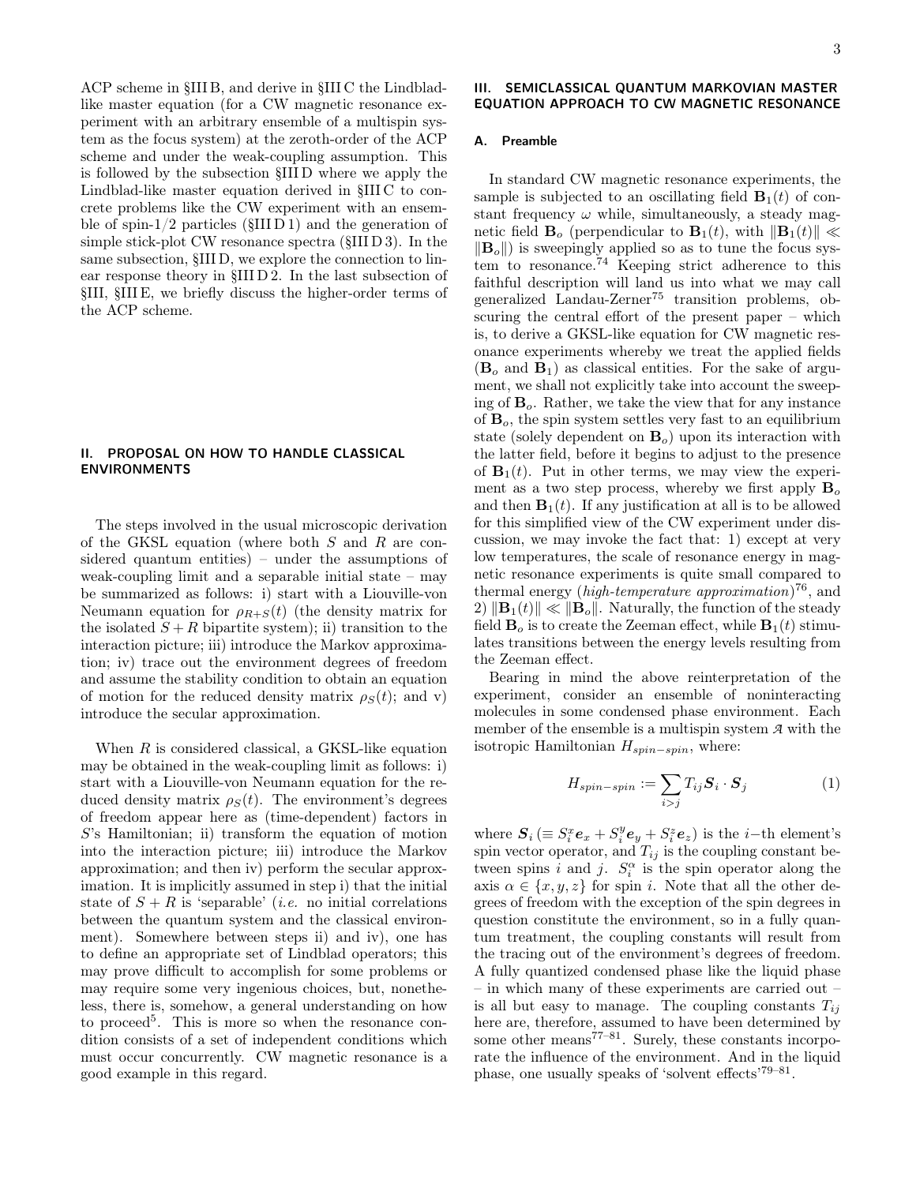ACP scheme in §III B, and derive in §III C the Lindblad-like master equation (for a CW magnetic resonance experiment with an arbitrary ensemble of a multispin system as the focus system) at the zeroth-order of the ACP scheme and under the weak-coupling assumption. This is followed by the subsection §III D where we apply the Lindblad-like master equation derived in §III C to concrete problems like the CW experiment with an ensemble of spin-1/2 particles (§III D 1) and the generation of simple stick-plot CW resonance spectra (§III D 3). In the same subsection, §III D, we explore the connection to linear response theory in §III D 2. In the last subsection of §III, §III E, we briefly discuss the higher-order terms of the ACP scheme.

## II. PROPOSAL ON HOW TO HANDLE CLASSICAL ENVIRONMENTS

The steps involved in the usual microscopic derivation of the GKSL equation (where both $S$ and $R$ are considered quantum entities) – under the assumptions of weak-coupling limit and a separable initial state – may be summarized as follows: i) start with a Liouville-von Neumann equation for $\rho_{R+S}(t)$ (the density matrix for the isolated $S+R$ bipartite system); ii) transition to the interaction picture; iii) introduce the Markov approximation; iv) trace out the environment degrees of freedom and assume the stability condition to obtain an equation of motion for the reduced density matrix $\rho_S(t)$; and v) introduce the secular approximation.

When $R$ is considered classical, a GKSL-like equation may be obtained in the weak-coupling limit as follows: i) start with a Liouville-von Neumann equation for the reduced density matrix $\rho_S(t)$. The environment's degrees of freedom appear here as (time-dependent) factors in $S$'s Hamiltonian; ii) transform the equation of motion into the interaction picture; iii) introduce the Markov approximation; and then iv) perform the secular approximation. It is implicitly assumed in step i) that the initial state of $S+R$ is 'separable' (*i.e.* no initial correlations between the quantum system and the classical environment). Somewhere between steps ii) and iv), one has to define an appropriate set of Lindblad operators; this may prove difficult to accomplish for some problems or may require some very ingenious choices, but, nonetheless, there is, somehow, a general understanding on how to proceed[5]. This is more so when the resonance condition consists of a set of independent conditions which must occur concurrently. CW magnetic resonance is a good example in this regard.

## III. SEMICLASSICAL QUANTUM MARKOVIAN MASTER EQUATION APPROACH TO CW MAGNETIC RESONANCE

### A. Preamble

In standard CW magnetic resonance experiments, the sample is subjected to an oscillating field $\mathbf{B}_1(t)$ of constant frequency $\omega$ while, simultaneously, a steady magnetic field $\mathbf{B}_o$ (perpendicular to $\mathbf{B}_1(t)$, with $\|\mathbf{B}_1(t)\| \ll \|\mathbf{B}_o\|$) is sweepingly applied so as to tune the focus system to resonance.[74] Keeping strict adherence to this faithful description will land us into what we may call generalized Landau-Zerner[75] transition problems, obscuring the central effort of the present paper – which is, to derive a GKSL-like equation for CW magnetic resonance experiments whereby we treat the applied fields ($\mathbf{B}_o$ and $\mathbf{B}_1$) as classical entities. For the sake of argument, we shall not explicitly take into account the sweeping of $\mathbf{B}_o$. Rather, we take the view that for any instance of $\mathbf{B}_o$, the spin system settles very fast to an equilibrium state (solely dependent on $\mathbf{B}_o$) upon its interaction with the latter field, before it begins to adjust to the presence of $\mathbf{B}_1(t)$. Put in other terms, we may view the experiment as a two step process, whereby we first apply $\mathbf{B}_o$ and then $\mathbf{B}_1(t)$. If any justification at all is to be allowed for this simplified view of the CW experiment under discussion, we may invoke the fact that: 1) except at very low temperatures, the scale of resonance energy in magnetic resonance experiments is quite small compared to thermal energy (*high-temperature approximation*)[76], and 2) $\|\mathbf{B}_1(t)\| \ll \|\mathbf{B}_o\|$. Naturally, the function of the steady field $\mathbf{B}_o$ is to create the Zeeman effect, while $\mathbf{B}_1(t)$ stimulates transitions between the energy levels resulting from the Zeeman effect.

Bearing in mind the above reinterpretation of the experiment, consider an ensemble of noninteracting molecules in some condensed phase environment. Each member of the ensemble is a multispin system $\mathcal{A}$ with the isotropic Hamiltonian $H_{spin-spin}$, where:

$$H_{spin-spin} := \sum_{i>j} T_{ij} \boldsymbol{S}_i \cdot \boldsymbol{S}_j \tag{1}$$

where $\boldsymbol{S}_i$ ($\equiv S_i^x \boldsymbol{e}_x + S_i^y \boldsymbol{e}_y + S_i^z \boldsymbol{e}_z$) is the $i-$th element's spin vector operator, and $T_{ij}$ is the coupling constant between spins $i$ and $j$. $S_i^\alpha$ is the spin operator along the axis $\alpha \in \{x, y, z\}$ for spin $i$. Note that all the other degrees of freedom with the exception of the spin degrees in question constitute the environment, so in a fully quantum treatment, the coupling constants will result from the tracing out of the environment's degrees of freedom. A fully quantized condensed phase like the liquid phase – in which many of these experiments are carried out – is all but easy to manage. The coupling constants $T_{ij}$ here are, therefore, assumed to have been determined by some other means[77–81]. Surely, these constants incorporate the influence of the environment. And in the liquid phase, one usually speaks of 'solvent effects'[79–81].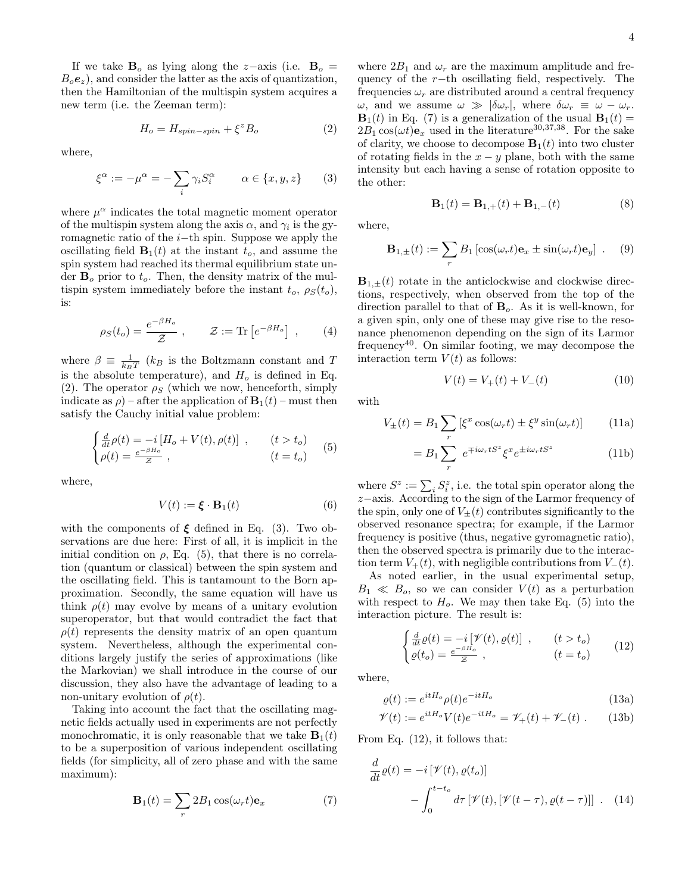If we take $\mathbf{B}_o$ as lying along the $z$−axis (i.e. $\mathbf{B}_o = B_o \boldsymbol{e}_z$), and consider the latter as the axis of quantization, then the Hamiltonian of the multispin system acquires a new term (i.e. the Zeeman term):

$$H_o = H_{spin-spin} + \xi^z B_o \tag{2}$$

where,

$$\xi^\alpha := -\mu^\alpha = -\sum_i \gamma_i S_i^\alpha \qquad \alpha \in \{x, y, z\} \tag{3}$$

where $\mu^\alpha$ indicates the total magnetic moment operator of the multispin system along the axis $\alpha$, and $\gamma_i$ is the gyromagnetic ratio of the $i$−th spin. Suppose we apply the oscillating field $\mathbf{B}_1(t)$ at the instant $t_o$, and assume the spin system had reached its thermal equilibrium state under $\mathbf{B}_o$ prior to $t_o$. Then, the density matrix of the multispin system immediately before the instant $t_o$, $\rho_S(t_o)$, is:

$$\rho_S(t_o) = \frac{e^{-\beta H_o}}{\mathcal{Z}} \ , \qquad \mathcal{Z} := \mathrm{Tr}\left[e^{-\beta H_o}\right] \ , \tag{4}$$

where $\beta \equiv \frac{1}{k_B T}$ ($k_B$ is the Boltzmann constant and $T$ is the absolute temperature), and $H_o$ is defined in Eq. (2). The operator $\rho_S$ (which we now, henceforth, simply indicate as $\rho$) – after the application of $\mathbf{B}_1(t)$ – must then satisfy the Cauchy initial value problem:

$$\begin{cases} \frac{d}{dt}\rho(t) = -i\left[H_o + V(t), \rho(t)\right] \ , & (t > t_o) \\ \rho(t) = \frac{e^{-\beta H_o}}{\mathcal{Z}} \ , & (t = t_o) \end{cases} \tag{5}$$

where,

$$V(t) := \boldsymbol{\xi} \cdot \mathbf{B}_1(t) \tag{6}$$

with the components of $\boldsymbol{\xi}$ defined in Eq. (3). Two observations are due here: First of all, it is implicit in the initial condition on $\rho$, Eq. (5), that there is no correlation (quantum or classical) between the spin system and the oscillating field. This is tantamount to the Born approximation. Secondly, the same equation will have us think $\rho(t)$ may evolve by means of a unitary evolution superoperator, but that would contradict the fact that $\rho(t)$ represents the density matrix of an open quantum system. Nevertheless, although the experimental conditions largely justify the series of approximations (like the Markovian) we shall introduce in the course of our discussion, they also have the advantage of leading to a non-unitary evolution of $\rho(t)$.

Taking into account the fact that the oscillating magnetic fields actually used in experiments are not perfectly monochromatic, it is only reasonable that we take $\mathbf{B}_1(t)$ to be a superposition of various independent oscillating fields (for simplicity, all of zero phase and with the same maximum):

$$\mathbf{B}_1(t) = \sum_r 2B_1 \cos(\omega_r t)\mathbf{e}_x \tag{7}$$

where $2B_1$ and $\omega_r$ are the maximum amplitude and frequency of the $r$−th oscillating field, respectively. The frequencies $\omega_r$ are distributed around a central frequency $\omega$, and we assume $\omega \gg |\delta\omega_r|$, where $\delta\omega_r \equiv \omega - \omega_r$. $\mathbf{B}_1(t)$ in Eq. (7) is a generalization of the usual $\mathbf{B}_1(t) = 2B_1\cos(\omega t)\mathbf{e}_x$ used in the literature[30,37,38]. For the sake of clarity, we choose to decompose $\mathbf{B}_1(t)$ into two cluster of rotating fields in the $x-y$ plane, both with the same intensity but each having a sense of rotation opposite to the other:

$$\mathbf{B}_1(t) = \mathbf{B}_{1,+}(t) + \mathbf{B}_{1,-}(t) \tag{8}$$

where,

$$\mathbf{B}_{1,\pm}(t) := \sum_r B_1\left[\cos(\omega_r t)\mathbf{e}_x \pm \sin(\omega_r t)\mathbf{e}_y\right] \ . \tag{9}$$

$\mathbf{B}_{1,\pm}(t)$ rotate in the anticlockwise and clockwise directions, respectively, when observed from the top of the direction parallel to that of $\mathbf{B}_o$. As it is well-known, for a given spin, only one of these may give rise to the resonance phenomenon depending on the sign of its Larmor frequency[40]. On similar footing, we may decompose the interaction term $V(t)$ as follows:

$$V(t) = V_+(t) + V_-(t) \tag{10}$$

with

$$V_\pm(t) = B_1 \sum_r \left[\xi^x \cos(\omega_r t) \pm \xi^y \sin(\omega_r t)\right] \tag{11a}$$

$$= B_1 \sum_r \ e^{\mp i\omega_r t S^z} \xi^x e^{\pm i\omega_r t S^z} \tag{11b}$$

where $S^z := \sum_i S_i^z$, i.e. the total spin operator along the $z$−axis. According to the sign of the Larmor frequency of the spin, only one of $V_\pm(t)$ contributes significantly to the observed resonance spectra; for example, if the Larmor frequency is positive (thus, negative gyromagnetic ratio), then the observed spectra is primarily due to the interaction term $V_+(t)$, with negligible contributions from $V_-(t)$.

As noted earlier, in the usual experimental setup, $B_1 \ll B_o$, so we can consider $V(t)$ as a perturbation with respect to $H_o$. We may then take Eq. (5) into the interaction picture. The result is:

$$\begin{cases} \frac{d}{dt}\varrho(t) = -i\left[\mathscr{V}(t), \varrho(t)\right] \ , & (t > t_o) \\ \varrho(t_o) = \frac{e^{-\beta H_o}}{\mathcal{Z}} \ , & (t = t_o) \end{cases} \tag{12}$$

where,

$$\varrho(t) := e^{itH_o}\rho(t)e^{-itH_o} \tag{13a}$$

$$\mathscr{V}(t) := e^{itH_o}V(t)e^{-itH_o} = \mathscr{V}_+(t) + \mathscr{V}_-(t) \ . \tag{13b}$$

From Eq. (12), it follows that:

$$\frac{d}{dt}\varrho(t) = -i\left[\mathscr{V}(t), \varrho(t_o)\right] - \int_0^{t-t_o} d\tau \left[\mathscr{V}(t), \left[\mathscr{V}(t-\tau), \varrho(t-\tau)\right]\right] \ . \tag{14}$$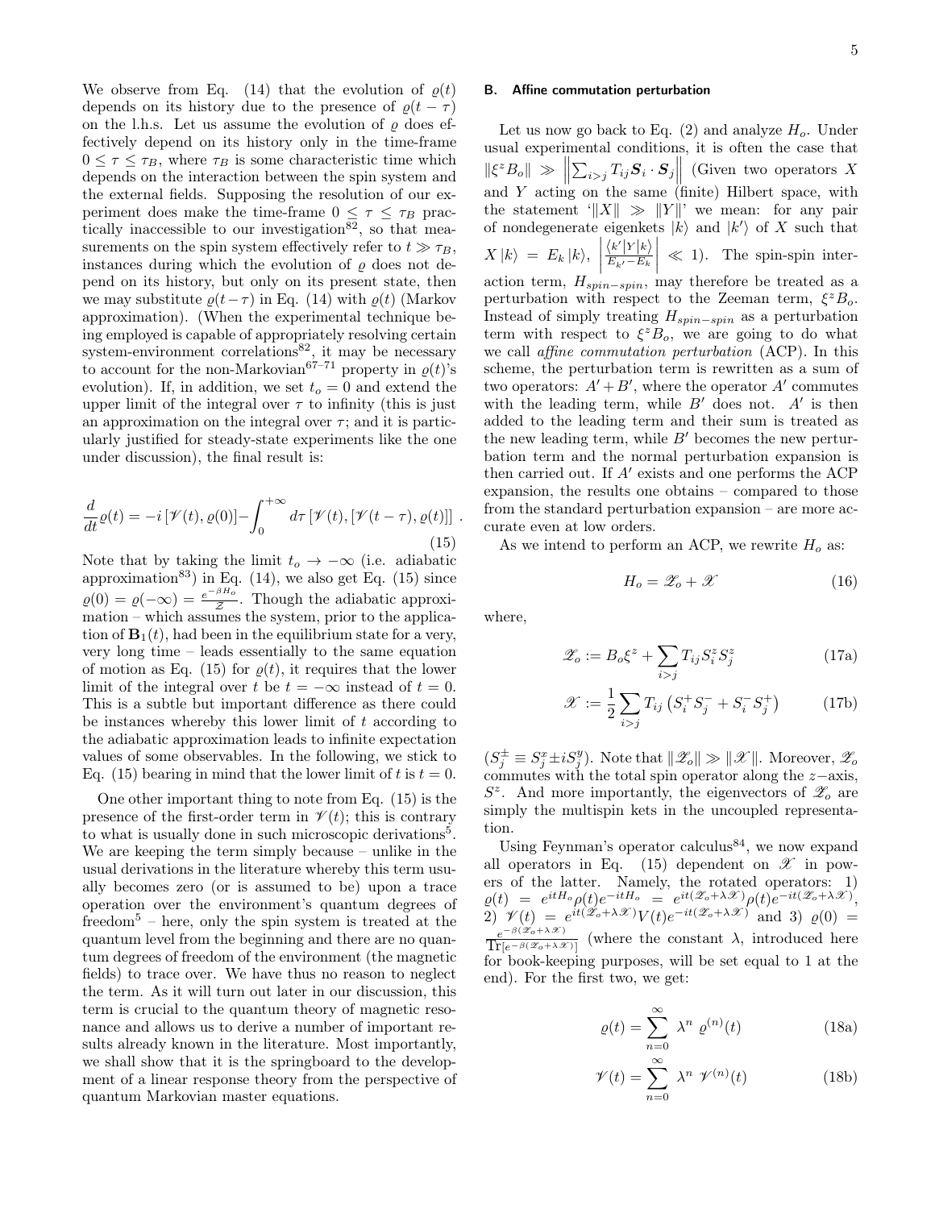We observe from Eq. (14) that the evolution of $\varrho(t)$ depends on its history due to the presence of $\varrho(t-\tau)$ on the l.h.s. Let us assume the evolution of $\varrho$ does effectively depend on its history only in the time-frame $0 \leq \tau \leq \tau_B$, where $\tau_B$ is some characteristic time which depends on the interaction between the spin system and the external fields. Supposing the resolution of our experiment does make the time-frame $0 \leq \tau \leq \tau_B$ practically inaccessible to our investigation[82], so that measurements on the spin system effectively refer to $t \gg \tau_B$, instances during which the evolution of $\varrho$ does not depend on its history, but only on its present state, then we may substitute $\varrho(t-\tau)$ in Eq. (14) with $\varrho(t)$ (Markov approximation). (When the experimental technique being employed is capable of appropriately resolving certain system-environment correlations[82], it may be necessary to account for the non-Markovian[67–71] property in $\varrho(t)$'s evolution). If, in addition, we set $t_o = 0$ and extend the upper limit of the integral over $\tau$ to infinity (this is just an approximation on the integral over $\tau$; and it is particularly justified for steady-state experiments like the one under discussion), the final result is:

$$\frac{d}{dt}\varrho(t) = -i\left[\mathscr{V}(t), \varrho(0)\right] - \int_0^{+\infty} d\tau \left[\mathscr{V}(t), \left[\mathscr{V}(t-\tau), \varrho(t)\right]\right] . \tag{15}$$

Note that by taking the limit $t_o \to -\infty$ (i.e. adiabatic approximation[83]) in Eq. (14), we also get Eq. (15) since $\varrho(0) = \varrho(-\infty) = \frac{e^{-\beta H_o}}{\mathcal{Z}}$. Though the adiabatic approximation – which assumes the system, prior to the application of $\mathbf{B}_1(t)$, had been in the equilibrium state for a very, very long time – leads essentially to the same equation of motion as Eq. (15) for $\varrho(t)$, it requires that the lower limit of the integral over $t$ be $t = -\infty$ instead of $t = 0$. This is a subtle but important difference as there could be instances whereby this lower limit of $t$ according to the adiabatic approximation leads to infinite expectation values of some observables. In the following, we stick to Eq. (15) bearing in mind that the lower limit of $t$ is $t = 0$.

One other important thing to note from Eq. (15) is the presence of the first-order term in $\mathscr{V}(t)$; this is contrary to what is usually done in such microscopic derivations[5]. We are keeping the term simply because – unlike in the usual derivations in the literature whereby this term usually becomes zero (or is assumed to be) upon a trace operation over the environment's quantum degrees of freedom[5] – here, only the spin system is treated at the quantum level from the beginning and there are no quantum degrees of freedom of the environment (the magnetic fields) to trace over. We have thus no reason to neglect the term. As it will turn out later in our discussion, this term is crucial to the quantum theory of magnetic resonance and allows us to derive a number of important results already known in the literature. Most importantly, we shall show that it is the springboard to the development of a linear response theory from the perspective of quantum Markovian master equations.

### B. Affine commutation perturbation

Let us now go back to Eq. (2) and analyze $H_o$. Under usual experimental conditions, it is often the case that $\|\xi^z B_o\| \gg \left\|\sum_{i>j} T_{ij}\boldsymbol{S}_i \cdot \boldsymbol{S}_j\right\|$ (Given two operators $X$ and $Y$ acting on the same (finite) Hilbert space, with the statement '$\|X\| \gg \|Y\|$' we mean: for any pair of nondegenerate eigenkets $|k\rangle$ and $|k'\rangle$ of $X$ such that $X|k\rangle = E_k|k\rangle$, $\left|\frac{\langle k'|Y|k\rangle}{E_{k'}-E_k}\right| \ll 1$). The spin-spin interaction term, $H_{spin-spin}$, may therefore be treated as a perturbation with respect to the Zeeman term, $\xi^z B_o$. Instead of simply treating $H_{spin-spin}$ as a perturbation term with respect to $\xi^z B_o$, we are going to do what we call *affine commutation perturbation* (ACP). In this scheme, the perturbation term is rewritten as a sum of two operators: $A' + B'$, where the operator $A'$ commutes with the leading term, while $B'$ does not. $A'$ is then added to the leading term and their sum is treated as the new leading term, while $B'$ becomes the new perturbation term and the normal perturbation expansion is then carried out. If $A'$ exists and one performs the ACP expansion, the results one obtains – compared to those from the standard perturbation expansion – are more accurate even at low orders.

As we intend to perform an ACP, we rewrite $H_o$ as:

$$H_o = \mathscr{Z}_o + \mathscr{X} \tag{16}$$

where,

$$\mathscr{Z}_o := B_o\xi^z + \sum_{i>j} T_{ij} S_i^z S_j^z \tag{17a}$$

$$\mathscr{X} := \frac{1}{2}\sum_{i>j} T_{ij}\left(S_i^+ S_j^- + S_i^- S_j^+\right) \tag{17b}$$

($S_j^{\pm} \equiv S_j^x \pm i S_j^y$). Note that $\|\mathscr{Z}_o\| \gg \|\mathscr{X}\|$. Moreover, $\mathscr{Z}_o$ commutes with the total spin operator along the $z-$axis, $S^z$. And more importantly, the eigenvectors of $\mathscr{Z}_o$ are simply the multispin kets in the uncoupled representation.

Using Feynman's operator calculus[84], we now expand all operators in Eq. (15) dependent on $\mathscr{X}$ in powers of the latter. Namely, the rotated operators: 1) $\varrho(t) = e^{itH_o}\rho(t)e^{-itH_o} = e^{it(\mathscr{Z}_o+\lambda\mathscr{X})}\rho(t)e^{-it(\mathscr{Z}_o+\lambda\mathscr{X})}$, 2) $\mathscr{V}(t) = e^{it(\mathscr{Z}_o+\lambda\mathscr{X})}V(t)e^{-it(\mathscr{Z}_o+\lambda\mathscr{X})}$ and 3) $\varrho(0) = \frac{e^{-\beta(\mathscr{Z}_o+\lambda\mathscr{X})}}{\mathrm{Tr}[e^{-\beta(\mathscr{Z}_o+\lambda\mathscr{X})}]}$ (where the constant $\lambda$, introduced here for book-keeping purposes, will be set equal to 1 at the end). For the first two, we get:

$$\varrho(t) = \sum_{n=0}^{\infty} \lambda^n \varrho^{(n)}(t) \tag{18a}$$

$$\mathscr{V}(t) = \sum_{n=0}^{\infty} \lambda^n \mathscr{V}^{(n)}(t) \tag{18b}$$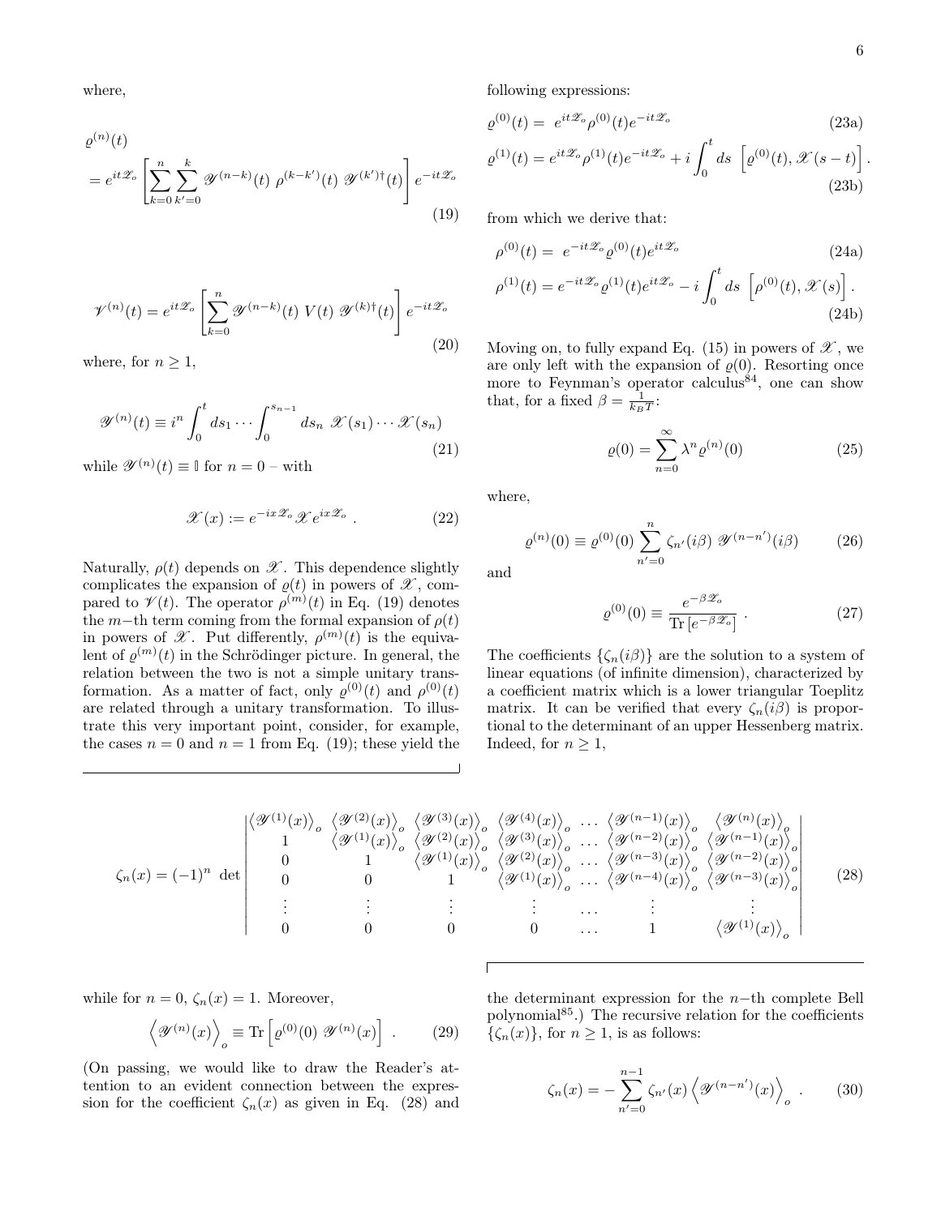where,

$$
\begin{aligned}
&\varrho^{(n)}(t) \\
&= e^{it\mathscr{X}_o}\left[\sum_{k=0}^{n}\sum_{k'=0}^{k}\mathscr{Y}^{(n-k)}(t)\ \rho^{(k-k')}(t)\ \mathscr{Y}^{(k')\dagger}(t)\right]e^{-it\mathscr{X}_o}
\end{aligned}
\tag{19}
$$

$$
\mathscr{V}^{(n)}(t) = e^{it\mathscr{X}_o}\left[\sum_{k=0}^{n}\mathscr{Y}^{(n-k)}(t)\ V(t)\ \mathscr{Y}^{(k)\dagger}(t)\right]e^{-it\mathscr{X}_o}
\tag{20}
$$

where, for $n \geq 1$,

$$
\mathscr{Y}^{(n)}(t) \equiv i^n \int_0^t ds_1 \cdots \int_0^{s_{n-1}} ds_n\ \mathscr{X}(s_1)\cdots\mathscr{X}(s_n)
\tag{21}
$$

while $\mathscr{Y}^{(n)}(t) \equiv \mathbb{I}$ for $n = 0$ – with

$$
\mathscr{X}(x) := e^{-ix\mathscr{X}_o}\mathscr{X}e^{ix\mathscr{X}_o}\ .
\tag{22}
$$

Naturally, $\rho(t)$ depends on $\mathscr{X}$. This dependence slightly complicates the expansion of $\varrho(t)$ in powers of $\mathscr{X}$, compared to $\mathscr{V}(t)$. The operator $\rho^{(m)}(t)$ in Eq. (19) denotes the $m-$th term coming from the formal expansion of $\rho(t)$ in powers of $\mathscr{X}$. Put differently, $\rho^{(m)}(t)$ is the equivalent of $\varrho^{(m)}(t)$ in the Schrödinger picture. In general, the relation between the two is not a simple unitary transformation. As a matter of fact, only $\varrho^{(0)}(t)$ and $\rho^{(0)}(t)$ are related through a unitary transformation. To illustrate this very important point, consider, for example, the cases $n = 0$ and $n = 1$ from Eq. (19); these yield the following expressions:

$$
\varrho^{(0)}(t) = \ e^{it\mathscr{X}_o}\rho^{(0)}(t)e^{-it\mathscr{X}_o}
\tag{23a}
$$

$$
\varrho^{(1)}(t) = e^{it\mathscr{X}_o}\rho^{(1)}(t)e^{-it\mathscr{X}_o} + i\int_0^t ds\ \left[\varrho^{(0)}(t), \mathscr{X}(s-t)\right].
\tag{23b}
$$

from which we derive that:

$$
\rho^{(0)}(t) = \ e^{-it\mathscr{X}_o}\varrho^{(0)}(t)e^{it\mathscr{X}_o}
\tag{24a}
$$

$$
\rho^{(1)}(t) = e^{-it\mathscr{X}_o}\varrho^{(1)}(t)e^{it\mathscr{X}_o} - i\int_0^t ds\ \left[\rho^{(0)}(t), \mathscr{X}(s)\right].
\tag{24b}
$$

Moving on, to fully expand Eq. (15) in powers of $\mathscr{X}$, we are only left with the expansion of $\varrho(0)$. Resorting once more to Feynman's operator calculus[84], one can show that, for a fixed $\beta = \frac{1}{k_B T}$:

$$
\varrho(0) = \sum_{n=0}^{\infty}\lambda^n \varrho^{(n)}(0)
\tag{25}
$$

where,

$$
\varrho^{(n)}(0) \equiv \varrho^{(0)}(0)\sum_{n'=0}^{n}\zeta_{n'}(i\beta)\ \mathscr{Y}^{(n-n')}(i\beta)
\tag{26}
$$

and

$$
\varrho^{(0)}(0) \equiv \frac{e^{-\beta\mathscr{X}_o}}{\mathrm{Tr}\left[e^{-\beta\mathscr{X}_o}\right]}\ .
\tag{27}
$$

The coefficients $\{\zeta_n(i\beta)\}$ are the solution to a system of linear equations (of infinite dimension), characterized by a coefficient matrix which is a lower triangular Toeplitz matrix. It can be verified that every $\zeta_n(i\beta)$ is proportional to the determinant of an upper Hessenberg matrix. Indeed, for $n \geq 1$,

$$
\zeta_n(x) = (-1)^n\ \det\begin{vmatrix}
\left\langle\mathscr{Y}^{(1)}(x)\right\rangle_o & \left\langle\mathscr{Y}^{(2)}(x)\right\rangle_o & \left\langle\mathscr{Y}^{(3)}(x)\right\rangle_o & \left\langle\mathscr{Y}^{(4)}(x)\right\rangle_o & \dots & \left\langle\mathscr{Y}^{(n-1)}(x)\right\rangle_o & \left\langle\mathscr{Y}^{(n)}(x)\right\rangle_o \\
1 & \left\langle\mathscr{Y}^{(1)}(x)\right\rangle_o & \left\langle\mathscr{Y}^{(2)}(x)\right\rangle_o & \left\langle\mathscr{Y}^{(3)}(x)\right\rangle_o & \dots & \left\langle\mathscr{Y}^{(n-2)}(x)\right\rangle_o & \left\langle\mathscr{Y}^{(n-1)}(x)\right\rangle_o \\
0 & 1 & \left\langle\mathscr{Y}^{(1)}(x)\right\rangle_o & \left\langle\mathscr{Y}^{(2)}(x)\right\rangle_o & \dots & \left\langle\mathscr{Y}^{(n-3)}(x)\right\rangle_o & \left\langle\mathscr{Y}^{(n-2)}(x)\right\rangle_o \\
0 & 0 & 1 & \left\langle\mathscr{Y}^{(1)}(x)\right\rangle_o & \dots & \left\langle\mathscr{Y}^{(n-4)}(x)\right\rangle_o & \left\langle\mathscr{Y}^{(n-3)}(x)\right\rangle_o \\
\vdots & \vdots & \vdots & \vdots & \dots & \vdots & \vdots \\
0 & 0 & 0 & 0 & \dots & 1 & \left\langle\mathscr{Y}^{(1)}(x)\right\rangle_o
\end{vmatrix}
\tag{28}
$$

while for $n = 0$, $\zeta_n(x) = 1$. Moreover,

$$
\left\langle\mathscr{Y}^{(n)}(x)\right\rangle_o \equiv \mathrm{Tr}\left[\varrho^{(0)}(0)\ \mathscr{Y}^{(n)}(x)\right]\ .
\tag{29}
$$

(On passing, we would like to draw the Reader's attention to an evident connection between the expression for the coefficient $\zeta_n(x)$ as given in Eq. (28) and the determinant expression for the $n-$th complete Bell polynomial[85].) The recursive relation for the coefficients $\{\zeta_n(x)\}$, for $n \geq 1$, is as follows:

$$
\zeta_n(x) = -\sum_{n'=0}^{n-1}\zeta_{n'}(x)\left\langle\mathscr{Y}^{(n-n')}(x)\right\rangle_o\ .
\tag{30}
$$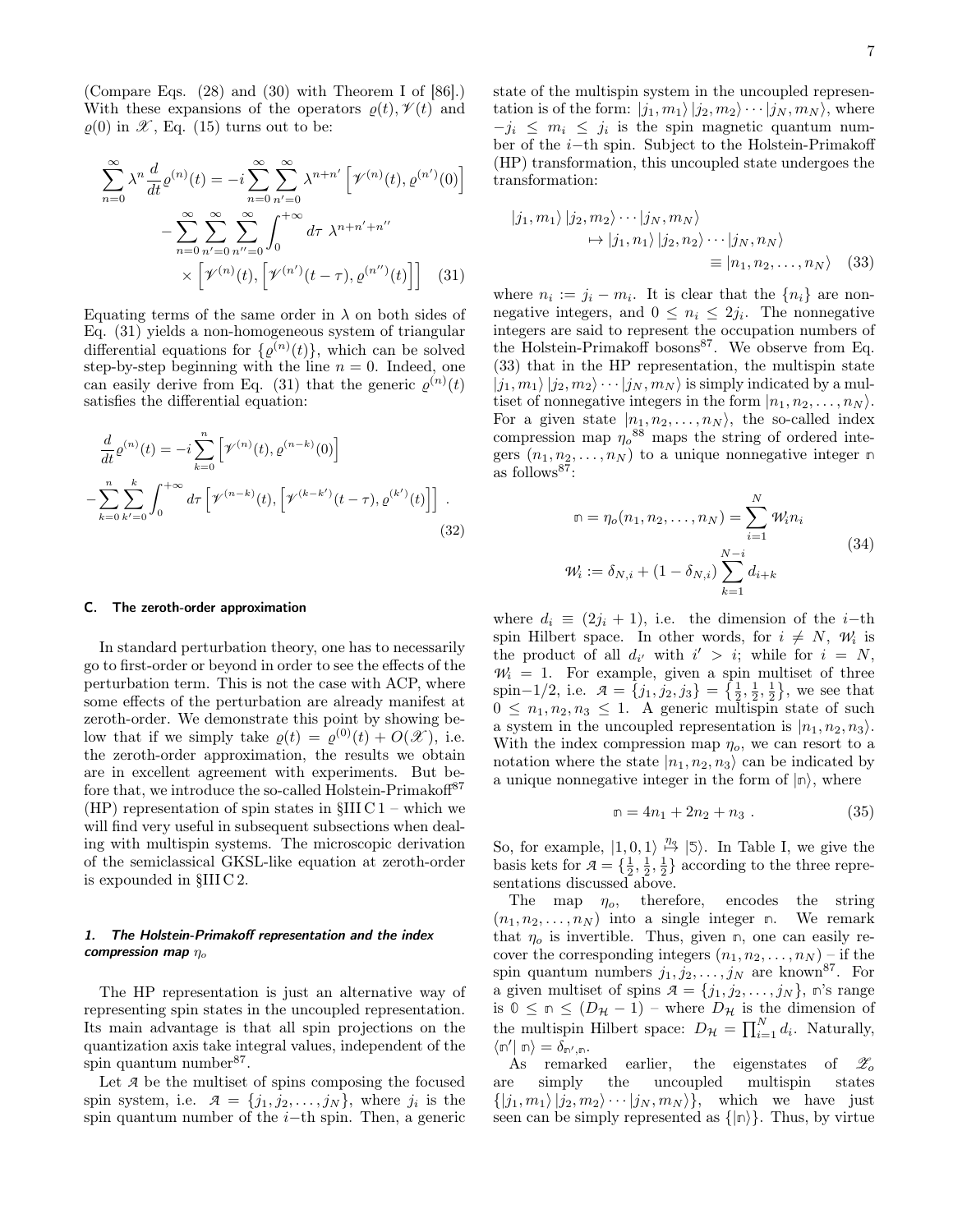(Compare Eqs. (28) and (30) with Theorem I of [86].) With these expansions of the operators $\varrho(t), \mathscr{V}(t)$ and $\varrho(0)$ in $\mathscr{X}$, Eq. (15) turns out to be:

$$\sum_{n=0}^{\infty} \lambda^n \frac{d}{dt}\varrho^{(n)}(t) = -i\sum_{n=0}^{\infty}\sum_{n'=0}^{\infty} \lambda^{n+n'} \left[\mathscr{V}^{(n)}(t), \varrho^{(n')}(0)\right] - \sum_{n=0}^{\infty}\sum_{n'=0}^{\infty}\sum_{n''=0}^{\infty}\int_0^{+\infty} d\tau\ \lambda^{n+n'+n''} \times \left[\mathscr{V}^{(n)}(t), \left[\mathscr{V}^{(n')}(t-\tau), \varrho^{(n'')}(t)\right]\right] \quad (31)$$

Equating terms of the same order in $\lambda$ on both sides of Eq. (31) yields a non-homogeneous system of triangular differential equations for $\{\varrho^{(n)}(t)\}$, which can be solved step-by-step beginning with the line $n = 0$. Indeed, one can easily derive from Eq. (31) that the generic $\varrho^{(n)}(t)$ satisfies the differential equation:

$$\frac{d}{dt}\varrho^{(n)}(t) = -i\sum_{k=0}^{n}\left[\mathscr{V}^{(n)}(t), \varrho^{(n-k)}(0)\right] - \sum_{k=0}^{n}\sum_{k'=0}^{k}\int_0^{+\infty} d\tau \left[\mathscr{V}^{(n-k)}(t), \left[\mathscr{V}^{(k-k')}(t-\tau), \varrho^{(k')}(t)\right]\right] . \quad (32)$$

### C. The zeroth-order approximation

In standard perturbation theory, one has to necessarily go to first-order or beyond in order to see the effects of the perturbation term. This is not the case with ACP, where some effects of the perturbation are already manifest at zeroth-order. We demonstrate this point by showing below that if we simply take $\varrho(t) = \varrho^{(0)}(t) + O(\mathscr{X})$, i.e. the zeroth-order approximation, the results we obtain are in excellent agreement with experiments. But before that, we introduce the so-called Holstein-Primakoff[87] (HP) representation of spin states in §III C 1 – which we will find very useful in subsequent subsections when dealing with multispin systems. The microscopic derivation of the semiclassical GKSL-like equation at zeroth-order is expounded in §III C 2.

#### 1. The Holstein-Primakoff representation and the index compression map $\eta_o$

The HP representation is just an alternative way of representing spin states in the uncoupled representation. Its main advantage is that all spin projections on the quantization axis take integral values, independent of the spin quantum number[87].

Let $\mathcal{A}$ be the multiset of spins composing the focused spin system, i.e. $\mathcal{A} = \{j_1, j_2, \ldots, j_N\}$, where $j_i$ is the spin quantum number of the $i-$th spin. Then, a generic state of the multispin system in the uncoupled representation is of the form: $|j_1, m_1\rangle\,|j_2, m_2\rangle \cdots |j_N, m_N\rangle$, where $-j_i \le m_i \le j_i$ is the spin magnetic quantum number of the $i-$th spin. Subject to the Holstein-Primakoff (HP) transformation, this uncoupled state undergoes the transformation:

$$\begin{aligned} |j_1, m_1\rangle\,|j_2, m_2\rangle \cdots |j_N, m_N\rangle &\\ \mapsto |j_1, n_1\rangle\,|j_2, n_2\rangle \cdots |j_N, n_N\rangle &\\ \equiv |n_1, n_2, \ldots, n_N\rangle & \end{aligned} \quad (33)$$

where $n_i := j_i - m_i$. It is clear that the $\{n_i\}$ are nonnegative integers, and $0 \le n_i \le 2j_i$. The nonnegative integers are said to represent the occupation numbers of the Holstein-Primakoff bosons[87]. We observe from Eq. (33) that in the HP representation, the multispin state $|j_1, m_1\rangle\,|j_2, m_2\rangle \cdots |j_N, m_N\rangle$ is simply indicated by a multiset of nonnegative integers in the form $|n_1, n_2, \ldots, n_N\rangle$. For a given state $|n_1, n_2, \ldots, n_N\rangle$, the so-called index compression map $\eta_o$[88] maps the string of ordered integers $(n_1, n_2, \ldots, n_N)$ to a unique nonnegative integer $\mathbb{n}$ as follows[87]:

$$\begin{aligned} \mathbb{n} = \eta_o(n_1, n_2, \ldots, n_N) &= \sum_{i=1}^{N} \mathcal{W}_i n_i \\ \mathcal{W}_i := \delta_{N,i} + (1-\delta_{N,i}) &\sum_{k=1}^{N-i} d_{i+k} \end{aligned} \quad (34)$$

where $d_i \equiv (2j_i + 1)$, i.e. the dimension of the $i-$th spin Hilbert space. In other words, for $i \ne N$, $\mathcal{W}_i$ is the product of all $d_{i'}$ with $i' > i$; while for $i = N$, $\mathcal{W}_i = 1$. For example, given a spin multiset of three spin$-1/2$, i.e. $\mathcal{A} = \{j_1, j_2, j_3\} = \{\frac{1}{2}, \frac{1}{2}, \frac{1}{2}\}$, we see that $0 \le n_1, n_2, n_3 \le 1$. A generic multispin state of such a system in the uncoupled representation is $|n_1, n_2, n_3\rangle$. With the index compression map $\eta_o$, we can resort to a notation where the state $|n_1, n_2, n_3\rangle$ can be indicated by a unique nonnegative integer in the form of $|\mathbb{n}\rangle$, where

$$\mathbb{n} = 4n_1 + 2n_2 + n_3 \ . \quad (35)$$

So, for example, $|1, 0, 1\rangle \overset{\eta_o}{\mapsto} |\mathbb{5}\rangle$. In Table I, we give the basis kets for $\mathcal{A} = \{\frac{1}{2}, \frac{1}{2}, \frac{1}{2}\}$ according to the three representations discussed above.

The map $\eta_o$, therefore, encodes the string $(n_1, n_2, \ldots, n_N)$ into a single integer $\mathbb{n}$. We remark that $\eta_o$ is invertible. Thus, given $\mathbb{n}$, one can easily recover the corresponding integers $(n_1, n_2, \ldots, n_N)$ – if the spin quantum numbers $j_1, j_2, \ldots, j_N$ are known[87]. For a given multiset of spins $\mathcal{A} = \{j_1, j_2, \ldots, j_N\}$, $\mathbb{n}$'s range is $\mathbb{0} \le \mathbb{n} \le (D_{\mathcal{H}} - 1)$ – where $D_{\mathcal{H}}$ is the dimension of the multispin Hilbert space: $D_{\mathcal{H}} = \prod_{i=1}^{N} d_i$. Naturally, $\langle \mathbb{n}' | \mathbb{n}\rangle = \delta_{\mathbb{n}', \mathbb{n}}$.

As remarked earlier, the eigenstates of $\mathscr{Z}_o$ are simply the uncoupled multispin states $\{|j_1, m_1\rangle\,|j_2, m_2\rangle \cdots |j_N, m_N\rangle\}$, which we have just seen can be simply represented as $\{|\mathbb{n}\rangle\}$. Thus, by virtue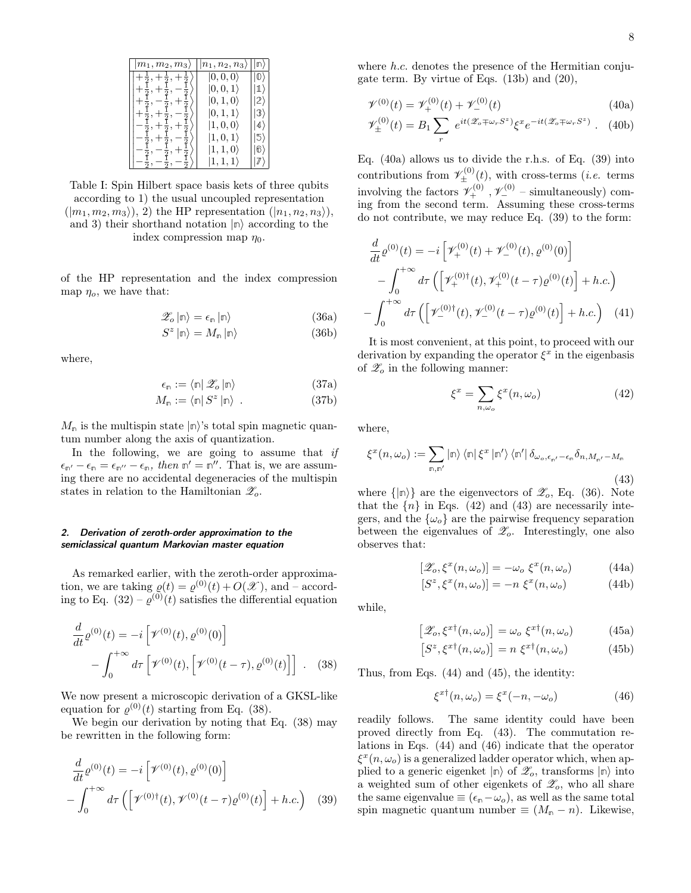| $\|m_1, m_2, m_3\rangle$ | $\|n_1, n_2, n_3\rangle$ | $\|\mathbb{n}\rangle$ |
|---|---|---|
| $\|+\frac{1}{2}, +\frac{1}{2}, +\frac{1}{2}\rangle$ | $\|0,0,0\rangle$ | $\|\mathbb{0}\rangle$ |
| $\|+\frac{1}{2}, +\frac{1}{2}, -\frac{1}{2}\rangle$ | $\|0,0,1\rangle$ | $\|\mathbb{1}\rangle$ |
| $\|+\frac{1}{2}, -\frac{1}{2}, +\frac{1}{2}\rangle$ | $\|0,1,0\rangle$ | $\|\mathbb{2}\rangle$ |
| $\|+\frac{1}{2}, +\frac{1}{2}, -\frac{1}{2}\rangle$ | $\|0,1,1\rangle$ | $\|\mathbb{3}\rangle$ |
| $\|-\frac{1}{2}, +\frac{1}{2}, +\frac{1}{2}\rangle$ | $\|1,0,0\rangle$ | $\|\mathbb{4}\rangle$ |
| $\|-\frac{1}{2}, +\frac{1}{2}, -\frac{1}{2}\rangle$ | $\|1,0,1\rangle$ | $\|\mathbb{5}\rangle$ |
| $\|-\frac{1}{2}, -\frac{1}{2}, +\frac{1}{2}\rangle$ | $\|1,1,0\rangle$ | $\|\mathbb{6}\rangle$ |
| $\|-\frac{1}{2}, -\frac{1}{2}, -\frac{1}{2}\rangle$ | $\|1,1,1\rangle$ | $\|\mathbb{7}\rangle$ |

Table I: Spin Hilbert space basis kets of three qubits according to 1) the usual uncoupled representation ($|m_1, m_2, m_3\rangle$), 2) the HP representation ($|n_1, n_2, n_3\rangle$), and 3) their shorthand notation $|\mathbb{n}\rangle$ according to the index compression map $\eta_0$.

of the HP representation and the index compression map $\eta_o$, we have that:

$$\mathscr{Z}_o |\mathbb{n}\rangle = \epsilon_{\mathbb{n}} |\mathbb{n}\rangle \tag{36a}$$

$$S^z |\mathbb{n}\rangle = M_{\mathbb{n}} |\mathbb{n}\rangle \tag{36b}$$

where,

$$\epsilon_{\mathbb{n}} := \langle \mathbb{n} | \mathscr{Z}_o | \mathbb{n}\rangle \tag{37a}$$

$$M_{\mathbb{n}} := \langle \mathbb{n} | S^z | \mathbb{n}\rangle \ . \tag{37b}$$

$M_{\mathbb{n}}$ is the multispin state $|\mathbb{n}\rangle$'s total spin magnetic quantum number along the axis of quantization.

In the following, we are going to assume that *if* $\epsilon_{\mathbb{n}'} - \epsilon_{\mathbb{n}} = \epsilon_{\mathbb{n}''} - \epsilon_{\mathbb{n}}$, *then* $\mathbb{n}' = \mathbb{n}''$. That is, we are assuming there are no accidental degeneracies of the multispin states in relation to the Hamiltonian $\mathscr{Z}_o$.

#### 2. Derivation of zeroth-order approximation to the semiclassical quantum Markovian master equation

As remarked earlier, with the zeroth-order approximation, we are taking $\varrho(t) = \varrho^{(0)}(t) + O(\mathscr{X})$, and – according to Eq. (32) – $\varrho^{(0)}(t)$ satisfies the differential equation

$$\frac{d}{dt}\varrho^{(0)}(t) = -i\left[\mathscr{V}^{(0)}(t), \varrho^{(0)}(0)\right] - \int_0^{+\infty} d\tau \left[\mathscr{V}^{(0)}(t), \left[\mathscr{V}^{(0)}(t-\tau), \varrho^{(0)}(t)\right]\right] \ . \tag{38}$$

We now present a microscopic derivation of a GKSL-like equation for $\varrho^{(0)}(t)$ starting from Eq. (38).

We begin our derivation by noting that Eq. (38) may be rewritten in the following form:

$$\frac{d}{dt}\varrho^{(0)}(t) = -i\left[\mathscr{V}^{(0)}(t), \varrho^{(0)}(0)\right] - \int_0^{+\infty} d\tau \left(\left[\mathscr{V}^{(0)\dagger}(t), \mathscr{V}^{(0)}(t-\tau)\varrho^{(0)}(t)\right] + h.c.\right) \tag{39}$$

where *h.c.* denotes the presence of the Hermitian conjugate term. By virtue of Eqs. (13b) and (20),

$$\mathscr{V}^{(0)}(t) = \mathscr{V}_+^{(0)}(t) + \mathscr{V}_-^{(0)}(t) \tag{40a}$$

$$\mathscr{V}_\pm^{(0)}(t) = B_1 \sum_r e^{it(\mathscr{Z}_o \mp \omega_r S^z)} \xi^x e^{-it(\mathscr{Z}_o \mp \omega_r S^z)} \ . \tag{40b}$$

Eq. (40a) allows us to divide the r.h.s. of Eq. (39) into contributions from $\mathscr{V}_\pm^{(0)}(t)$, with cross-terms (*i.e.* terms involving the factors $\mathscr{V}_+^{(0)}$, $\mathscr{V}_-^{(0)}$ – simultaneously) coming from the second term. Assuming these cross-terms do not contribute, we may reduce Eq. (39) to the form:

$$\frac{d}{dt}\varrho^{(0)}(t) = -i\left[\mathscr{V}_+^{(0)}(t) + \mathscr{V}_-^{(0)}(t), \varrho^{(0)}(0)\right] - \int_0^{+\infty} d\tau \left(\left[\mathscr{V}_+^{(0)\dagger}(t), \mathscr{V}_+^{(0)}(t-\tau)\varrho^{(0)}(t)\right] + h.c.\right) - \int_0^{+\infty} d\tau \left(\left[\mathscr{V}_-^{(0)\dagger}(t), \mathscr{V}_-^{(0)}(t-\tau)\varrho^{(0)}(t)\right] + h.c.\right) \tag{41}$$

It is most convenient, at this point, to proceed with our derivation by expanding the operator $\xi^x$ in the eigenbasis of $\mathscr{Z}_o$ in the following manner:

$$\xi^x = \sum_{n,\omega_o} \xi^x(n, \omega_o) \tag{42}$$

where,

$$\xi^x(n, \omega_o) := \sum_{\mathbb{n},\mathbb{n}'} |\mathbb{n}\rangle \langle \mathbb{n}| \xi^x |\mathbb{n}'\rangle \langle \mathbb{n}'| \delta_{\omega_o, \epsilon_{\mathbb{n}'} - \epsilon_{\mathbb{n}}} \delta_{n, M_{\mathbb{n}'} - M_{\mathbb{n}}} \tag{43}$$

where $\{|\mathbb{n}\rangle\}$ are the eigenvectors of $\mathscr{Z}_o$, Eq. (36). Note that the $\{n\}$ in Eqs. (42) and (43) are necessarily integers, and the $\{\omega_o\}$ are the pairwise frequency separation between the eigenvalues of $\mathscr{Z}_o$. Interestingly, one also observes that:

$$[\mathscr{Z}_o, \xi^x(n, \omega_o)] = -\omega_o \ \xi^x(n, \omega_o) \tag{44a}$$

$$[S^z, \xi^x(n, \omega_o)] = -n \ \xi^x(n, \omega_o) \tag{44b}$$

while,

$$\left[\mathscr{Z}_o, \xi^{x\dagger}(n, \omega_o)\right] = \omega_o \ \xi^{x\dagger}(n, \omega_o) \tag{45a}$$

$$\left[S^z, \xi^{x\dagger}(n, \omega_o)\right] = n \ \xi^{x\dagger}(n, \omega_o) \tag{45b}$$

Thus, from Eqs. (44) and (45), the identity:

$$\xi^{x\dagger}(n, \omega_o) = \xi^x(-n, -\omega_o) \tag{46}$$

readily follows. The same identity could have been proved directly from Eq. (43). The commutation relations in Eqs. (44) and (46) indicate that the operator $\xi^x(n, \omega_o)$ is a generalized ladder operator which, when applied to a generic eigenket $|\mathbb{n}\rangle$ of $\mathscr{Z}_o$, transforms $|\mathbb{n}\rangle$ into a weighted sum of other eigenkets of $\mathscr{Z}_o$, who all share the same eigenvalue $\equiv (\epsilon_{\mathbb{n}} - \omega_o)$, as well as the same total spin magnetic quantum number $\equiv (M_{\mathbb{n}} - n)$. Likewise,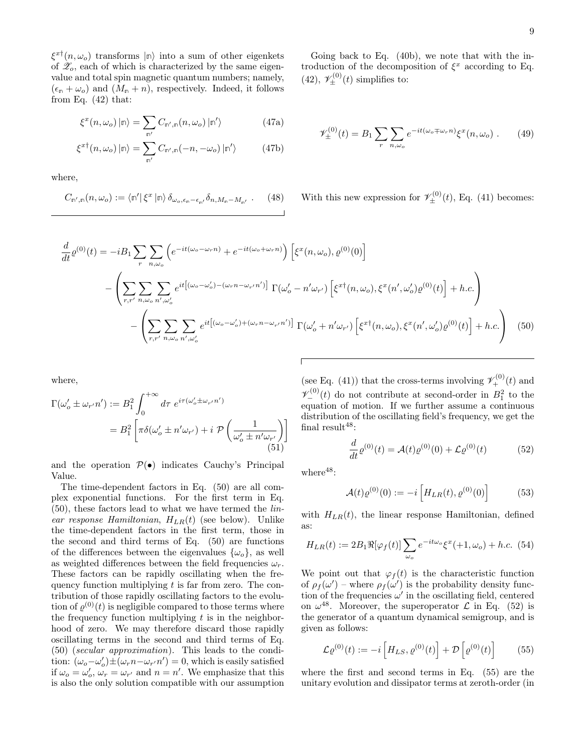$\xi^{x\dagger}(n,\omega_o)$ transforms $|\mathbb{n}\rangle$ into a sum of other eigenkets of $\mathscr{Z}_o$, each of which is characterized by the same eigenvalue and total spin magnetic quantum numbers; namely, $(\epsilon_\mathbb{n}+\omega_o)$ and $(M_\mathbb{n}+n)$, respectively. Indeed, it follows from Eq. (42) that:

$$\xi^x(n,\omega_o)\,|\mathbb{n}\rangle = \sum_{\mathbb{n}'} C_{\mathbb{n}',\mathbb{n}}(n,\omega_o)\,|\mathbb{n}'\rangle \tag{47a}$$

$$\xi^{x\dagger}(n,\omega_o)\,|\mathbb{n}\rangle = \sum_{\mathbb{n}'} C_{\mathbb{n}',\mathbb{n}}(-n,-\omega_o)\,|\mathbb{n}'\rangle \tag{47b}$$

where,

$$C_{\mathbb{n}',\mathbb{n}}(n,\omega_o) := \langle\mathbb{n}'|\,\xi^x\,|\mathbb{n}\rangle\,\delta_{\omega_o,\epsilon_\mathbb{n}-\epsilon_{\mathbb{n}'}}\delta_{n,M_\mathbb{n}-M_{\mathbb{n}'}}\ . \tag{48}$$

Going back to Eq. (40b), we note that with the introduction of the decomposition of $\xi^x$ according to Eq. (42), $\mathscr{V}_\pm^{(0)}(t)$ simplifies to:

$$\mathscr{V}_\pm^{(0)}(t) = B_1\sum_r\sum_{n,\omega_o} e^{-it(\omega_o\mp\omega_r n)}\xi^x(n,\omega_o)\ . \tag{49}$$

With this new expression for $\mathscr{V}_\pm^{(0)}(t)$, Eq. (41) becomes:

$$\begin{aligned}
\frac{d}{dt}\varrho^{(0)}(t) = &-iB_1\sum_r\sum_{n,\omega_o}\left(e^{-it(\omega_o-\omega_r n)}+e^{-it(\omega_o+\omega_r n)}\right)\left[\xi^x(n,\omega_o),\varrho^{(0)}(0)\right] \\
&-\left(\sum_{r,r'}\sum_{n,\omega_o}\sum_{n',\omega_o'} e^{it\left[(\omega_o-\omega_o')-(\omega_r n-\omega_{r'}n')\right]}\ \Gamma(\omega_o'-n'\omega_{r'})\left[\xi^{x\dagger}(n,\omega_o),\xi^x(n',\omega_o')\varrho^{(0)}(t)\right]+h.c.\right) \\
&-\left(\sum_{r,r'}\sum_{n,\omega_o}\sum_{n',\omega_o'} e^{it\left[(\omega_o-\omega_o')+(\omega_r n-\omega_{r'}n')\right]}\ \Gamma(\omega_o'+n'\omega_{r'})\left[\xi^{x\dagger}(n,\omega_o),\xi^x(n',\omega_o')\varrho^{(0)}(t)\right]+h.c.\right)
\end{aligned} \tag{50}$$

where,

$$\begin{aligned}
\Gamma(\omega_o'\pm\omega_{r'}n') &:= B_1^2\int_0^{+\infty}d\tau\ e^{i\tau(\omega_o'\pm\omega_{r'}n')} \\
&= B_1^2\left[\pi\delta(\omega_o'\pm n'\omega_{r'})+i\ \mathcal{P}\left(\frac{1}{\omega_o'\pm n'\omega_{r'}}\right)\right]
\end{aligned} \tag{51}$$

and the operation $\mathcal{P}(\bullet)$ indicates Cauchy's Principal Value.

The time-dependent factors in Eq. (50) are all complex exponential functions. For the first term in Eq. (50), these factors lead to what we have termed the *linear response Hamiltonian*, $H_{LR}(t)$ (see below). Unlike the time-dependent factors in the first term, those in the second and third terms of Eq. (50) are functions of the differences between the eigenvalues $\{\omega_o\}$, as well as weighted differences between the field frequencies $\omega_r$. These factors can be rapidly oscillating when the frequency function multiplying $t$ is far from zero. The contribution of those rapidly oscillating factors to the evolution of $\varrho^{(0)}(t)$ is negligible compared to those terms where the frequency function multiplying $t$ is in the neighborhood of zero. We may therefore discard those rapidly oscillating terms in the second and third terms of Eq. (50) (*secular approximation*). This leads to the condition: $(\omega_o-\omega_o')\pm(\omega_r n-\omega_{r'}n')=0$, which is easily satisfied if $\omega_o=\omega_o'$, $\omega_r=\omega_{r'}$ and $n=n'$. We emphasize that this is also the only solution compatible with our assumption (see Eq. (41)) that the cross-terms involving $\mathscr{V}_+^{(0)}(t)$ and $\mathscr{V}_-^{(0)}(t)$ do not contribute at second-order in $B_1^2$ to the equation of motion. If we further assume a continuous distribution of the oscillating field's frequency, we get the final result[48]:

$$\frac{d}{dt}\varrho^{(0)}(t) = \mathcal{A}(t)\varrho^{(0)}(0)+\mathcal{L}\varrho^{(0)}(t) \tag{52}$$

where[48]:

$$\mathcal{A}(t)\varrho^{(0)}(0) := -i\left[H_{LR}(t),\varrho^{(0)}(0)\right] \tag{53}$$

with $H_{LR}(t)$, the linear response Hamiltonian, defined as:

$$H_{LR}(t) := 2B_1\Re[\varphi_f(t)]\sum_{\omega_o}e^{-it\omega_o}\xi^x(+1,\omega_o)+h.c. \tag{54}$$

We point out that $\varphi_f(t)$ is the characteristic function of $\rho_f(\omega')$ – where $\rho_f(\omega')$ is the probability density function of the frequencies $\omega'$ in the oscillating field, centered on $\omega$[48]. Moreover, the superoperator $\mathcal{L}$ in Eq. (52) is the generator of a quantum dynamical semigroup, and is given as follows:

$$\mathcal{L}\varrho^{(0)}(t) := -i\left[H_{LS},\varrho^{(0)}(t)\right]+\mathcal{D}\left[\varrho^{(0)}(t)\right] \tag{55}$$

where the first and second terms in Eq. (55) are the unitary evolution and dissipator terms at zeroth-order (in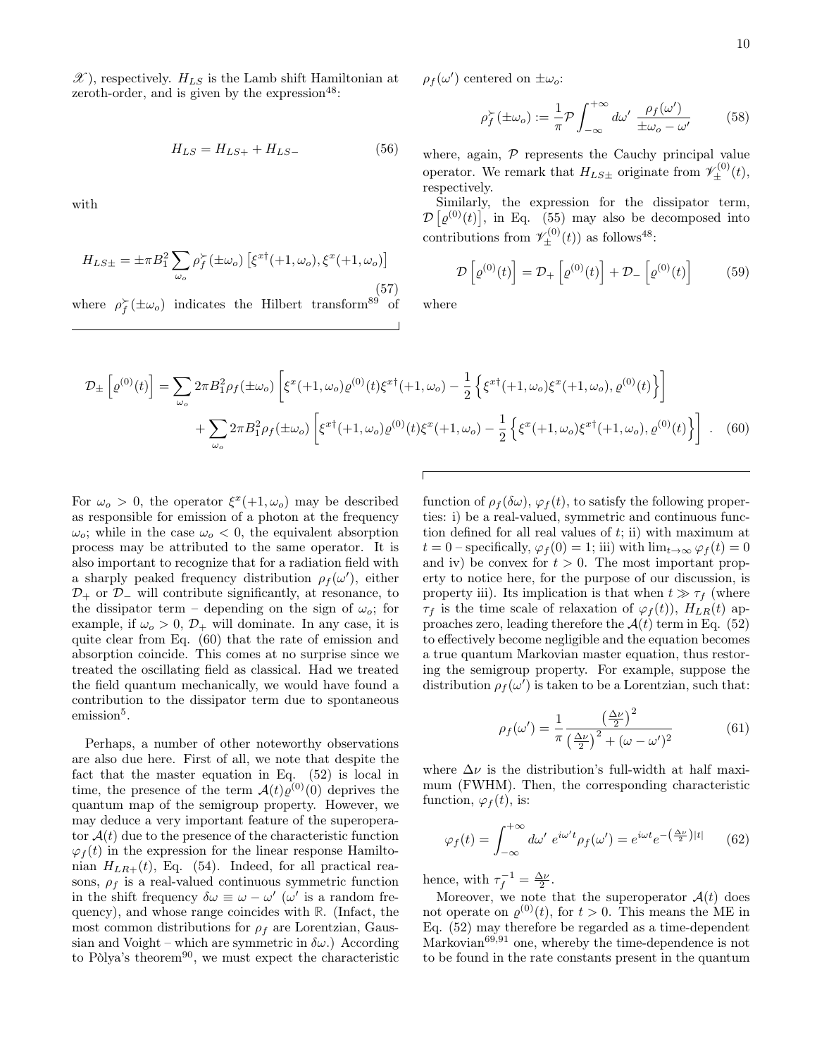$\mathscr{X}$), respectively. $H_{LS}$ is the Lamb shift Hamiltonian at zeroth-order, and is given by the expression[48]:

$$H_{LS} = H_{LS+} + H_{LS-} \tag{56}$$

with

$$H_{LS\pm} = \pm\pi B_1^2 \sum_{\omega_o} \rho_f^{\succ}(\pm\omega_o)\left[\xi^{x\dagger}(+1,\omega_o), \xi^{x}(+1,\omega_o)\right] \tag{57}$$

where $\rho_f^{\succ}(\pm\omega_o)$ indicates the Hilbert transform[89] of $\rho_f(\omega')$ centered on $\pm\omega_o$:

$$\rho_f^{\succ}(\pm\omega_o) := \frac{1}{\pi}\mathcal{P}\int_{-\infty}^{+\infty} d\omega' \; \frac{\rho_f(\omega')}{\pm\omega_o - \omega'} \tag{58}$$

where, again, $\mathcal{P}$ represents the Cauchy principal value operator. We remark that $H_{LS\pm}$ originate from $\mathscr{V}_{\pm}^{(0)}(t)$, respectively.

Similarly, the expression for the dissipator term, $\mathcal{D}\left[\varrho^{(0)}(t)\right]$, in Eq. (55) may also be decomposed into contributions from $\mathscr{V}_{\pm}^{(0)}(t)$) as follows[48]:

$$\mathcal{D}\left[\varrho^{(0)}(t)\right] = \mathcal{D}_+\left[\varrho^{(0)}(t)\right] + \mathcal{D}_-\left[\varrho^{(0)}(t)\right] \tag{59}$$

where

$$\begin{aligned}\mathcal{D}_{\pm}\left[\varrho^{(0)}(t)\right] = &\sum_{\omega_o} 2\pi B_1^2 \rho_f(\pm\omega_o)\left[\xi^{x}(+1,\omega_o)\varrho^{(0)}(t)\xi^{x\dagger}(+1,\omega_o) - \frac{1}{2}\left\{\xi^{x\dagger}(+1,\omega_o)\xi^{x}(+1,\omega_o), \varrho^{(0)}(t)\right\}\right] \\ &+ \sum_{\omega_o} 2\pi B_1^2 \rho_f(\pm\omega_o)\left[\xi^{x\dagger}(+1,\omega_o)\varrho^{(0)}(t)\xi^{x}(+1,\omega_o) - \frac{1}{2}\left\{\xi^{x}(+1,\omega_o)\xi^{x\dagger}(+1,\omega_o), \varrho^{(0)}(t)\right\}\right] .\end{aligned} \tag{60}$$

For $\omega_o > 0$, the operator $\xi^x(+1,\omega_o)$ may be described as responsible for emission of a photon at the frequency $\omega_o$; while in the case $\omega_o < 0$, the equivalent absorption process may be attributed to the same operator. It is also important to recognize that for a radiation field with a sharply peaked frequency distribution $\rho_f(\omega')$, either $\mathcal{D}_+$ or $\mathcal{D}_-$ will contribute significantly, at resonance, to the dissipator term – depending on the sign of $\omega_o$; for example, if $\omega_o > 0$, $\mathcal{D}_+$ will dominate. In any case, it is quite clear from Eq. (60) that the rate of emission and absorption coincide. This comes at no surprise since we treated the oscillating field as classical. Had we treated the field quantum mechanically, we would have found a contribution to the dissipator term due to spontaneous emission[5].

Perhaps, a number of other noteworthy observations are also due here. First of all, we note that despite the fact that the master equation in Eq. (52) is local in time, the presence of the term $\mathcal{A}(t)\varrho^{(0)}(0)$ deprives the quantum map of the semigroup property. However, we may deduce a very important feature of the superoperator $\mathcal{A}(t)$ due to the presence of the characteristic function $\varphi_f(t)$ in the expression for the linear response Hamiltonian $H_{LR+}(t)$, Eq. (54). Indeed, for all practical reasons, $\rho_f$ is a real-valued continuous symmetric function in the shift frequency $\delta\omega \equiv \omega - \omega'$ ($\omega'$ is a random frequency), and whose range coincides with $\mathbb{R}$. (Infact, the most common distributions for $\rho_f$ are Lorentzian, Gaussian and Voight – which are symmetric in $\delta\omega$.) According to Pòlya's theorem[90], we must expect the characteristic function of $\rho_f(\delta\omega)$, $\varphi_f(t)$, to satisfy the following properties: i) be a real-valued, symmetric and continuous function defined for all real values of $t$; ii) with maximum at $t = 0$ – specifically, $\varphi_f(0) = 1$; iii) with $\lim_{t\to\infty}\varphi_f(t) = 0$ and iv) be convex for $t > 0$. The most important property to notice here, for the purpose of our discussion, is property iii). Its implication is that when $t \gg \tau_f$ (where $\tau_f$ is the time scale of relaxation of $\varphi_f(t)$), $H_{LR}(t)$ approaches zero, leading therefore the $\mathcal{A}(t)$ term in Eq. (52) to effectively become negligible and the equation becomes a true quantum Markovian master equation, thus restoring the semigroup property. For example, suppose the distribution $\rho_f(\omega')$ is taken to be a Lorentzian, such that:

$$\rho_f(\omega') = \frac{1}{\pi}\frac{\left(\frac{\Delta\nu}{2}\right)^2}{\left(\frac{\Delta\nu}{2}\right)^2 + (\omega - \omega')^2} \tag{61}$$

where $\Delta\nu$ is the distribution's full-width at half maximum (FWHM). Then, the corresponding characteristic function, $\varphi_f(t)$, is:

$$\varphi_f(t) = \int_{-\infty}^{+\infty} d\omega' \; e^{i\omega' t}\rho_f(\omega') = e^{i\omega t}e^{-\left(\frac{\Delta\nu}{2}\right)|t|} \tag{62}$$

hence, with $\tau_f^{-1} = \frac{\Delta\nu}{2}$.

Moreover, we note that the superoperator $\mathcal{A}(t)$ does not operate on $\varrho^{(0)}(t)$, for $t > 0$. This means the ME in Eq. (52) may therefore be regarded as a time-dependent Markovian[69,91] one, whereby the time-dependence is not to be found in the rate constants present in the quantum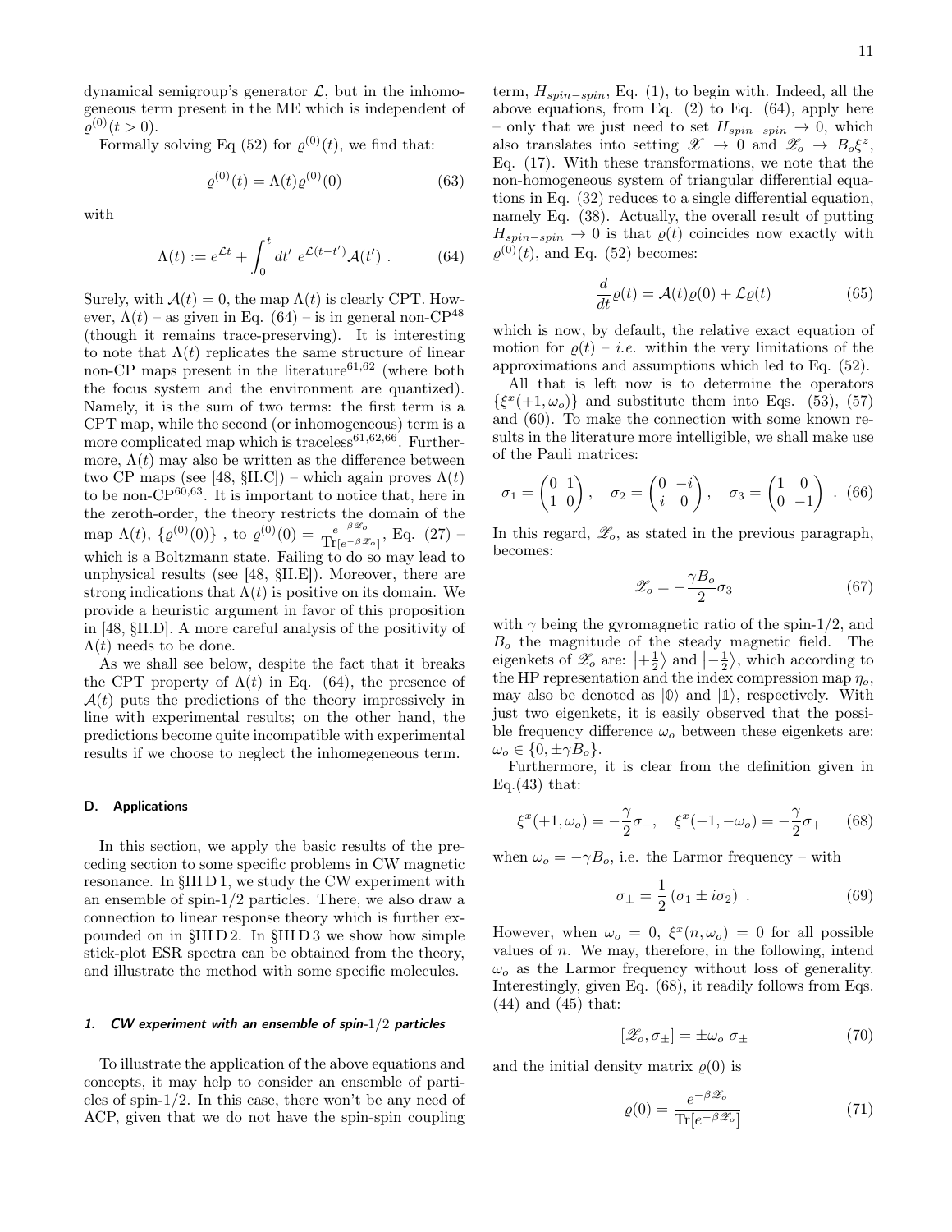dynamical semigroup's generator $\mathcal{L}$, but in the inhomogeneous term present in the ME which is independent of $\varrho^{(0)}(t > 0)$.

Formally solving Eq (52) for $\varrho^{(0)}(t)$, we find that:

$$\varrho^{(0)}(t) = \Lambda(t)\varrho^{(0)}(0) \tag{63}$$

with

$$\Lambda(t) := e^{\mathcal{L}t} + \int_0^t dt' \; e^{\mathcal{L}(t-t')}\mathcal{A}(t') \; . \tag{64}$$

Surely, with $\mathcal{A}(t) = 0$, the map $\Lambda(t)$ is clearly CPT. However, $\Lambda(t)$ – as given in Eq. (64) – is in general non-CP[48] (though it remains trace-preserving). It is interesting to note that $\Lambda(t)$ replicates the same structure of linear non-CP maps present in the literature[61,62] (where both the focus system and the environment are quantized). Namely, it is the sum of two terms: the first term is a CPT map, while the second (or inhomogeneous) term is a more complicated map which is traceless[61,62,66]. Furthermore, $\Lambda(t)$ may also be written as the difference between two CP maps (see [48, §II.C]) – which again proves $\Lambda(t)$ to be non-CP[60,63]. It is important to notice that, here in the zeroth-order, the theory restricts the domain of the map $\Lambda(t)$, $\{\varrho^{(0)}(0)\}$ , to $\varrho^{(0)}(0) = \frac{e^{-\beta \mathscr{Z}_o}}{\mathrm{Tr}[e^{-\beta \mathscr{Z}_o}]}$, Eq. (27) – which is a Boltzmann state. Failing to do so may lead to unphysical results (see [48, §II.E]). Moreover, there are strong indications that $\Lambda(t)$ is positive on its domain. We provide a heuristic argument in favor of this proposition in [48, §II.D]. A more careful analysis of the positivity of $\Lambda(t)$ needs to be done.

As we shall see below, despite the fact that it breaks the CPT property of $\Lambda(t)$ in Eq. (64), the presence of $\mathcal{A}(t)$ puts the predictions of the theory impressively in line with experimental results; on the other hand, the predictions become quite incompatible with experimental results if we choose to neglect the inhomegeneous term.

### D. Applications

In this section, we apply the basic results of the preceding section to some specific problems in CW magnetic resonance. In §III D 1, we study the CW experiment with an ensemble of spin-1/2 particles. There, we also draw a connection to linear response theory which is further expounded on in §III D 2. In §III D 3 we show how simple stick-plot ESR spectra can be obtained from the theory, and illustrate the method with some specific molecules.

#### 1. CW experiment with an ensemble of spin-1/2 particles

To illustrate the application of the above equations and concepts, it may help to consider an ensemble of particles of spin-1/2. In this case, there won't be any need of ACP, given that we do not have the spin-spin coupling term, $H_{spin-spin}$, Eq. (1), to begin with. Indeed, all the above equations, from Eq. (2) to Eq. (64), apply here – only that we just need to set $H_{spin-spin} \to 0$, which also translates into setting $\mathscr{X} \to 0$ and $\mathscr{Z}_o \to B_o \xi^z$, Eq. (17). With these transformations, we note that the non-homogeneous system of triangular differential equations in Eq. (32) reduces to a single differential equation, namely Eq. (38). Actually, the overall result of putting $H_{spin-spin} \to 0$ is that $\varrho(t)$ coincides now exactly with $\varrho^{(0)}(t)$, and Eq. (52) becomes:

$$\frac{d}{dt}\varrho(t) = \mathcal{A}(t)\varrho(0) + \mathcal{L}\varrho(t) \tag{65}$$

which is now, by default, the relative exact equation of motion for $\varrho(t)$ – *i.e.* within the very limitations of the approximations and assumptions which led to Eq. (52).

All that is left now is to determine the operators $\{\xi^x(+1, \omega_o)\}$ and substitute them into Eqs. (53), (57) and (60). To make the connection with some known results in the literature more intelligible, we shall make use of the Pauli matrices:

$$\sigma_1 = \begin{pmatrix} 0 & 1 \\ 1 & 0 \end{pmatrix}, \quad \sigma_2 = \begin{pmatrix} 0 & -i \\ i & 0 \end{pmatrix}, \quad \sigma_3 = \begin{pmatrix} 1 & 0 \\ 0 & -1 \end{pmatrix} \; . \tag{66}$$

In this regard, $\mathscr{Z}_o$, as stated in the previous paragraph, becomes:

$$\mathscr{Z}_o = -\frac{\gamma B_o}{2}\sigma_3 \tag{67}$$

with $\gamma$ being the gyromagnetic ratio of the spin-1/2, and $B_o$ the magnitude of the steady magnetic field. The eigenkets of $\mathscr{Z}_o$ are: $\left|+\frac{1}{2}\right\rangle$ and $\left|-\frac{1}{2}\right\rangle$, which according to the HP representation and the index compression map $\eta_o$, may also be denoted as $|\mathbb{0}\rangle$ and $|\mathbb{1}\rangle$, respectively. With just two eigenkets, it is easily observed that the possible frequency difference $\omega_o$ between these eigenkets are: $\omega_o \in \{0, \pm\gamma B_o\}$.

Furthermore, it is clear from the definition given in Eq.(43) that:

$$\xi^x(+1, \omega_o) = -\frac{\gamma}{2}\sigma_-, \quad \xi^x(-1, -\omega_o) = -\frac{\gamma}{2}\sigma_+ \tag{68}$$

when $\omega_o = -\gamma B_o$, i.e. the Larmor frequency – with

$$\sigma_\pm = \frac{1}{2}\left(\sigma_1 \pm i\sigma_2\right) \; . \tag{69}$$

However, when $\omega_o = 0$, $\xi^x(n, \omega_o) = 0$ for all possible values of $n$. We may, therefore, in the following, intend $\omega_o$ as the Larmor frequency without loss of generality. Interestingly, given Eq. (68), it readily follows from Eqs. (44) and (45) that:

$$[\mathscr{Z}_o, \sigma_\pm] = \pm\omega_o \; \sigma_\pm \tag{70}$$

and the initial density matrix $\varrho(0)$ is

$$\varrho(0) = \frac{e^{-\beta \mathscr{Z}_o}}{\mathrm{Tr}[e^{-\beta \mathscr{Z}_o}]} \tag{71}$$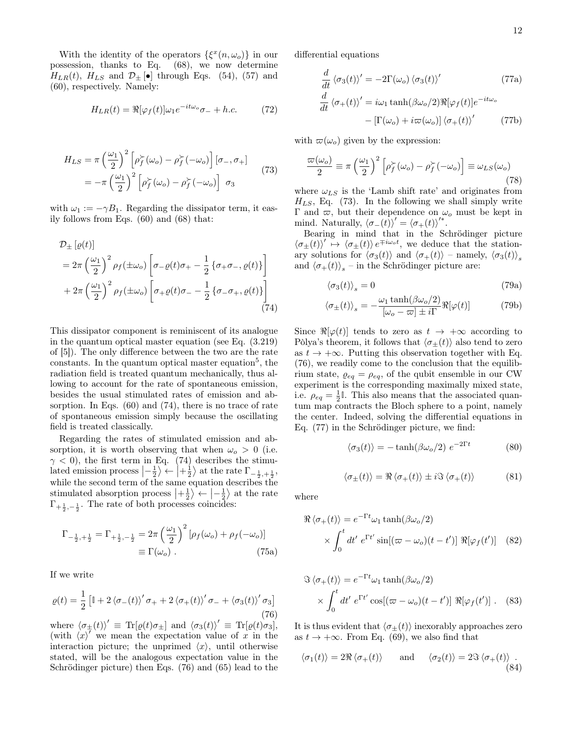With the identity of the operators $\{\xi^x(n,\omega_o)\}$ in our possession, thanks to Eq. (68), we now determine $H_{LR}(t)$, $H_{LS}$ and $\mathcal{D}_\pm[\bullet]$ through Eqs. (54), (57) and (60), respectively. Namely:

$$H_{LR}(t) = \Re[\varphi_f(t)]\omega_1 e^{-it\omega_o}\sigma_- + h.c. \tag{72}$$

$$\begin{aligned} H_{LS} &= \pi\left(\frac{\omega_1}{2}\right)^2\left[\rho_f^{\succ}(\omega_o) - \rho_f^{\succ}(-\omega_o)\right][\sigma_-,\sigma_+] \\ &= -\pi\left(\frac{\omega_1}{2}\right)^2\left[\rho_f^{\succ}(\omega_o) - \rho_f^{\succ}(-\omega_o)\right]\ \sigma_3 \end{aligned} \tag{73}$$

with $\omega_1 := -\gamma B_1$. Regarding the dissipator term, it easily follows from Eqs. (60) and (68) that:

$$\begin{aligned} &\mathcal{D}_\pm[\varrho(t)] \\ &= 2\pi\left(\frac{\omega_1}{2}\right)^2\rho_f(\pm\omega_o)\left[\sigma_-\varrho(t)\sigma_+ - \frac{1}{2}\left\{\sigma_+\sigma_-,\varrho(t)\right\}\right] \\ &+ 2\pi\left(\frac{\omega_1}{2}\right)^2\rho_f(\pm\omega_o)\left[\sigma_+\varrho(t)\sigma_- - \frac{1}{2}\left\{\sigma_-\sigma_+,\varrho(t)\right\}\right] \end{aligned} \tag{74}$$

This dissipator component is reminiscent of its analogue in the quantum optical master equation (see Eq. (3.219) of [5]). The only difference between the two are the rate constants. In the quantum optical master equation[5], the radiation field is treated quantum mechanically, thus allowing to account for the rate of spontaneous emission, besides the usual stimulated rates of emission and absorption. In Eqs. (60) and (74), there is no trace of rate of spontaneous emission simply because the oscillating field is treated classically.

Regarding the rates of stimulated emission and absorption, it is worth observing that when $\omega_o > 0$ (i.e. $\gamma < 0$), the first term in Eq. (74) describes the stimulated emission process $\left|-\frac{1}{2}\right\rangle \leftarrow \left|+\frac{1}{2}\right\rangle$ at the rate $\Gamma_{-\frac{1}{2},+\frac{1}{2}}$, while the second term of the same equation describes the stimulated absorption process $\left|+\frac{1}{2}\right\rangle \leftarrow \left|-\frac{1}{2}\right\rangle$ at the rate $\Gamma_{+\frac{1}{2},-\frac{1}{2}}$. The rate of both processes coincides:

$$\begin{aligned} \Gamma_{-\frac{1}{2},+\frac{1}{2}} = \Gamma_{+\frac{1}{2},-\frac{1}{2}} &= 2\pi\left(\frac{\omega_1}{2}\right)^2\left[\rho_f(\omega_o) + \rho_f(-\omega_o)\right] \\ &\equiv \Gamma(\omega_o)\ . \end{aligned} \tag{75a}$$

If we write

$$\varrho(t) = \frac{1}{2}\left[\mathbb{I} + 2\left\langle\sigma_-(t)\right\rangle'\sigma_+ + 2\left\langle\sigma_+(t)\right\rangle'\sigma_- + \left\langle\sigma_3(t)\right\rangle'\sigma_3\right] \tag{76}$$

where $\langle\sigma_\pm(t)\rangle' \equiv \mathrm{Tr}[\varrho(t)\sigma_\pm]$ and $\langle\sigma_3(t)\rangle' \equiv \mathrm{Tr}[\varrho(t)\sigma_3]$, (with $\langle x\rangle'$ we mean the expectation value of $x$ in the interaction picture; the unprimed $\langle x\rangle$, until otherwise stated, will be the analogous expectation value in the Schrödinger picture) then Eqs. (76) and (65) lead to the differential equations

$$\frac{d}{dt}\left\langle\sigma_3(t)\right\rangle' = -2\Gamma(\omega_o)\left\langle\sigma_3(t)\right\rangle' \tag{77a}$$

$$\begin{aligned} \frac{d}{dt}\left\langle\sigma_+(t)\right\rangle' &= i\omega_1\tanh(\beta\omega_o/2)\Re[\varphi_f(t)]e^{-it\omega_o} \\ &- \left[\Gamma(\omega_o) + i\varpi(\omega_o)\right]\left\langle\sigma_+(t)\right\rangle' \end{aligned} \tag{77b}$$

with $\varpi(\omega_o)$ given by the expression:

$$\frac{\varpi(\omega_o)}{2} \equiv \pi\left(\frac{\omega_1}{2}\right)^2\left[\rho_f^{\succ}(\omega_o) - \rho_f^{\succ}(-\omega_o)\right] \equiv \omega_{LS}(\omega_o) \tag{78}$$

where $\omega_{LS}$ is the 'Lamb shift rate' and originates from $H_{LS}$, Eq. (73). In the following we shall simply write $\Gamma$ and $\varpi$, but their dependence on $\omega_o$ must be kept in mind. Naturally, $\langle\sigma_-(t)\rangle' = \langle\sigma_+(t)\rangle'^*$.

Bearing in mind that in the Schrödinger picture $\langle\sigma_\pm(t)\rangle' \mapsto \langle\sigma_\pm(t)\rangle e^{\mp i\omega_o t}$, we deduce that the stationary solutions for $\langle\sigma_3(t)\rangle$ and $\langle\sigma_+(t)\rangle$ – namely, $\langle\sigma_3(t)\rangle_s$ and $\langle\sigma_+(t)\rangle_s$ – in the Schrödinger picture are:

$$\left\langle\sigma_3(t)\right\rangle_s = 0 \tag{79a}$$

$$\left\langle\sigma_\pm(t)\right\rangle_s = -\frac{\omega_1\tanh(\beta\omega_o/2)}{[\omega_o - \varpi] \pm i\Gamma}\Re[\varphi(t)] \tag{79b}$$

Since $\Re[\varphi(t)]$ tends to zero as $t \to +\infty$ according to Pòlya's theorem, it follows that $\langle\sigma_\pm(t)\rangle$ also tend to zero as $t \to +\infty$. Putting this observation together with Eq. (76), we readily come to the conclusion that the equilibrium state, $\varrho_{eq} = \rho_{eq}$, of the qubit ensemble in our CW experiment is the corresponding maximally mixed state, i.e. $\rho_{eq} = \frac{1}{2}\mathbb{I}$. This also means that the associated quantum map contracts the Bloch sphere to a point, namely the center. Indeed, solving the differential equations in Eq. (77) in the Schrödinger picture, we find:

$$\left\langle\sigma_3(t)\right\rangle = -\tanh(\beta\omega_o/2)\ e^{-2\Gamma t} \tag{80}$$

$$\left\langle\sigma_\pm(t)\right\rangle = \Re\left\langle\sigma_+(t)\right\rangle \pm i\Im\left\langle\sigma_+(t)\right\rangle \tag{81}$$

where

$$\begin{aligned} \Re\left\langle\sigma_+(t)\right\rangle &= e^{-\Gamma t}\omega_1\tanh(\beta\omega_o/2) \\ &\times\int_0^t dt'\ e^{\Gamma t'}\sin[(\varpi - \omega_o)(t - t')]\ \Re[\varphi_f(t')] \end{aligned} \tag{82}$$

$$\begin{aligned} \Im\left\langle\sigma_+(t)\right\rangle &= e^{-\Gamma t}\omega_1\tanh(\beta\omega_o/2) \\ &\times\int_0^t dt'\ e^{\Gamma t'}\cos[(\varpi - \omega_o)(t - t')]\ \Re[\varphi_f(t')]\ . \end{aligned} \tag{83}$$

It is thus evident that $\langle\sigma_\pm(t)\rangle$ inexorably approaches zero as $t \to +\infty$. From Eq. (69), we also find that

$$\left\langle\sigma_1(t)\right\rangle = 2\Re\left\langle\sigma_+(t)\right\rangle \qquad \text{and} \qquad \left\langle\sigma_2(t)\right\rangle = 2\Im\left\langle\sigma_+(t)\right\rangle\ . \tag{84}$$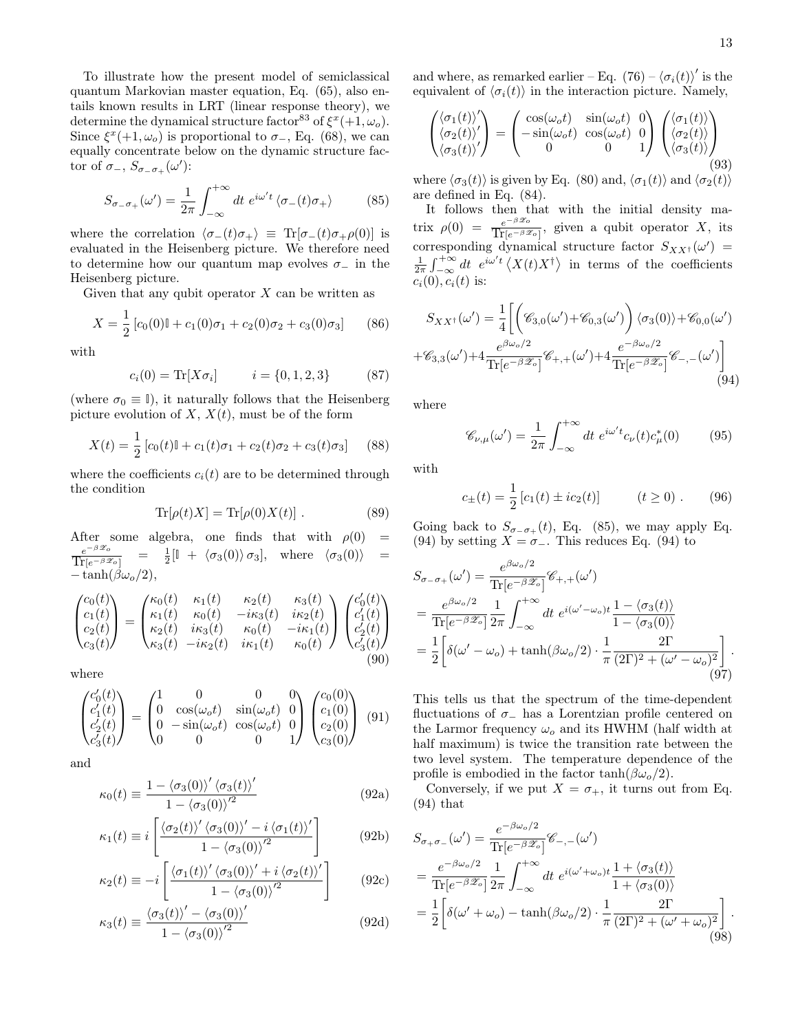To illustrate how the present model of semiclassical quantum Markovian master equation, Eq. (65), also entails known results in LRT (linear response theory), we determine the dynamical structure factor[83] of $\xi^x(+1,\omega_o)$. Since $\xi^x(+1,\omega_o)$ is proportional to $\sigma_-$, Eq. (68), we can equally concentrate below on the dynamic structure factor of $\sigma_-$, $S_{\sigma_-\sigma_+}(\omega')$:

$$S_{\sigma_-\sigma_+}(\omega') = \frac{1}{2\pi}\int_{-\infty}^{+\infty} dt\ e^{i\omega' t}\left\langle\sigma_-(t)\sigma_+\right\rangle \tag{85}$$

where the correlation $\left\langle\sigma_-(t)\sigma_+\right\rangle \equiv \mathrm{Tr}[\sigma_-(t)\sigma_+\rho(0)]$ is evaluated in the Heisenberg picture. We therefore need to determine how our quantum map evolves $\sigma_-$ in the Heisenberg picture.

Given that any qubit operator $X$ can be written as

$$X = \frac{1}{2}\left[c_0(0)\mathbb{I} + c_1(0)\sigma_1 + c_2(0)\sigma_2 + c_3(0)\sigma_3\right] \tag{86}$$

with

$$c_i(0) = \mathrm{Tr}[X\sigma_i] \qquad i = \{0,1,2,3\} \tag{87}$$

(where $\sigma_0 \equiv \mathbb{I}$), it naturally follows that the Heisenberg picture evolution of $X$, $X(t)$, must be of the form

$$X(t) = \frac{1}{2}\left[c_0(t)\mathbb{I} + c_1(t)\sigma_1 + c_2(t)\sigma_2 + c_3(t)\sigma_3\right] \tag{88}$$

where the coefficients $c_i(t)$ are to be determined through the condition

$$\mathrm{Tr}[\rho(t)X] = \mathrm{Tr}[\rho(0)X(t)]\ . \tag{89}$$

After some algebra, one finds that with $\rho(0) = \frac{e^{-\beta\mathscr{H}_o}}{\mathrm{Tr}[e^{-\beta\mathscr{H}_o}]} = \frac{1}{2}[\mathbb{I} + \left\langle\sigma_3(0)\right\rangle\sigma_3]$, where $\left\langle\sigma_3(0)\right\rangle = -\tanh(\beta\omega_o/2)$,

$$\begin{pmatrix}c_0(t)\\ c_1(t)\\ c_2(t)\\ c_3(t)\end{pmatrix} = \begin{pmatrix}\kappa_0(t) & \kappa_1(t) & \kappa_2(t) & \kappa_3(t)\\ \kappa_1(t) & \kappa_0(t) & -i\kappa_3(t) & i\kappa_2(t)\\ \kappa_2(t) & i\kappa_3(t) & \kappa_0(t) & -i\kappa_1(t)\\ \kappa_3(t) & -i\kappa_2(t) & i\kappa_1(t) & \kappa_0(t)\end{pmatrix}\begin{pmatrix}c_0'(t)\\ c_1'(t)\\ c_2'(t)\\ c_3'(t)\end{pmatrix} \tag{90}$$

where

$$\begin{pmatrix}c_0'(t)\\ c_1'(t)\\ c_2'(t)\\ c_3'(t)\end{pmatrix} = \begin{pmatrix}1 & 0 & 0 & 0\\ 0 & \cos(\omega_o t) & \sin(\omega_o t) & 0\\ 0 & -\sin(\omega_o t) & \cos(\omega_o t) & 0\\ 0 & 0 & 0 & 1\end{pmatrix}\begin{pmatrix}c_0(0)\\ c_1(0)\\ c_2(0)\\ c_3(0)\end{pmatrix} \tag{91}$$

and

$$\kappa_0(t) \equiv \frac{1-\left\langle\sigma_3(0)\right\rangle'\left\langle\sigma_3(t)\right\rangle'}{1-\left\langle\sigma_3(0)\right\rangle'^2} \tag{92a}$$

$$\kappa_1(t) \equiv i\left[\frac{\left\langle\sigma_2(t)\right\rangle'\left\langle\sigma_3(0)\right\rangle' - i\left\langle\sigma_1(t)\right\rangle'}{1-\left\langle\sigma_3(0)\right\rangle'^2}\right] \tag{92b}$$

$$\kappa_2(t) \equiv -i\left[\frac{\left\langle\sigma_1(t)\right\rangle'\left\langle\sigma_3(0)\right\rangle' + i\left\langle\sigma_2(t)\right\rangle'}{1-\left\langle\sigma_3(0)\right\rangle'^2}\right] \tag{92c}$$

$$\kappa_3(t) \equiv \frac{\left\langle\sigma_3(t)\right\rangle' - \left\langle\sigma_3(0)\right\rangle'}{1-\left\langle\sigma_3(0)\right\rangle'^2} \tag{92d}$$

and where, as remarked earlier – Eq. (76) – $\left\langle\sigma_i(t)\right\rangle'$ is the equivalent of $\left\langle\sigma_i(t)\right\rangle$ in the interaction picture. Namely,

$$\begin{pmatrix}\left\langle\sigma_1(t)\right\rangle'\\ \left\langle\sigma_2(t)\right\rangle'\\ \left\langle\sigma_3(t)\right\rangle'\end{pmatrix} = \begin{pmatrix}\cos(\omega_o t) & \sin(\omega_o t) & 0\\ -\sin(\omega_o t) & \cos(\omega_o t) & 0\\ 0 & 0 & 1\end{pmatrix}\begin{pmatrix}\left\langle\sigma_1(t)\right\rangle\\ \left\langle\sigma_2(t)\right\rangle\\ \left\langle\sigma_3(t)\right\rangle\end{pmatrix} \tag{93}$$

where $\left\langle\sigma_3(t)\right\rangle$ is given by Eq. (80) and, $\left\langle\sigma_1(t)\right\rangle$ and $\left\langle\sigma_2(t)\right\rangle$ are defined in Eq. (84).

It follows then that with the initial density matrix $\rho(0) = \frac{e^{-\beta\mathscr{H}_o}}{\mathrm{Tr}[e^{-\beta\mathscr{H}_o}]}$, given a qubit operator $X$, its corresponding dynamical structure factor $S_{XX^\dagger}(\omega') = \frac{1}{2\pi}\int_{-\infty}^{+\infty} dt\ e^{i\omega' t}\left\langle X(t)X^\dagger\right\rangle$ in terms of the coefficients $c_i(0), c_i(t)$ is:

$$\begin{aligned}S_{XX^\dagger}(\omega') = \frac{1}{4}\Bigg[&\bigg(\mathscr{C}_{3,0}(\omega') + \mathscr{C}_{0,3}(\omega')\bigg)\left\langle\sigma_3(0)\right\rangle + \mathscr{C}_{0,0}(\omega')\\ &+\mathscr{C}_{3,3}(\omega') + 4\frac{e^{\beta\omega_o/2}}{\mathrm{Tr}[e^{-\beta\mathscr{H}_o}]}\mathscr{C}_{+,+}(\omega') + 4\frac{e^{-\beta\omega_o/2}}{\mathrm{Tr}[e^{-\beta\mathscr{H}_o}]}\mathscr{C}_{-,-}(\omega')\Bigg]\end{aligned} \tag{94}$$

where

$$\mathscr{C}_{\nu,\mu}(\omega') = \frac{1}{2\pi}\int_{-\infty}^{+\infty} dt\ e^{i\omega' t}c_\nu(t)c_\mu^*(0) \tag{95}$$

with

$$c_\pm(t) = \frac{1}{2}\left[c_1(t) \pm ic_2(t)\right] \qquad (t \geq 0)\ . \tag{96}$$

Going back to $S_{\sigma_-\sigma_+}(t)$, Eq. (85), we may apply Eq. (94) by setting $X = \sigma_-$. This reduces Eq. (94) to

$$\begin{aligned}S_{\sigma_-\sigma_+}(\omega') &= \frac{e^{\beta\omega_o/2}}{\mathrm{Tr}[e^{-\beta\mathscr{H}_o}]}\mathscr{C}_{+,+}(\omega')\\ &= \frac{e^{\beta\omega_o/2}}{\mathrm{Tr}[e^{-\beta\mathscr{H}_o}]}\frac{1}{2\pi}\int_{-\infty}^{+\infty} dt\ e^{i(\omega'-\omega_o)t}\frac{1-\left\langle\sigma_3(t)\right\rangle}{1-\left\langle\sigma_3(0)\right\rangle}\\ &= \frac{1}{2}\left[\delta(\omega'-\omega_o) + \tanh(\beta\omega_o/2)\cdot\frac{1}{\pi}\frac{2\Gamma}{(2\Gamma)^2 + (\omega'-\omega_o)^2}\right]\ .\end{aligned} \tag{97}$$

This tells us that the spectrum of the time-dependent fluctuations of $\sigma_-$ has a Lorentzian profile centered on the Larmor frequency $\omega_o$ and its HWHM (half width at half maximum) is twice the transition rate between the two level system. The temperature dependence of the profile is embodied in the factor $\tanh(\beta\omega_o/2)$.

Conversely, if we put $X = \sigma_+$, it turns out from Eq. (94) that

$$\begin{aligned}S_{\sigma_+\sigma_-}(\omega') &= \frac{e^{-\beta\omega_o/2}}{\mathrm{Tr}[e^{-\beta\mathscr{H}_o}]}\mathscr{C}_{-,-}(\omega')\\ &= \frac{e^{-\beta\omega_o/2}}{\mathrm{Tr}[e^{-\beta\mathscr{H}_o}]}\frac{1}{2\pi}\int_{-\infty}^{+\infty} dt\ e^{i(\omega'+\omega_o)t}\frac{1+\left\langle\sigma_3(t)\right\rangle}{1+\left\langle\sigma_3(0)\right\rangle}\\ &= \frac{1}{2}\left[\delta(\omega'+\omega_o) - \tanh(\beta\omega_o/2)\cdot\frac{1}{\pi}\frac{2\Gamma}{(2\Gamma)^2 + (\omega'+\omega_o)^2}\right]\ .\end{aligned} \tag{98}$$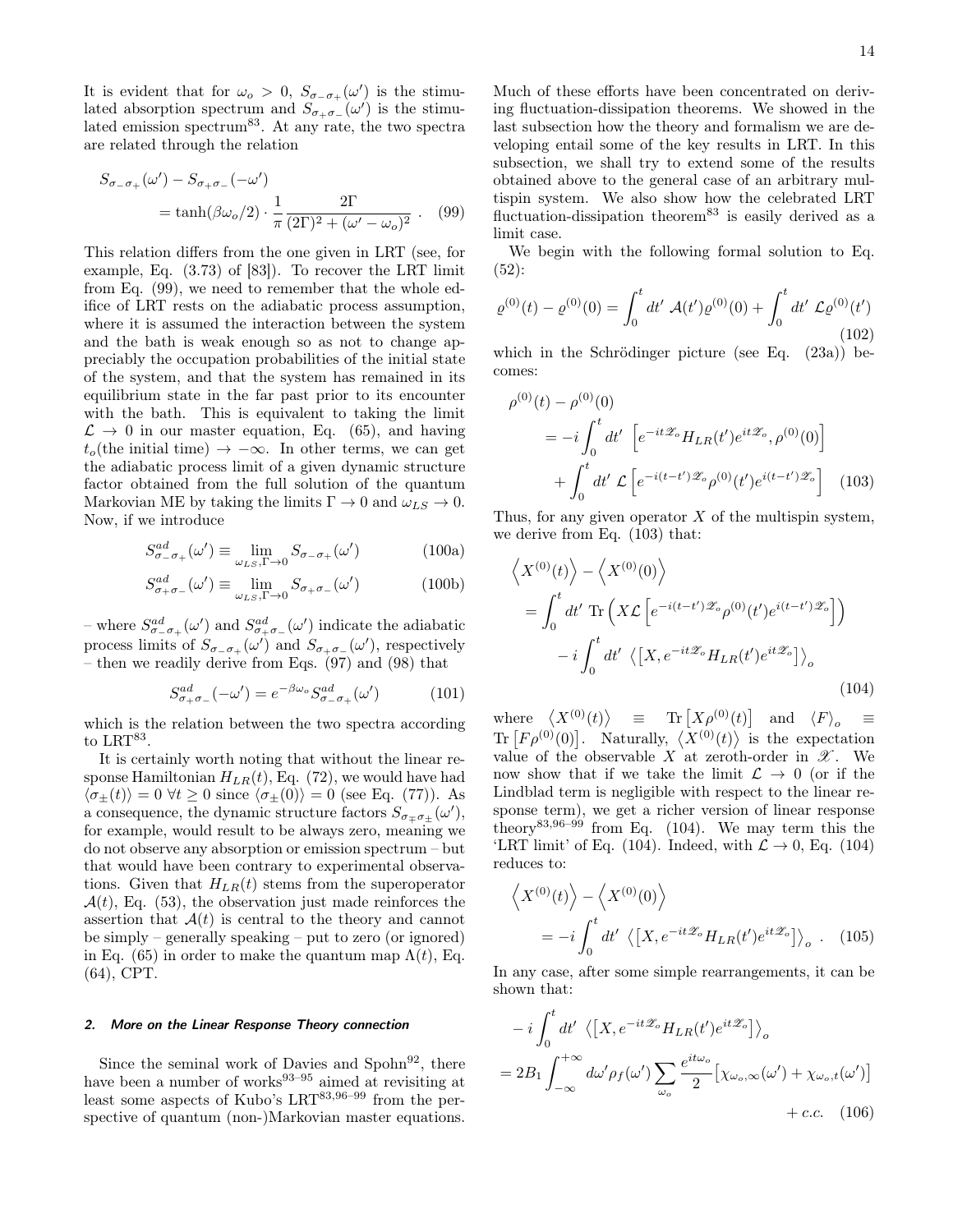It is evident that for $\omega_o > 0$, $S_{\sigma_-\sigma_+}(\omega')$ is the stimulated absorption spectrum and $S_{\sigma_+\sigma_-}(\omega')$ is the stimulated emission spectrum[83]. At any rate, the two spectra are related through the relation

$$S_{\sigma_-\sigma_+}(\omega') - S_{\sigma_+\sigma_-}(-\omega') = \tanh(\beta\omega_o/2) \cdot \frac{1}{\pi} \frac{2\Gamma}{(2\Gamma)^2 + (\omega' - \omega_o)^2} \ . \quad (99)$$

This relation differs from the one given in LRT (see, for example, Eq. (3.73) of [83]). To recover the LRT limit from Eq. (99), we need to remember that the whole edifice of LRT rests on the adiabatic process assumption, where it is assumed the interaction between the system and the bath is weak enough so as not to change appreciably the occupation probabilities of the initial state of the system, and that the system has remained in its equilibrium state in the far past prior to its encounter with the bath. This is equivalent to taking the limit $\mathcal{L} \to 0$ in our master equation, Eq. (65), and having $t_o$(the initial time) $\to -\infty$. In other terms, we can get the adiabatic process limit of a given dynamic structure factor obtained from the full solution of the quantum Markovian ME by taking the limits $\Gamma \to 0$ and $\omega_{LS} \to 0$. Now, if we introduce

$$S^{ad}_{\sigma_-\sigma_+}(\omega') \equiv \lim_{\omega_{LS},\Gamma\to 0} S_{\sigma_-\sigma_+}(\omega') \quad (100a)$$

$$S^{ad}_{\sigma_+\sigma_-}(\omega') \equiv \lim_{\omega_{LS},\Gamma\to 0} S_{\sigma_+\sigma_-}(\omega') \quad (100b)$$

– where $S^{ad}_{\sigma_-\sigma_+}(\omega')$ and $S^{ad}_{\sigma_+\sigma_-}(\omega')$ indicate the adiabatic process limits of $S_{\sigma_-\sigma_+}(\omega')$ and $S_{\sigma_+\sigma_-}(\omega')$, respectively – then we readily derive from Eqs. (97) and (98) that

$$S^{ad}_{\sigma_+\sigma_-}(-\omega') = e^{-\beta\omega_o} S^{ad}_{\sigma_-\sigma_+}(\omega') \quad (101)$$

which is the relation between the two spectra according to LRT[83].

It is certainly worth noting that without the linear response Hamiltonian $H_{LR}(t)$, Eq. (72), we would have had $\langle\sigma_\pm(t)\rangle = 0 \ \forall t \geq 0$ since $\langle\sigma_\pm(0)\rangle = 0$ (see Eq. (77)). As a consequence, the dynamic structure factors $S_{\sigma_\mp\sigma_\pm}(\omega')$, for example, would result to be always zero, meaning we do not observe any absorption or emission spectrum – but that would have been contrary to experimental observations. Given that $H_{LR}(t)$ stems from the superoperator $\mathcal{A}(t)$, Eq. (53), the observation just made reinforces the assertion that $\mathcal{A}(t)$ is central to the theory and cannot be simply – generally speaking – put to zero (or ignored) in Eq. (65) in order to make the quantum map $\Lambda(t)$, Eq. (64), CPT.

#### *2. More on the Linear Response Theory connection*

Since the seminal work of Davies and Spohn[92], there have been a number of works[93–95] aimed at revisiting at least some aspects of Kubo's LRT[83,96–99] from the perspective of quantum (non-)Markovian master equations. Much of these efforts have been concentrated on deriving fluctuation-dissipation theorems. We showed in the last subsection how the theory and formalism we are developing entail some of the key results in LRT. In this subsection, we shall try to extend some of the results obtained above to the general case of an arbitrary multispin system. We also show how the celebrated LRT fluctuation-dissipation theorem[83] is easily derived as a limit case.

We begin with the following formal solution to Eq. (52):

$$\varrho^{(0)}(t) - \varrho^{(0)}(0) = \int_0^t dt' \ \mathcal{A}(t')\varrho^{(0)}(0) + \int_0^t dt' \ \mathcal{L}\varrho^{(0)}(t') \quad (102)$$

which in the Schrödinger picture (see Eq. (23a)) becomes:

$$\begin{aligned}\rho^{(0)}(t) - \rho^{(0)}(0) &= -i\int_0^t dt' \ \left[e^{-it\mathscr{Z}_o} H_{LR}(t') e^{it\mathscr{Z}_o}, \rho^{(0)}(0)\right] \\ &\quad + \int_0^t dt' \ \mathcal{L}\left[e^{-i(t-t')\mathscr{Z}_o}\rho^{(0)}(t')e^{i(t-t')\mathscr{Z}_o}\right] \quad (103)\end{aligned}$$

Thus, for any given operator $X$ of the multispin system, we derive from Eq. (103) that:

$$\begin{aligned}\left\langle X^{(0)}(t)\right\rangle - \left\langle X^{(0)}(0)\right\rangle &= \int_0^t dt' \ \mathrm{Tr}\left(X\mathcal{L}\left[e^{-i(t-t')\mathscr{Z}_o}\rho^{(0)}(t')e^{i(t-t')\mathscr{Z}_o}\right]\right) \\ &\quad - i\int_0^t dt' \ \left\langle \left[X, e^{-it\mathscr{Z}_o} H_{LR}(t') e^{it\mathscr{Z}_o}\right]\right\rangle_o \quad (104)\end{aligned}$$

where $\left\langle X^{(0)}(t)\right\rangle \equiv \mathrm{Tr}\left[X\rho^{(0)}(t)\right]$ and $\langle F\rangle_o \equiv \mathrm{Tr}\left[F\rho^{(0)}(0)\right]$. Naturally, $\left\langle X^{(0)}(t)\right\rangle$ is the expectation value of the observable $X$ at zeroth-order in $\mathscr{X}$. We now show that if we take the limit $\mathcal{L} \to 0$ (or if the Lindblad term is negligible with respect to the linear response term), we get a richer version of linear response theory[83,96–99] from Eq. (104). We may term this the 'LRT limit' of Eq. (104). Indeed, with $\mathcal{L} \to 0$, Eq. (104) reduces to:

$$\left\langle X^{(0)}(t)\right\rangle - \left\langle X^{(0)}(0)\right\rangle = -i\int_0^t dt' \ \left\langle \left[X, e^{-it\mathscr{Z}_o} H_{LR}(t') e^{it\mathscr{Z}_o}\right]\right\rangle_o \ . \quad (105)$$

In any case, after some simple rearrangements, it can be shown that:

$$\begin{aligned}&- i\int_0^t dt' \ \left\langle \left[X, e^{-it\mathscr{Z}_o} H_{LR}(t') e^{it\mathscr{Z}_o}\right]\right\rangle_o \\ &= 2B_1 \int_{-\infty}^{+\infty} d\omega' \rho_f(\omega') \sum_{\omega_o} \frac{e^{it\omega_o}}{2}\left[\chi_{\omega_o,\infty}(\omega') + \chi_{\omega_o,t}(\omega')\right] \\ &\quad + c.c. \quad (106)\end{aligned}$$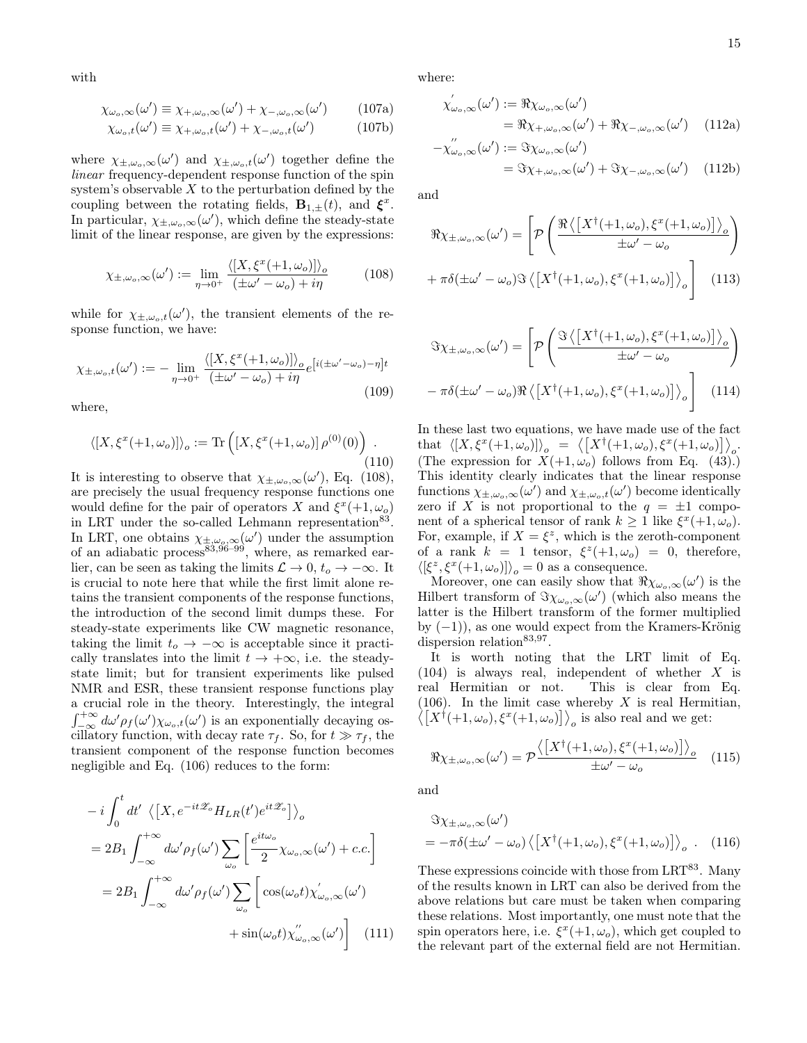with

$$\chi_{\omega_o,\infty}(\omega') \equiv \chi_{+,\omega_o,\infty}(\omega') + \chi_{-,\omega_o,\infty}(\omega') \tag{107a}$$

$$\chi_{\omega_o,t}(\omega') \equiv \chi_{+,\omega_o,t}(\omega') + \chi_{-,\omega_o,t}(\omega') \tag{107b}$$

where $\chi_{\pm,\omega_o,\infty}(\omega')$ and $\chi_{\pm,\omega_o,t}(\omega')$ together define the *linear* frequency-dependent response function of the spin system's observable $X$ to the perturbation defined by the coupling between the rotating fields, $\mathbf{B}_{1,\pm}(t)$, and $\boldsymbol{\xi}^x$. In particular, $\chi_{\pm,\omega_o,\infty}(\omega')$, which define the steady-state limit of the linear response, are given by the expressions:

$$\chi_{\pm,\omega_o,\infty}(\omega') := \lim_{\eta\to 0^+} \frac{\langle [X, \xi^x(+1,\omega_o)]\rangle_o}{(\pm\omega' - \omega_o) + i\eta} \tag{108}$$

while for $\chi_{\pm,\omega_o,t}(\omega')$, the transient elements of the response function, we have:

$$\chi_{\pm,\omega_o,t}(\omega') := -\lim_{\eta\to 0^+} \frac{\langle [X, \xi^x(+1,\omega_o)]\rangle_o}{(\pm\omega' - \omega_o) + i\eta} e^{\left[i(\pm\omega'-\omega_o)-\eta\right]t} \tag{109}$$

where,

$$\langle [X, \xi^x(+1,\omega_o)]\rangle_o := \mathrm{Tr}\left([X, \xi^x(+1,\omega_o)]\,\rho^{(0)}(0)\right) . \tag{110}$$

It is interesting to observe that $\chi_{\pm,\omega_o,\infty}(\omega')$, Eq. (108), are precisely the usual frequency response functions one would define for the pair of operators $X$ and $\xi^x(+1,\omega_o)$ in LRT under the so-called Lehmann representation[83]. In LRT, one obtains $\chi_{\pm,\omega_o,\infty}(\omega')$ under the assumption of an adiabatic process[83,96–99], where, as remarked earlier, can be seen as taking the limits $\mathcal{L}\to 0$, $t_o \to -\infty$. It is crucial to note here that while the first limit alone retains the transient components of the response functions, the introduction of the second limit dumps these. For steady-state experiments like CW magnetic resonance, taking the limit $t_o\to-\infty$ is acceptable since it practically translates into the limit $t\to+\infty$, i.e. the steady-state limit; but for transient experiments like pulsed NMR and ESR, these transient response functions play a crucial role in the theory. Interestingly, the integral $\int_{-\infty}^{+\infty} d\omega' \rho_f(\omega')\chi_{\omega_o,t}(\omega')$ is an exponentially decaying oscillatory function, with decay rate $\tau_f$. So, for $t \gg \tau_f$, the transient component of the response function becomes negligible and Eq. (106) reduces to the form:

$$\begin{aligned}
&-i\int_0^t dt' \left\langle \left[X, e^{-it\mathscr{Z}_o} H_{LR}(t') e^{it\mathscr{Z}_o}\right]\right\rangle_o \\
&= 2B_1 \int_{-\infty}^{+\infty} d\omega' \rho_f(\omega') \sum_{\omega_o} \left[\frac{e^{it\omega_o}}{2}\chi_{\omega_o,\infty}(\omega') + c.c.\right] \\
&= 2B_1 \int_{-\infty}^{+\infty} d\omega' \rho_f(\omega') \sum_{\omega_o} \Big[\cos(\omega_o t)\chi^{'}_{\omega_o,\infty}(\omega') \\
&\qquad\qquad + \sin(\omega_o t)\chi^{''}_{\omega_o,\infty}(\omega')\Big]
\end{aligned} \tag{111}$$

where:

$$\begin{aligned}
\chi^{'}_{\omega_o,\infty}(\omega') &:= \Re\chi_{\omega_o,\infty}(\omega') \\
&= \Re\chi_{+,\omega_o,\infty}(\omega') + \Re\chi_{-,\omega_o,\infty}(\omega')
\end{aligned} \tag{112a}$$

$$\begin{aligned}
-\chi^{''}_{\omega_o,\infty}(\omega') &:= \Im\chi_{\omega_o,\infty}(\omega') \\
&= \Im\chi_{+,\omega_o,\infty}(\omega') + \Im\chi_{-,\omega_o,\infty}(\omega')
\end{aligned} \tag{112b}$$

and

$$\begin{aligned}
\Re\chi_{\pm,\omega_o,\infty}(\omega') = \Bigg[&\mathcal{P}\left(\frac{\Re\left\langle\left[X^\dagger(+1,\omega_o), \xi^x(+1,\omega_o)\right]\right\rangle_o}{\pm\omega' - \omega_o}\right) \\
&+ \pi\delta(\pm\omega' - \omega_o)\Im\left\langle\left[X^\dagger(+1,\omega_o), \xi^x(+1,\omega_o)\right]\right\rangle_o\Bigg]
\end{aligned} \tag{113}$$

$$\begin{aligned}
\Im\chi_{\pm,\omega_o,\infty}(\omega') = \Bigg[&\mathcal{P}\left(\frac{\Im\left\langle\left[X^\dagger(+1,\omega_o), \xi^x(+1,\omega_o)\right]\right\rangle_o}{\pm\omega' - \omega_o}\right) \\
&- \pi\delta(\pm\omega' - \omega_o)\Re\left\langle\left[X^\dagger(+1,\omega_o), \xi^x(+1,\omega_o)\right]\right\rangle_o\Bigg]
\end{aligned} \tag{114}$$

In these last two equations, we have made use of the fact that $\langle [X, \xi^x(+1,\omega_o)]\rangle_o = \left\langle\left[X^\dagger(+1,\omega_o), \xi^x(+1,\omega_o)\right]\right\rangle_o$. (The expression for $X(+1,\omega_o)$ follows from Eq. (43).) This identity clearly indicates that the linear response functions $\chi_{\pm,\omega_o,\infty}(\omega')$ and $\chi_{\pm,\omega_o,t}(\omega')$ become identically zero if $X$ is not proportional to the $q=\pm 1$ component of a spherical tensor of rank $k \geq 1$ like $\xi^x(+1,\omega_o)$. For, example, if $X = \xi^z$, which is the zeroth-component of a rank $k=1$ tensor, $\xi^z(+1,\omega_o) = 0$, therefore, $\langle[\xi^z, \xi^x(+1,\omega_o)]\rangle_o = 0$ as a consequence.

Moreover, one can easily show that $\Re\chi_{\omega_o,\infty}(\omega')$ is the Hilbert transform of $\Im\chi_{\omega_o,\infty}(\omega')$ (which also means the latter is the Hilbert transform of the former multiplied by $(-1)$), as one would expect from the Kramers-Krönig dispersion relation[83,97].

It is worth noting that the LRT limit of Eq. (104) is always real, independent of whether $X$ is real Hermitian or not. This is clear from Eq. (106). In the limit case whereby $X$ is real Hermitian, $\left\langle\left[X^\dagger(+1,\omega_o), \xi^x(+1,\omega_o)\right]\right\rangle_o$ is also real and we get:

$$\Re\chi_{\pm,\omega_o,\infty}(\omega') = \mathcal{P}\frac{\left\langle\left[X^\dagger(+1,\omega_o), \xi^x(+1,\omega_o)\right]\right\rangle_o}{\pm\omega' - \omega_o} \tag{115}$$

and

$$\begin{aligned}
&\Im\chi_{\pm,\omega_o,\infty}(\omega') \\
&= -\pi\delta(\pm\omega' - \omega_o)\left\langle\left[X^\dagger(+1,\omega_o), \xi^x(+1,\omega_o)\right]\right\rangle_o .
\end{aligned} \tag{116}$$

These expressions coincide with those from LRT[83]. Many of the results known in LRT can also be derived from the above relations but care must be taken when comparing these relations. Most importantly, one must note that the spin operators here, i.e. $\xi^x(+1,\omega_o)$, which get coupled to the relevant part of the external field are not Hermitian.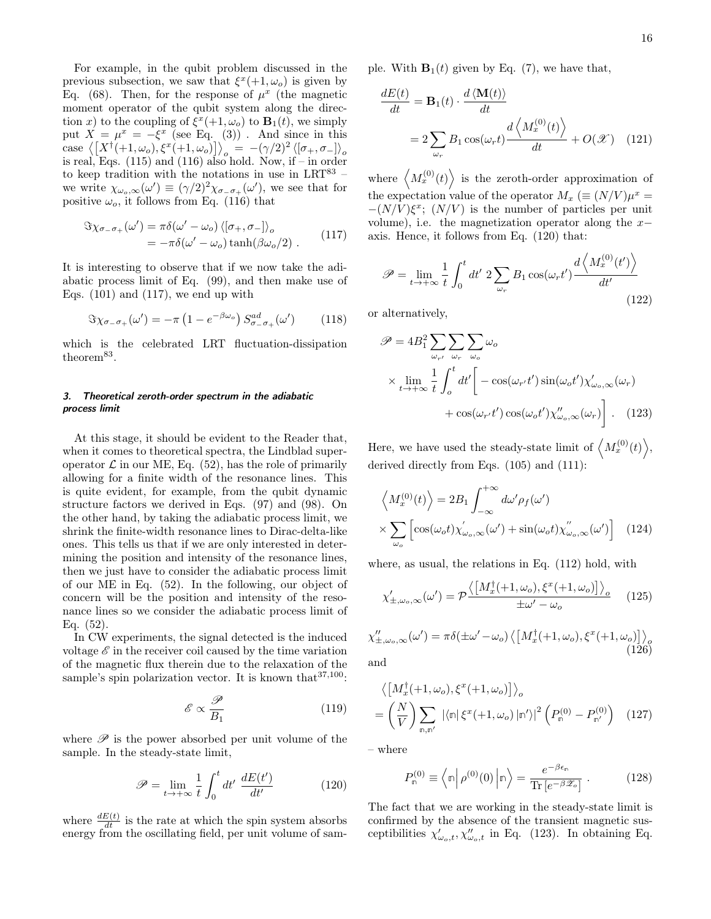For example, in the qubit problem discussed in the previous subsection, we saw that $\xi^x(+1,\omega_o)$ is given by Eq. (68). Then, for the response of $\mu^x$ (the magnetic moment operator of the qubit system along the direction $x$) to the coupling of $\xi^x(+1,\omega_o)$ to $\mathbf{B}_1(t)$, we simply put $X = \mu^x = -\xi^x$ (see Eq. (3)) . And since in this case $\left\langle\left[X^\dagger(+1,\omega_o),\xi^x(+1,\omega_o)\right]\right\rangle_o = -(\gamma/2)^2\left\langle[\sigma_+,\sigma_-]\right\rangle_o$ is real, Eqs. (115) and (116) also hold. Now, if – in order to keep tradition with the notations in use in LRT[83] – we write $\chi_{\omega_o,\infty}(\omega') \equiv (\gamma/2)^2\chi_{\sigma_-\sigma_+}(\omega')$, we see that for positive $\omega_o$, it follows from Eq. (116) that

$$
\begin{aligned}
\Im\chi_{\sigma_-\sigma_+}(\omega') &= \pi\delta(\omega'-\omega_o)\left\langle[\sigma_+,\sigma_-]\right\rangle_o \\
&= -\pi\delta(\omega'-\omega_o)\tanh(\beta\omega_o/2) \ .
\end{aligned}
\tag{117}
$$

It is interesting to observe that if we now take the adiabatic process limit of Eq. (99), and then make use of Eqs. (101) and (117), we end up with

$$
\Im\chi_{\sigma_-\sigma_+}(\omega') = -\pi\left(1-e^{-\beta\omega_o}\right)S^{ad}_{\sigma_-\sigma_+}(\omega')
\tag{118}
$$

which is the celebrated LRT fluctuation-dissipation theorem[83].

### 3. Theoretical zeroth-order spectrum in the adiabatic process limit

At this stage, it should be evident to the Reader that, when it comes to theoretical spectra, the Lindblad superoperator $\mathcal{L}$ in our ME, Eq. (52), has the role of primarily allowing for a finite width of the resonance lines. This is quite evident, for example, from the qubit dynamic structure factors we derived in Eqs. (97) and (98). On the other hand, by taking the adiabatic process limit, we shrink the finite-width resonance lines to Dirac-delta-like ones. This tells us that if we are only interested in determining the position and intensity of the resonance lines, then we just have to consider the adiabatic process limit of our ME in Eq. (52). In the following, our object of concern will be the position and intensity of the resonance lines so we consider the adiabatic process limit of Eq. (52).

In CW experiments, the signal detected is the induced voltage $\mathscr{E}$ in the receiver coil caused by the time variation of the magnetic flux therein due to the relaxation of the sample's spin polarization vector. It is known that[37,100]:

$$
\mathscr{E} \propto \frac{\mathscr{P}}{B_1}
\tag{119}
$$

where $\mathscr{P}$ is the power absorbed per unit volume of the sample. In the steady-state limit,

$$
\mathscr{P} = \lim_{t\to+\infty}\frac{1}{t}\int_0^t dt'\ \frac{dE(t')}{dt'}
\tag{120}
$$

where $\frac{dE(t)}{dt}$ is the rate at which the spin system absorbs energy from the oscillating field, per unit volume of sample. With $\mathbf{B}_1(t)$ given by Eq. (7), we have that,

$$
\begin{aligned}
\frac{dE(t)}{dt} &= \mathbf{B}_1(t)\cdot\frac{d\left\langle\mathbf{M}(t)\right\rangle}{dt} \\
&= 2\sum_{\omega_r} B_1\cos(\omega_r t)\frac{d\left\langle M_x^{(0)}(t)\right\rangle}{dt} + O(\mathscr{X})
\end{aligned}
\tag{121}
$$

where $\left\langle M_x^{(0)}(t)\right\rangle$ is the zeroth-order approximation of the expectation value of the operator $M_x$ $(\equiv (N/V)\mu^x = -(N/V)\xi^x$; $(N/V)$ is the number of particles per unit volume), i.e. the magnetization operator along the $x-$axis. Hence, it follows from Eq. (120) that:

$$
\mathscr{P} = \lim_{t\to+\infty}\frac{1}{t}\int_0^t dt'\ 2\sum_{\omega_r} B_1\cos(\omega_r t')\frac{d\left\langle M_x^{(0)}(t')\right\rangle}{dt'}
\tag{122}
$$

or alternatively,

$$
\begin{aligned}
\mathscr{P} &= 4B_1^2\sum_{\omega_{r'}}\sum_{\omega_r}\sum_{\omega_o}\omega_o \\
&\times\lim_{t\to+\infty}\frac{1}{t}\int_o^t dt'\bigg[-\cos(\omega_{r'}t')\sin(\omega_o t')\chi'_{\omega_o,\infty}(\omega_r) \\
&\qquad + \cos(\omega_{r'}t')\cos(\omega_o t')\chi''_{\omega_o,\infty}(\omega_r)\bigg] \ .
\end{aligned}
\tag{123}
$$

Here, we have used the steady-state limit of $\left\langle M_x^{(0)}(t)\right\rangle$, derived directly from Eqs. (105) and (111):

$$
\begin{aligned}
&\left\langle M_x^{(0)}(t)\right\rangle = 2B_1\int_{-\infty}^{+\infty}d\omega'\rho_f(\omega') \\
&\times\sum_{\omega_o}\left[\cos(\omega_o t)\chi'_{\omega_o,\infty}(\omega') + \sin(\omega_o t)\chi''_{\omega_o,\infty}(\omega')\right]
\end{aligned}
\tag{124}
$$

where, as usual, the relations in Eq. (112) hold, with

$$
\chi'_{\pm,\omega_o,\infty}(\omega') = \mathcal{P}\frac{\left\langle\left[M_x^\dagger(+1,\omega_o),\xi^x(+1,\omega_o)\right]\right\rangle_o}{\pm\omega'-\omega_o}
\tag{125}
$$

$$
\chi''_{\pm,\omega_o,\infty}(\omega') = \pi\delta(\pm\omega'-\omega_o)\left\langle\left[M_x^\dagger(+1,\omega_o),\xi^x(+1,\omega_o)\right]\right\rangle_o
\tag{126}
$$

and

$$
\begin{aligned}
&\left\langle\left[M_x^\dagger(+1,\omega_o),\xi^x(+1,\omega_o)\right]\right\rangle_o \\
&= \left(\frac{N}{V}\right)\sum_{\mathbb{m},\mathbb{m}'}\left|\left\langle\mathbb{m}\right|\xi^x(+1,\omega_o)\left|\mathbb{m}'\right\rangle\right|^2\left(P^{(0)}_{\mathbb{m}} - P^{(0)}_{\mathbb{m}'}\right)
\end{aligned}
\tag{127}
$$

– where

$$
P^{(0)}_{\mathbb{m}} \equiv \left\langle\mathbb{m}\right|\rho^{(0)}(0)\left|\mathbb{m}\right\rangle = \frac{e^{-\beta\epsilon_{\mathbb{m}}}}{\mathrm{Tr}\left[e^{-\beta\mathscr{Z}_o}\right]} \ .
\tag{128}
$$

The fact that we are working in the steady-state limit is confirmed by the absence of the transient magnetic susceptibilities $\chi'_{\omega_o,t}, \chi''_{\omega_o,t}$ in Eq. (123). In obtaining Eq.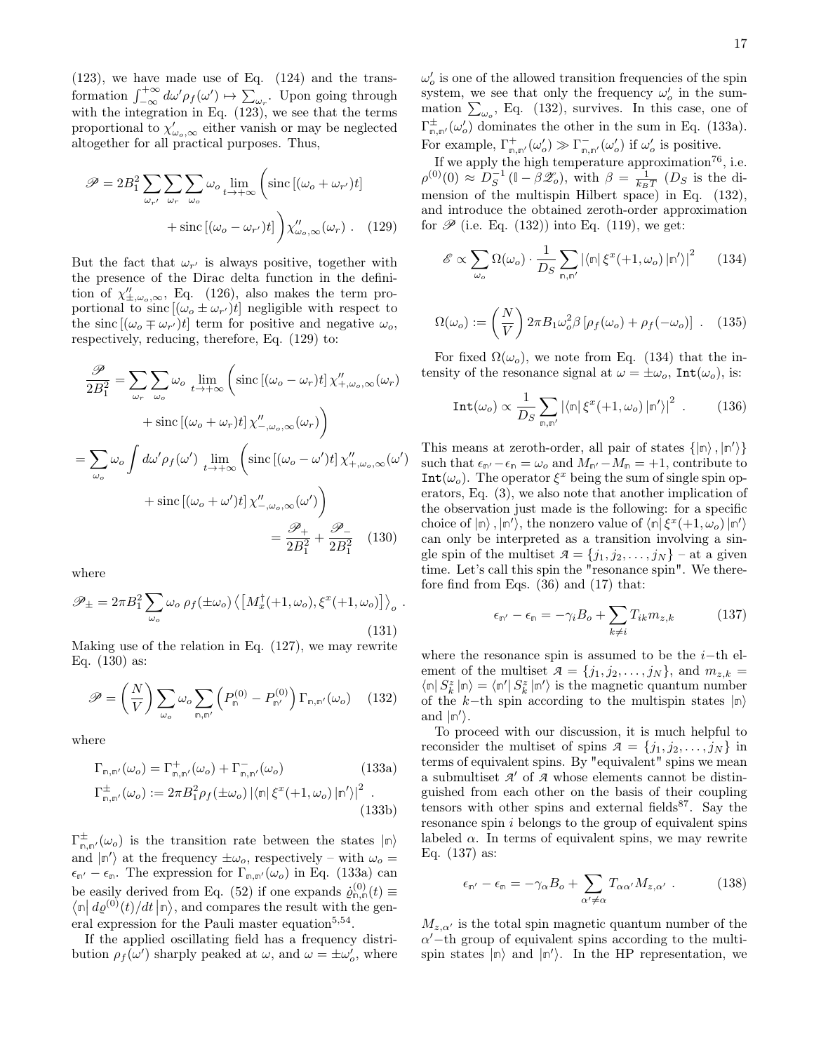(123), we have made use of Eq. (124) and the transformation $\int_{-\infty}^{+\infty} d\omega' \rho_f(\omega') \mapsto \sum_{\omega_r}$. Upon going through with the integration in Eq. (123), we see that the terms proportional to $\chi'_{\omega_o,\infty}$ either vanish or may be neglected altogether for all practical purposes. Thus,

$$\mathscr{P} = 2B_1^2 \sum_{\omega_{r'}} \sum_{\omega_r} \sum_{\omega_o} \omega_o \lim_{t\to+\infty} \Big( \operatorname{sinc}\left[(\omega_o + \omega_{r'})t\right] + \operatorname{sinc}\left[(\omega_o - \omega_{r'})t\right] \Big) \chi''_{\omega_o,\infty}(\omega_r) \ . \quad (129)$$

But the fact that $\omega_{r'}$ is always positive, together with the presence of the Dirac delta function in the definition of $\chi''_{\pm,\omega_o,\infty}$, Eq. (126), also makes the term proportional to $\operatorname{sinc}[(\omega_o \pm \omega_{r'})t]$ negligible with respect to the $\operatorname{sinc}[(\omega_o \mp \omega_{r'})t]$ term for positive and negative $\omega_o$, respectively, reducing, therefore, Eq. (129) to:

$$\begin{aligned}\frac{\mathscr{P}}{2B_1^2} &= \sum_{\omega_r} \sum_{\omega_o} \omega_o \lim_{t\to+\infty} \Big( \operatorname{sinc}\left[(\omega_o - \omega_r)t\right] \chi''_{+,\omega_o,\infty}(\omega_r) + \operatorname{sinc}\left[(\omega_o + \omega_r)t\right] \chi''_{-,\omega_o,\infty}(\omega_r) \Big) \\ &= \sum_{\omega_o} \omega_o \int d\omega' \rho_f(\omega') \lim_{t\to+\infty} \Big( \operatorname{sinc}\left[(\omega_o - \omega')t\right] \chi''_{+,\omega_o,\infty}(\omega') + \operatorname{sinc}\left[(\omega_o + \omega')t\right] \chi''_{-,\omega_o,\infty}(\omega') \Big) \\ &= \frac{\mathscr{P}_+}{2B_1^2} + \frac{\mathscr{P}_-}{2B_1^2} \end{aligned} \quad (130)$$

where

$$\mathscr{P}_\pm = 2\pi B_1^2 \sum_{\omega_o} \omega_o \, \rho_f(\pm\omega_o) \left\langle \left[ M_x^\dagger(+1,\omega_o), \xi^x(+1,\omega_o) \right] \right\rangle_o \ . \quad (131)$$

Making use of the relation in Eq. (127), we may rewrite Eq. (130) as:

$$\mathscr{P} = \left(\frac{N}{V}\right) \sum_{\omega_o} \omega_o \sum_{\mathbb{n},\mathbb{n}'} \left( P_{\mathbb{n}}^{(0)} - P_{\mathbb{n}'}^{(0)} \right) \Gamma_{\mathbb{n},\mathbb{n}'}(\omega_o) \quad (132)$$

where

$$\Gamma_{\mathbb{n},\mathbb{n}'}(\omega_o) = \Gamma^+_{\mathbb{n},\mathbb{n}'}(\omega_o) + \Gamma^-_{\mathbb{n},\mathbb{n}'}(\omega_o) \quad (133a)$$

$$\Gamma^\pm_{\mathbb{n},\mathbb{n}'}(\omega_o) := 2\pi B_1^2 \rho_f(\pm\omega_o) \left| \langle \mathbb{n} | \, \xi^x(+1,\omega_o) \, | \mathbb{n}' \rangle \right|^2 \ . \quad (133b)$$

$\Gamma^\pm_{\mathbb{n},\mathbb{n}'}(\omega_o)$ is the transition rate between the states $|\mathbb{n}\rangle$ and $|\mathbb{n}'\rangle$ at the frequency $\pm\omega_o$, respectively – with $\omega_o = \epsilon_{\mathbb{n}'} - \epsilon_{\mathbb{n}}$. The expression for $\Gamma_{\mathbb{n},\mathbb{n}'}(\omega_o)$ in Eq. (133a) can be easily derived from Eq. (52) if one expands $\dot{\varrho}^{(0)}_{\mathbb{n},\mathbb{n}}(t) \equiv \langle \mathbb{n} | \, d\varrho^{(0)}(t)/dt \, | \mathbb{n} \rangle$, and compares the result with the general expression for the Pauli master equation[5,54].

If the applied oscillating field has a frequency distribution $\rho_f(\omega')$ sharply peaked at $\omega$, and $\omega = \pm\omega'_o$, where $\omega'_o$ is one of the allowed transition frequencies of the spin system, we see that only the frequency $\omega'_o$ in the summation $\sum_{\omega_o}$, Eq. (132), survives. In this case, one of $\Gamma^\pm_{\mathbb{n},\mathbb{n}'}(\omega'_o)$ dominates the other in the sum in Eq. (133a). For example, $\Gamma^+_{\mathbb{n},\mathbb{n}'}(\omega'_o) \gg \Gamma^-_{\mathbb{n},\mathbb{n}'}(\omega'_o)$ if $\omega'_o$ is positive.

If we apply the high temperature approximation[76], i.e. $\rho^{(0)}(0) \approx D_S^{-1}(\mathbb{I} - \beta \mathscr{Z}_o)$, with $\beta = \frac{1}{k_B T}$ ($D_S$ is the dimension of the multispin Hilbert space) in Eq. (132), and introduce the obtained zeroth-order approximation for $\mathscr{P}$ (i.e. Eq. (132)) into Eq. (119), we get:

$$\mathscr{E} \propto \sum_{\omega_o} \Omega(\omega_o) \cdot \frac{1}{D_S} \sum_{\mathbb{n},\mathbb{n}'} \left| \langle \mathbb{n} | \, \xi^x(+1,\omega_o) \, | \mathbb{n}' \rangle \right|^2 \quad (134)$$

$$\Omega(\omega_o) := \left(\frac{N}{V}\right) 2\pi B_1 \omega_o^2 \beta \left[ \rho_f(\omega_o) + \rho_f(-\omega_o) \right] \ . \quad (135)$$

For fixed $\Omega(\omega_o)$, we note from Eq. (134) that the intensity of the resonance signal at $\omega = \pm\omega_o$, $\mathtt{Int}(\omega_o)$, is:

$$\mathtt{Int}(\omega_o) \propto \frac{1}{D_S} \sum_{\mathbb{n},\mathbb{n}'} \left| \langle \mathbb{n} | \, \xi^x(+1,\omega_o) \, | \mathbb{n}' \rangle \right|^2 \ . \quad (136)$$

This means at zeroth-order, all pair of states $\{|\mathbb{n}\rangle, |\mathbb{n}'\rangle\}$ such that $\epsilon_{\mathbb{n}'} - \epsilon_{\mathbb{n}} = \omega_o$ and $M_{\mathbb{n}'} - M_{\mathbb{n}} = +1$, contribute to $\mathtt{Int}(\omega_o)$. The operator $\xi^x$ being the sum of single spin operators, Eq. (3), we also note that another implication of the observation just made is the following: for a specific choice of $|\mathbb{n}\rangle, |\mathbb{n}'\rangle$, the nonzero value of $\langle \mathbb{n} | \, \xi^x(+1,\omega_o) \, | \mathbb{n}' \rangle$ can only be interpreted as a transition involving a single spin of the multiset $\mathcal{A} = \{j_1, j_2, \ldots, j_N\}$ – at a given time. Let's call this spin the "resonance spin". We therefore find from Eqs. (36) and (17) that:

$$\epsilon_{\mathbb{n}'} - \epsilon_{\mathbb{n}} = -\gamma_i B_o + \sum_{k\neq i} T_{ik} m_{z,k} \quad (137)$$

where the resonance spin is assumed to be the $i$−th element of the multiset $\mathcal{A} = \{j_1, j_2, \ldots, j_N\}$, and $m_{z,k} = \langle \mathbb{n} | \, S_k^z \, | \mathbb{n} \rangle = \langle \mathbb{n}' | \, S_k^z \, | \mathbb{n}' \rangle$ is the magnetic quantum number of the $k$−th spin according to the multispin states $|\mathbb{n}\rangle$ and $|\mathbb{n}'\rangle$.

To proceed with our discussion, it is much helpful to reconsider the multiset of spins $\mathcal{A} = \{j_1, j_2, \ldots, j_N\}$ in terms of equivalent spins. By "equivalent" spins we mean a submultiset $\mathcal{A}'$ of $\mathcal{A}$ whose elements cannot be distinguished from each other on the basis of their coupling tensors with other spins and external fields[87]. Say the resonance spin $i$ belongs to the group of equivalent spins labeled $\alpha$. In terms of equivalent spins, we may rewrite Eq. (137) as:

$$\epsilon_{\mathbb{n}'} - \epsilon_{\mathbb{n}} = -\gamma_\alpha B_o + \sum_{\alpha'\neq\alpha} T_{\alpha\alpha'} M_{z,\alpha'} \ . \quad (138)$$

$M_{z,\alpha'}$ is the total spin magnetic quantum number of the $\alpha'$−th group of equivalent spins according to the multispin states $|\mathbb{n}\rangle$ and $|\mathbb{n}'\rangle$. In the HP representation, we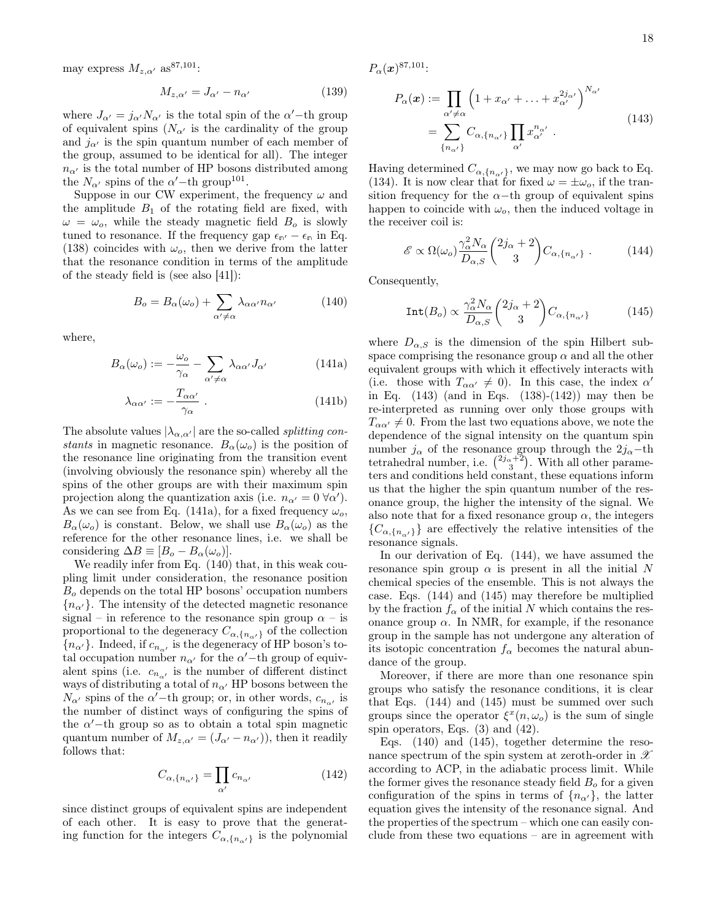may express $M_{z,\alpha'}$ as[87,101]:

$$M_{z,\alpha'} = J_{\alpha'} - n_{\alpha'} \tag{139}$$

where $J_{\alpha'} = j_{\alpha'} N_{\alpha'}$ is the total spin of the $\alpha'$−th group of equivalent spins ($N_{\alpha'}$ is the cardinality of the group and $j_{\alpha'}$ is the spin quantum number of each member of the group, assumed to be identical for all). The integer $n_{\alpha'}$ is the total number of HP bosons distributed among the $N_{\alpha'}$ spins of the $\alpha'$−th group[101].

Suppose in our CW experiment, the frequency $\omega$ and the amplitude $B_1$ of the rotating field are fixed, with $\omega = \omega_o$, while the steady magnetic field $B_o$ is slowly tuned to resonance. If the frequency gap $\epsilon_{\mathfrak{m}'} - \epsilon_{\mathfrak{m}}$ in Eq. (138) coincides with $\omega_o$, then we derive from the latter that the resonance condition in terms of the amplitude of the steady field is (see also [41]):

$$B_o = B_\alpha(\omega_o) + \sum_{\alpha' \neq \alpha} \lambda_{\alpha\alpha'} n_{\alpha'} \tag{140}$$

where,

$$B_\alpha(\omega_o) := -\frac{\omega_o}{\gamma_\alpha} - \sum_{\alpha' \neq \alpha} \lambda_{\alpha\alpha'} J_{\alpha'} \tag{141a}$$

$$\lambda_{\alpha\alpha'} := -\frac{T_{\alpha\alpha'}}{\gamma_\alpha} \; . \tag{141b}$$

The absolute values $|\lambda_{\alpha,\alpha'}|$ are the so-called *splitting constants* in magnetic resonance. $B_\alpha(\omega_o)$ is the position of the resonance line originating from the transition event (involving obviously the resonance spin) whereby all the spins of the other groups are with their maximum spin projection along the quantization axis (i.e. $n_{\alpha'} = 0 \; \forall \alpha'$). As we can see from Eq. (141a), for a fixed frequency $\omega_o$, $B_\alpha(\omega_o)$ is constant. Below, we shall use $B_\alpha(\omega_o)$ as the reference for the other resonance lines, i.e. we shall be considering $\Delta B \equiv [B_o - B_\alpha(\omega_o)]$.

We readily infer from Eq. (140) that, in this weak coupling limit under consideration, the resonance position $B_o$ depends on the total HP bosons' occupation numbers $\{n_{\alpha'}\}$. The intensity of the detected magnetic resonance signal – in reference to the resonance spin group $\alpha$ – is proportional to the degeneracy $C_{\alpha,\{n_{\alpha'}\}}$ of the collection $\{n_{\alpha'}\}$. Indeed, if $c_{n_{\alpha'}}$ is the degeneracy of HP boson's total occupation number $n_{\alpha'}$ for the $\alpha'$−th group of equivalent spins (i.e. $c_{n_{\alpha'}}$ is the number of different distinct ways of distributing a total of $n_{\alpha'}$ HP bosons between the $N_{\alpha'}$ spins of the $\alpha'$−th group; or, in other words, $c_{n_{\alpha'}}$ is the number of distinct ways of configuring the spins of the $\alpha'$−th group so as to obtain a total spin magnetic quantum number of $M_{z,\alpha'} = (J_{\alpha'} - n_{\alpha'})$), then it readily follows that:

$$C_{\alpha,\{n_{\alpha'}\}} = \prod_{\alpha'} c_{n_{\alpha'}} \tag{142}$$

since distinct groups of equivalent spins are independent of each other. It is easy to prove that the generating function for the integers $C_{\alpha,\{n_{\alpha'}\}}$ is the polynomial $P_\alpha(\boldsymbol{x})$[87,101]:

$$\begin{aligned} P_\alpha(\boldsymbol{x}) &:= \prod_{\alpha' \neq \alpha} \left(1 + x_{\alpha'} + \ldots + x_{\alpha'}^{2j_{\alpha'}}\right)^{N_{\alpha'}} \\ &= \sum_{\{n_{\alpha'}\}} C_{\alpha,\{n_{\alpha'}\}} \prod_{\alpha'} x_{\alpha'}^{n_{\alpha'}} \; . \end{aligned} \tag{143}$$

Having determined $C_{\alpha,\{n_{\alpha'}\}}$, we may now go back to Eq. (134). It is now clear that for fixed $\omega = \pm\omega_o$, if the transition frequency for the $\alpha$−th group of equivalent spins happen to coincide with $\omega_o$, then the induced voltage in the receiver coil is:

$$\mathscr{E} \propto \Omega(\omega_o) \frac{\gamma_\alpha^2 N_\alpha}{D_{\alpha,S}} \binom{2j_\alpha + 2}{3} C_{\alpha,\{n_{\alpha'}\}} \; . \tag{144}$$

Consequently,

$$\texttt{Int}(B_o) \propto \frac{\gamma_\alpha^2 N_\alpha}{D_{\alpha,S}} \binom{2j_\alpha + 2}{3} C_{\alpha,\{n_{\alpha'}\}} \tag{145}$$

where $D_{\alpha,S}$ is the dimension of the spin Hilbert subspace comprising the resonance group $\alpha$ and all the other equivalent groups with which it effectively interacts with (i.e. those with $T_{\alpha\alpha'} \neq 0$). In this case, the index $\alpha'$ in Eq. (143) (and in Eqs. (138)-(142)) may then be re-interpreted as running over only those groups with $T_{\alpha\alpha'} \neq 0$. From the last two equations above, we note the dependence of the signal intensity on the quantum spin number $j_\alpha$ of the resonance group through the $2j_\alpha$−th tetrahedral number, i.e. $\binom{2j_\alpha+2}{3}$. With all other parameters and conditions held constant, these equations inform us that the higher the spin quantum number of the resonance group, the higher the intensity of the signal. We also note that for a fixed resonance group $\alpha$, the integers $\{C_{\alpha,\{n_{\alpha'}\}}\}$ are effectively the relative intensities of the resonance signals.

In our derivation of Eq. (144), we have assumed the resonance spin group $\alpha$ is present in all the initial $N$ chemical species of the ensemble. This is not always the case. Eqs. (144) and (145) may therefore be multiplied by the fraction $f_\alpha$ of the initial $N$ which contains the resonance group $\alpha$. In NMR, for example, if the resonance group in the sample has not undergone any alteration of its isotopic concentration $f_\alpha$ becomes the natural abundance of the group.

Moreover, if there are more than one resonance spin groups who satisfy the resonance conditions, it is clear that Eqs. (144) and (145) must be summed over such groups since the operator $\xi^x(n,\omega_o)$ is the sum of single spin operators, Eqs. (3) and (42).

Eqs. (140) and (145), together determine the resonance spectrum of the spin system at zeroth-order in $\mathscr{X}$ according to ACP, in the adiabatic process limit. While the former gives the resonance steady field $B_o$ for a given configuration of the spins in terms of $\{n_{\alpha'}\}$, the latter equation gives the intensity of the resonance signal. And the properties of the spectrum – which one can easily conclude from these two equations – are in agreement with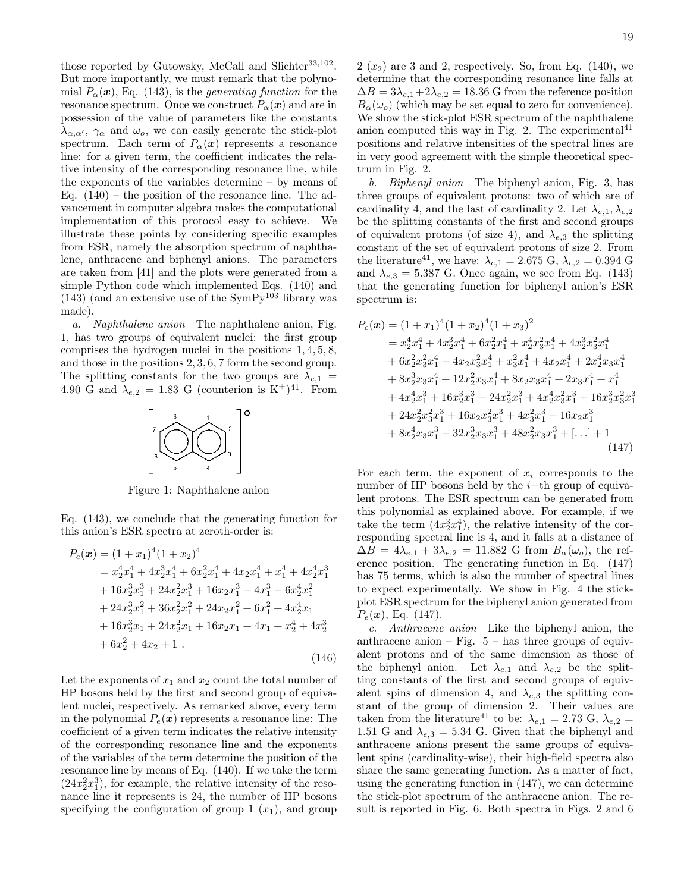those reported by Gutowsky, McCall and Slichter[33,102]. But more importantly, we must remark that the polynomial $P_\alpha(\boldsymbol{x})$, Eq. (143), is the *generating function* for the resonance spectrum. Once we construct $P_\alpha(\boldsymbol{x})$ and are in possession of the value of parameters like the constants $\lambda_{\alpha,\alpha'}$, $\gamma_\alpha$ and $\omega_o$, we can easily generate the stick-plot spectrum. Each term of $P_\alpha(\boldsymbol{x})$ represents a resonance line: for a given term, the coefficient indicates the relative intensity of the corresponding resonance line, while the exponents of the variables determine – by means of Eq. (140) – the position of the resonance line. The advancement in computer algebra makes the computational implementation of this protocol easy to achieve. We illustrate these points by considering specific examples from ESR, namely the absorption spectrum of naphthalene, anthracene and biphenyl anions. The parameters are taken from [41] and the plots were generated from a simple Python code which implemented Eqs. (140) and (143) (and an extensive use of the SymPy[103] library was made).

*a. Naphthalene anion* The naphthalene anion, Fig. 1, has two groups of equivalent nuclei: the first group comprises the hydrogen nuclei in the positions 1, 4, 5, 8, and those in the positions 2, 3, 6, 7 form the second group. The splitting constants for the two groups are $\lambda_{e,1} = 4.90$ G and $\lambda_{e,2} = 1.83$ G (counterion is $K^+$)[41]. From

Figure 1: Naphthalene anion

Eq. (143), we conclude that the generating function for this anion's ESR spectra at zeroth-order is:

$$
\begin{aligned}
P_e(\boldsymbol{x}) &= (1+x_1)^4(1+x_2)^4 \\
&= x_2^4x_1^4 + 4x_2^3x_1^4 + 6x_2^2x_1^4 + 4x_2x_1^4 + x_1^4 + 4x_2^4x_1^3 \\
&+ 16x_2^3x_1^3 + 24x_2^2x_1^3 + 16x_2x_1^3 + 4x_1^3 + 6x_2^4x_1^2 \\
&+ 24x_2^3x_1^2 + 36x_2^2x_1^2 + 24x_2x_1^2 + 6x_1^2 + 4x_2^4x_1 \\
&+ 16x_2^3x_1 + 24x_2^2x_1 + 16x_2x_1 + 4x_1 + x_2^4 + 4x_2^3 \\
&+ 6x_2^2 + 4x_2 + 1\ .
\end{aligned}
\tag{146}
$$

Let the exponents of $x_1$ and $x_2$ count the total number of HP bosons held by the first and second group of equivalent nuclei, respectively. As remarked above, every term in the polynomial $P_e(\boldsymbol{x})$ represents a resonance line: The coefficient of a given term indicates the relative intensity of the corresponding resonance line and the exponents of the variables of the term determine the position of the resonance line by means of Eq. (140). If we take the term $(24x_2^2x_1^3)$, for example, the relative intensity of the resonance line it represents is 24, the number of HP bosons specifying the configuration of group 1 ($x_1$), and group 2 ($x_2$) are 3 and 2, respectively. So, from Eq. (140), we determine that the corresponding resonance line falls at $\Delta B = 3\lambda_{e,1} + 2\lambda_{e,2} = 18.36$ G from the reference position $B_\alpha(\omega_o)$ (which may be set equal to zero for convenience). We show the stick-plot ESR spectrum of the naphthalene anion computed this way in Fig. 2. The experimental[41] positions and relative intensities of the spectral lines are in very good agreement with the simple theoretical spectrum in Fig. 2.

*b. Biphenyl anion* The biphenyl anion, Fig. 3, has three groups of equivalent protons: two of which are of cardinality 4, and the last of cardinality 2. Let $\lambda_{e,1}, \lambda_{e,2}$ be the splitting constants of the first and second groups of equivalent protons (of size 4), and $\lambda_{e,3}$ the splitting constant of the set of equivalent protons of size 2. From the literature[41], we have: $\lambda_{e,1} = 2.675$ G, $\lambda_{e,2} = 0.394$ G and $\lambda_{e,3} = 5.387$ G. Once again, we see from Eq. (143) that the generating function for biphenyl anion's ESR spectrum is:

$$
\begin{aligned}
P_e(\boldsymbol{x}) &= (1+x_1)^4(1+x_2)^4(1+x_3)^2 \\
&= x_2^4x_1^4 + 4x_2^3x_1^4 + 6x_2^2x_1^4 + x_2^4x_3^2x_1^4 + 4x_2^3x_3^2x_1^4 \\
&+ 6x_2^2x_3^2x_1^4 + 4x_2x_3^2x_1^4 + x_3^2x_1^4 + 4x_2x_1^4 + 2x_2^4x_3x_1^4 \\
&+ 8x_2^3x_3x_1^4 + 12x_2^2x_3x_1^4 + 8x_2x_3x_1^4 + 2x_3x_1^4 + x_1^4 \\
&+ 4x_2^4x_1^3 + 16x_2^3x_1^3 + 24x_2^2x_1^3 + 4x_2^4x_3^2x_1^3 + 16x_2^3x_3^2x_1^3 \\
&+ 24x_2^2x_3^2x_1^3 + 16x_2x_3^2x_1^3 + 4x_3^2x_1^3 + 16x_2x_1^3 \\
&+ 8x_2^4x_3x_1^3 + 32x_2^3x_3x_1^3 + 48x_2^2x_3x_1^3 + [\ldots] + 1
\end{aligned}
\tag{147}
$$

For each term, the exponent of $x_i$ corresponds to the number of HP bosons held by the $i$−th group of equivalent protons. The ESR spectrum can be generated from this polynomial as explained above. For example, if we take the term $(4x_2^3x_1^4)$, the relative intensity of the corresponding spectral line is 4, and it falls at a distance of $\Delta B = 4\lambda_{e,1} + 3\lambda_{e,2} = 11.882$ G from $B_\alpha(\omega_o)$, the reference position. The generating function in Eq. (147) has 75 terms, which is also the number of spectral lines to expect experimentally. We show in Fig. 4 the stick-plot ESR spectrum for the biphenyl anion generated from $P_e(\boldsymbol{x})$, Eq. (147).

*c. Anthracene anion* Like the biphenyl anion, the anthracene anion – Fig. 5 – has three groups of equivalent protons and of the same dimension as those of the biphenyl anion. Let $\lambda_{e,1}$ and $\lambda_{e,2}$ be the splitting constants of the first and second groups of equivalent spins of dimension 4, and $\lambda_{e,3}$ the splitting constant of the group of dimension 2. Their values are taken from the literature[41] to be: $\lambda_{e,1} = 2.73$ G, $\lambda_{e,2} = 1.51$ G and $\lambda_{e,3} = 5.34$ G. Given that the biphenyl and anthracene anions present the same groups of equivalent spins (cardinality-wise), their high-field spectra also share the same generating function. As a matter of fact, using the generating function in (147), we can determine the stick-plot spectrum of the anthracene anion. The result is reported in Fig. 6. Both spectra in Figs. 2 and 6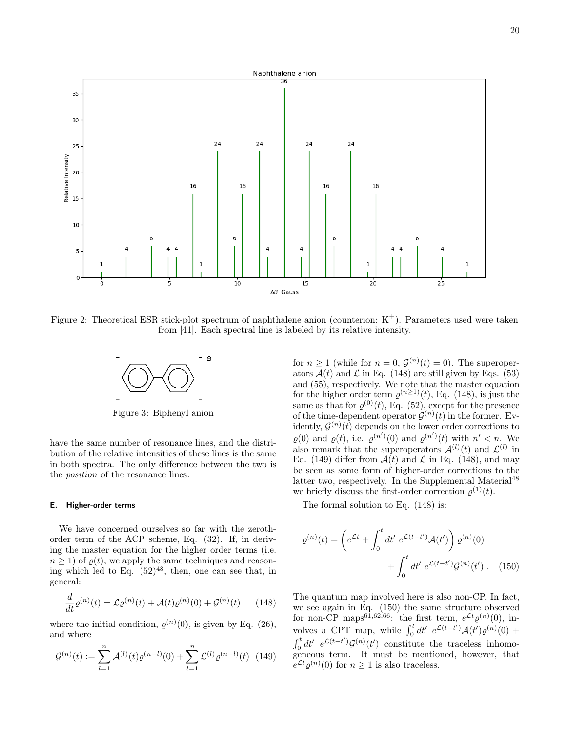Figure 2: Theoretical ESR stick-plot spectrum of naphthalene anion (counterion: $K^+$). Parameters used were taken from [41]. Each spectral line is labeled by its relative intensity.

Figure 3: Biphenyl anion

have the same number of resonance lines, and the distribution of the relative intensities of these lines is the same in both spectra. The only difference between the two is the *position* of the resonance lines.

### E. Higher-order terms

We have concerned ourselves so far with the zeroth-order term of the ACP scheme, Eq. (32). If, in deriving the master equation for the higher order terms (i.e. $n \geq 1$) of $\varrho(t)$, we apply the same techniques and reasoning which led to Eq. (52)[48], then, one can see that, in general:

$$\frac{d}{dt}\varrho^{(n)}(t) = \mathcal{L}\varrho^{(n)}(t) + \mathcal{A}(t)\varrho^{(n)}(0) + \mathcal{G}^{(n)}(t) \qquad (148)$$

where the initial condition, $\varrho^{(n)}(0)$, is given by Eq. (26), and where

$$\mathcal{G}^{(n)}(t) := \sum_{l=1}^{n} \mathcal{A}^{(l)}(t)\varrho^{(n-l)}(0) + \sum_{l=1}^{n} \mathcal{L}^{(l)}\varrho^{(n-l)}(t) \quad (149)$$

for $n \geq 1$ (while for $n = 0$, $\mathcal{G}^{(n)}(t) = 0$). The superoperators $\mathcal{A}(t)$ and $\mathcal{L}$ in Eq. (148) are still given by Eqs. (53) and (55), respectively. We note that the master equation for the higher order term $\varrho^{(n\geq 1)}(t)$, Eq. (148), is just the same as that for $\varrho^{(0)}(t)$, Eq. (52), except for the presence of the time-dependent operator $\mathcal{G}^{(n)}(t)$ in the former. Evidently, $\mathcal{G}^{(n)}(t)$ depends on the lower order corrections to $\varrho(0)$ and $\varrho(t)$, i.e. $\varrho^{(n')}(0)$ and $\varrho^{(n')}(t)$ with $n' < n$. We also remark that the superoperators $\mathcal{A}^{(l)}(t)$ and $\mathcal{L}^{(l)}$ in Eq. (149) differ from $\mathcal{A}(t)$ and $\mathcal{L}$ in Eq. (148), and may be seen as some form of higher-order corrections to the latter two, respectively. In the Supplemental Material[48] we briefly discuss the first-order correction $\varrho^{(1)}(t)$.

The formal solution to Eq. (148) is:

$$\varrho^{(n)}(t) = \left( e^{\mathcal{L}t} + \int_0^t dt'\ e^{\mathcal{L}(t-t')}\mathcal{A}(t') \right) \varrho^{(n)}(0) + \int_0^t dt'\ e^{\mathcal{L}(t-t')}\mathcal{G}^{(n)}(t') \ . \quad (150)$$

The quantum map involved here is also non-CP. In fact, we see again in Eq. (150) the same structure observed for non-CP maps[61,62,66]: the first term, $e^{\mathcal{L}t}\varrho^{(n)}(0)$, involves a CPT map, while $\int_0^t dt'\ e^{\mathcal{L}(t-t')}\mathcal{A}(t')\varrho^{(n)}(0) + \int_0^t dt'\ e^{\mathcal{L}(t-t')}\mathcal{G}^{(n)}(t')$ constitute the traceless inhomogeneous term. It must be mentioned, however, that $e^{\mathcal{L}t}\varrho^{(n)}(0)$ for $n \geq 1$ is also traceless.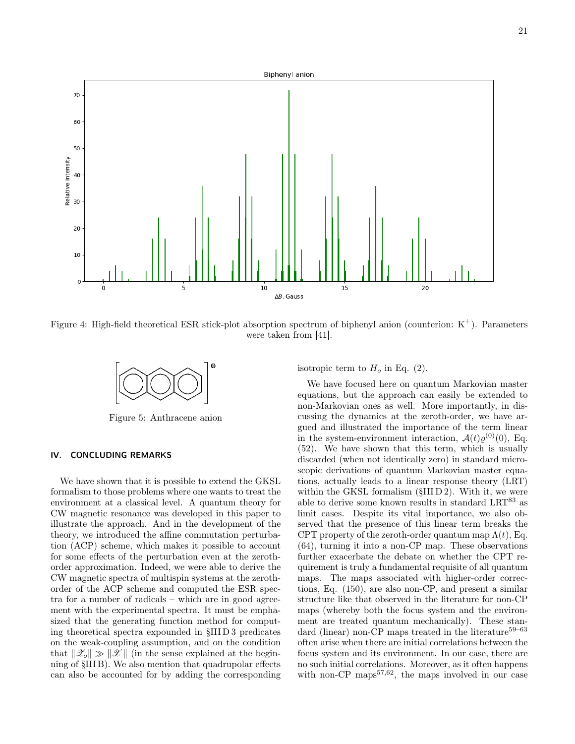Figure 4: High-field theoretical ESR stick-plot absorption spectrum of biphenyl anion (counterion: $K^+$). Parameters were taken from [41].

Figure 5: Anthracene anion

## IV. CONCLUDING REMARKS

We have shown that it is possible to extend the GKSL formalism to those problems where one wants to treat the environment at a classical level. A quantum theory for CW magnetic resonance was developed in this paper to illustrate the approach. And in the development of the theory, we introduced the affine commutation perturbation (ACP) scheme, which makes it possible to account for some effects of the perturbation even at the zeroth-order approximation. Indeed, we were able to derive the CW magnetic spectra of multispin systems at the zeroth-order of the ACP scheme and computed the ESR spectra for a number of radicals – which are in good agreement with the experimental spectra. It must be emphasized that the generating function method for computing theoretical spectra expounded in §III D 3 predicates on the weak-coupling assumption, and on the condition that $\|\mathscr{Z}_o\| \gg \|\mathscr{X}\|$ (in the sense explained at the beginning of §III B). We also mention that quadrupolar effects can also be accounted for by adding the corresponding isotropic term to $H_o$ in Eq. (2).

We have focused here on quantum Markovian master equations, but the approach can easily be extended to non-Markovian ones as well. More importantly, in discussing the dynamics at the zeroth-order, we have argued and illustrated the importance of the term linear in the system-environment interaction, $\mathcal{A}(t)\varrho^{(0)}(0)$, Eq. (52). We have shown that this term, which is usually discarded (when not identically zero) in standard microscopic derivations of quantum Markovian master equations, actually leads to a linear response theory (LRT) within the GKSL formalism (§III D 2). With it, we were able to derive some known results in standard LRT[83] as limit cases. Despite its vital importance, we also observed that the presence of this linear term breaks the CPT property of the zeroth-order quantum map $\Lambda(t)$, Eq. (64), turning it into a non-CP map. These observations further exacerbate the debate on whether the CPT requirement is truly a fundamental requisite of all quantum maps. The maps associated with higher-order corrections, Eq. (150), are also non-CP, and present a similar structure like that observed in the literature for non-CP maps (whereby both the focus system and the environment are treated quantum mechanically). These standard (linear) non-CP maps treated in the literature[59–63] often arise when there are initial correlations between the focus system and its environment. In our case, there are no such initial correlations. Moreover, as it often happens with non-CP maps[57,62], the maps involved in our case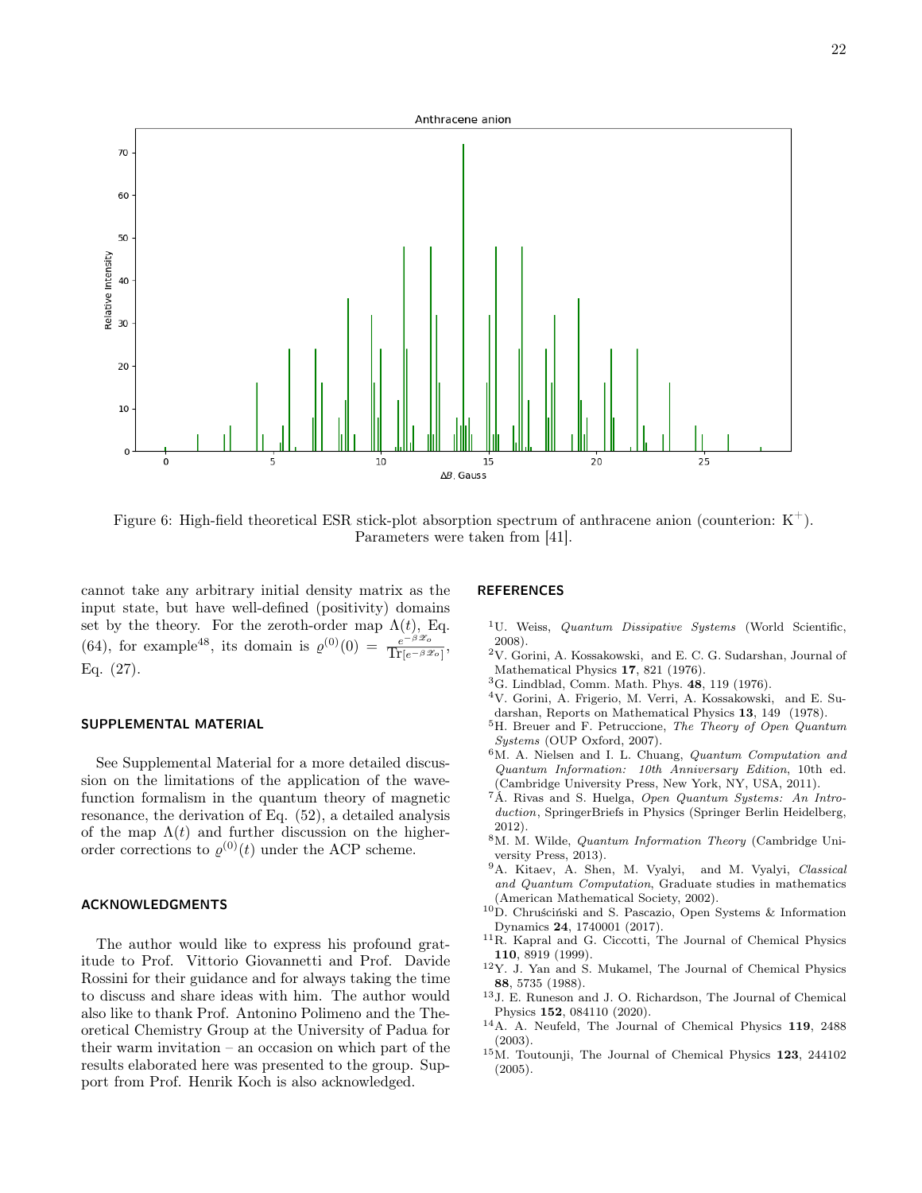Figure 6: High-field theoretical ESR stick-plot absorption spectrum of anthracene anion (counterion: $K^+$). Parameters were taken from [41].

cannot take any arbitrary initial density matrix as the input state, but have well-defined (positivity) domains set by the theory. For the zeroth-order map $\Lambda(t)$, Eq. (64), for example[48], its domain is $\varrho^{(0)}(0) = \frac{e^{-\beta \mathscr{L}_o}}{\mathrm{Tr}[e^{-\beta \mathscr{L}_o}]}$, Eq. (27).

## SUPPLEMENTAL MATERIAL

See Supplemental Material for a more detailed discussion on the limitations of the application of the wavefunction formalism in the quantum theory of magnetic resonance, the derivation of Eq. (52), a detailed analysis of the map $\Lambda(t)$ and further discussion on the higher-order corrections to $\varrho^{(0)}(t)$ under the ACP scheme.

## ACKNOWLEDGMENTS

The author would like to express his profound gratitude to Prof. Vittorio Giovannetti and Prof. Davide Rossini for their guidance and for always taking the time to discuss and share ideas with him. The author would also like to thank Prof. Antonino Polimeno and the Theoretical Chemistry Group at the University of Padua for their warm invitation – an occasion on which part of the results elaborated here was presented to the group. Support from Prof. Henrik Koch is also acknowledged.

## REFERENCES

[1] U. Weiss, *Quantum Dissipative Systems* (World Scientific, 2008).

[2] V. Gorini, A. Kossakowski, and E. C. G. Sudarshan, Journal of Mathematical Physics **17**, 821 (1976).

[3] G. Lindblad, Comm. Math. Phys. **48**, 119 (1976).

[4] V. Gorini, A. Frigerio, M. Verri, A. Kossakowski, and E. Sudarshan, Reports on Mathematical Physics **13**, 149 (1978).

[5] H. Breuer and F. Petruccione, *The Theory of Open Quantum Systems* (OUP Oxford, 2007).

[6] M. A. Nielsen and I. L. Chuang, *Quantum Computation and Quantum Information: 10th Anniversary Edition*, 10th ed. (Cambridge University Press, New York, NY, USA, 2011).

[7] Á. Rivas and S. Huelga, *Open Quantum Systems: An Introduction*, SpringerBriefs in Physics (Springer Berlin Heidelberg, 2012).

[8] M. M. Wilde, *Quantum Information Theory* (Cambridge University Press, 2013).

[9] A. Kitaev, A. Shen, M. Vyalyi, and M. Vyalyi, *Classical and Quantum Computation*, Graduate studies in mathematics (American Mathematical Society, 2002).

[10] D. Chruściński and S. Pascazio, Open Systems & Information Dynamics **24**, 1740001 (2017).

[11] R. Kapral and G. Ciccotti, The Journal of Chemical Physics **110**, 8919 (1999).

[12] Y. J. Yan and S. Mukamel, The Journal of Chemical Physics **88**, 5735 (1988).

[13] J. E. Runeson and J. O. Richardson, The Journal of Chemical Physics **152**, 084110 (2020).

[14] A. A. Neufeld, The Journal of Chemical Physics **119**, 2488 (2003).

[15] M. Toutounji, The Journal of Chemical Physics **123**, 244102 (2005).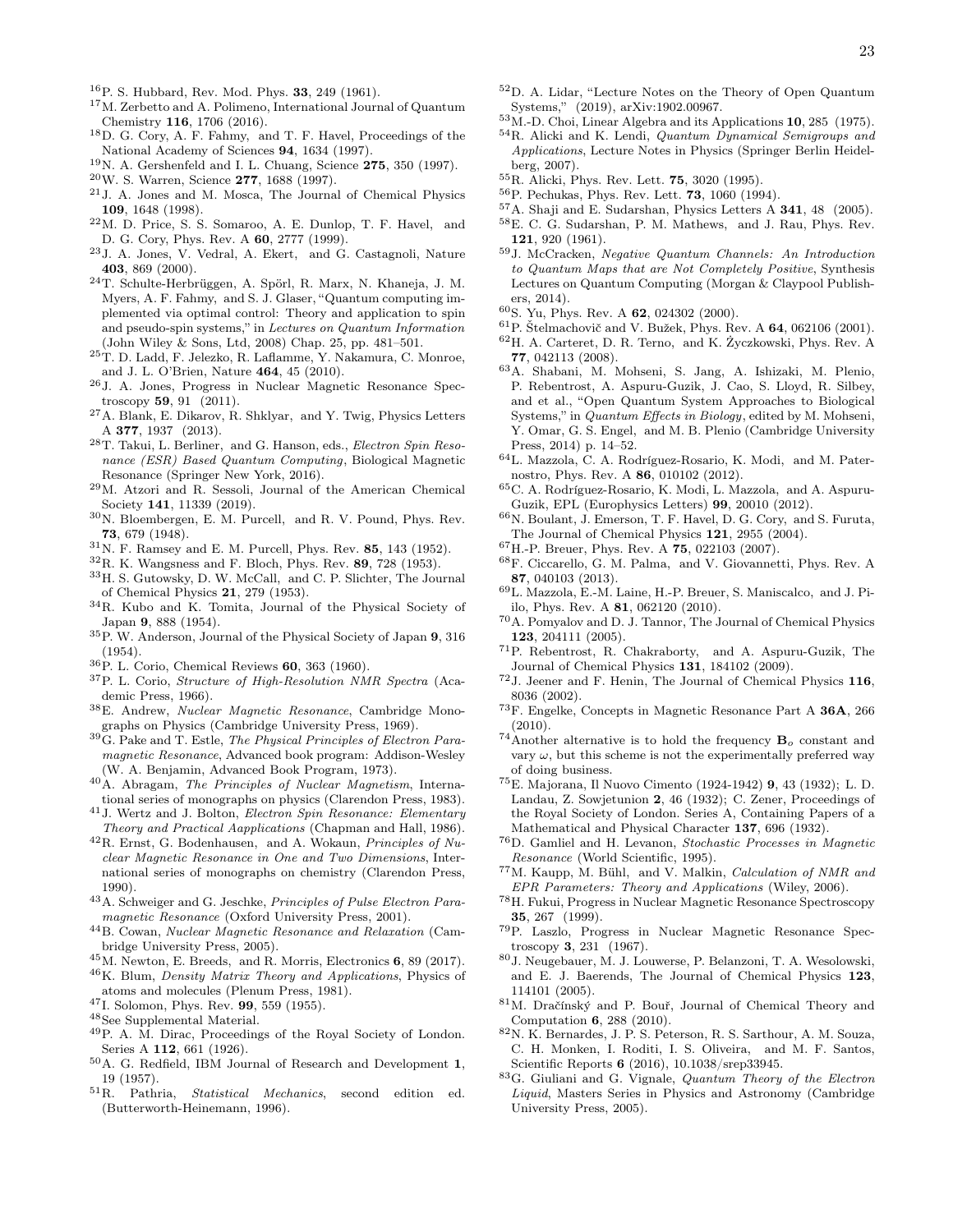[16] P. S. Hubbard, Rev. Mod. Phys. **33**, 249 (1961).

[17] M. Zerbetto and A. Polimeno, International Journal of Quantum Chemistry **116**, 1706 (2016).

[18] D. G. Cory, A. F. Fahmy, and T. F. Havel, Proceedings of the National Academy of Sciences **94**, 1634 (1997).

[19] N. A. Gershenfeld and I. L. Chuang, Science **275**, 350 (1997).

[20] W. S. Warren, Science **277**, 1688 (1997).

[21] J. A. Jones and M. Mosca, The Journal of Chemical Physics **109**, 1648 (1998).

[22] M. D. Price, S. S. Somaroo, A. E. Dunlop, T. F. Havel, and D. G. Cory, Phys. Rev. A **60**, 2777 (1999).

[23] J. A. Jones, V. Vedral, A. Ekert, and G. Castagnoli, Nature **403**, 869 (2000).

[24] T. Schulte-Herbrüggen, A. Spörl, R. Marx, N. Khaneja, J. M. Myers, A. F. Fahmy, and S. J. Glaser, "Quantum computing implemented via optimal control: Theory and application to spin and pseudo-spin systems," in *Lectures on Quantum Information* (John Wiley & Sons, Ltd, 2008) Chap. 25, pp. 481–501.

[25] T. D. Ladd, F. Jelezko, R. Laflamme, Y. Nakamura, C. Monroe, and J. L. O'Brien, Nature **464**, 45 (2010).

[26] J. A. Jones, Progress in Nuclear Magnetic Resonance Spectroscopy **59**, 91 (2011).

[27] A. Blank, E. Dikarov, R. Shklyar, and Y. Twig, Physics Letters A **377**, 1937 (2013).

[28] T. Takui, L. Berliner, and G. Hanson, eds., *Electron Spin Resonance (ESR) Based Quantum Computing*, Biological Magnetic Resonance (Springer New York, 2016).

[29] M. Atzori and R. Sessoli, Journal of the American Chemical Society **141**, 11339 (2019).

[30] N. Bloembergen, E. M. Purcell, and R. V. Pound, Phys. Rev. **73**, 679 (1948).

[31] N. F. Ramsey and E. M. Purcell, Phys. Rev. **85**, 143 (1952).

[32] R. K. Wangsness and F. Bloch, Phys. Rev. **89**, 728 (1953).

[33] H. S. Gutowsky, D. W. McCall, and C. P. Slichter, The Journal of Chemical Physics **21**, 279 (1953).

[34] R. Kubo and K. Tomita, Journal of the Physical Society of Japan **9**, 888 (1954).

[35] P. W. Anderson, Journal of the Physical Society of Japan **9**, 316 (1954).

[36] P. L. Corio, Chemical Reviews **60**, 363 (1960).

[37] P. L. Corio, *Structure of High-Resolution NMR Spectra* (Academic Press, 1966).

[38] E. Andrew, *Nuclear Magnetic Resonance*, Cambridge Monographs on Physics (Cambridge University Press, 1969).

[39] G. Pake and T. Estle, *The Physical Principles of Electron Paramagnetic Resonance*, Advanced book program: Addison-Wesley (W. A. Benjamin, Advanced Book Program, 1973).

[40] A. Abragam, *The Principles of Nuclear Magnetism*, International series of monographs on physics (Clarendon Press, 1983).

[41] J. Wertz and J. Bolton, *Electron Spin Resonance: Elementary Theory and Practical Aapplications* (Chapman and Hall, 1986).

[42] R. Ernst, G. Bodenhausen, and A. Wokaun, *Principles of Nuclear Magnetic Resonance in One and Two Dimensions*, International series of monographs on chemistry (Clarendon Press, 1990).

[43] A. Schweiger and G. Jeschke, *Principles of Pulse Electron Paramagnetic Resonance* (Oxford University Press, 2001).

[44] B. Cowan, *Nuclear Magnetic Resonance and Relaxation* (Cambridge University Press, 2005).

[45] M. Newton, E. Breeds, and R. Morris, Electronics **6**, 89 (2017).

[46] K. Blum, *Density Matrix Theory and Applications*, Physics of atoms and molecules (Plenum Press, 1981).

[47] I. Solomon, Phys. Rev. **99**, 559 (1955).

[48] See Supplemental Material.

[49] P. A. M. Dirac, Proceedings of the Royal Society of London. Series A **112**, 661 (1926).

[50] A. G. Redfield, IBM Journal of Research and Development **1**, 19 (1957).

[51] R. Pathria, *Statistical Mechanics*, second edition ed. (Butterworth-Heinemann, 1996).

[52] D. A. Lidar, "Lecture Notes on the Theory of Open Quantum Systems," (2019), arXiv:1902.00967.

[53] M.-D. Choi, Linear Algebra and its Applications **10**, 285 (1975).

[54] R. Alicki and K. Lendi, *Quantum Dynamical Semigroups and Applications*, Lecture Notes in Physics (Springer Berlin Heidelberg, 2007).

[55] R. Alicki, Phys. Rev. Lett. **75**, 3020 (1995).

[56] P. Pechukas, Phys. Rev. Lett. **73**, 1060 (1994).

[57] A. Shaji and E. Sudarshan, Physics Letters A **341**, 48 (2005).

[58] E. C. G. Sudarshan, P. M. Mathews, and J. Rau, Phys. Rev. **121**, 920 (1961).

[59] J. McCracken, *Negative Quantum Channels: An Introduction to Quantum Maps that are Not Completely Positive*, Synthesis Lectures on Quantum Computing (Morgan & Claypool Publishers, 2014).

[60] S. Yu, Phys. Rev. A **62**, 024302 (2000).

[61] P. Štelmachovič and V. Bužek, Phys. Rev. A **64**, 062106 (2001).

[62] H. A. Carteret, D. R. Terno, and K. Życzkowski, Phys. Rev. A **77**, 042113 (2008).

[63] A. Shabani, M. Mohseni, S. Jang, A. Ishizaki, M. Plenio, P. Rebentrost, A. Aspuru-Guzik, J. Cao, S. Lloyd, R. Silbey, and et al., "Open Quantum System Approaches to Biological Systems," in *Quantum Effects in Biology*, edited by M. Mohseni, Y. Omar, G. S. Engel, and M. B. Plenio (Cambridge University Press, 2014) p. 14–52.

[64] L. Mazzola, C. A. Rodríguez-Rosario, K. Modi, and M. Paternostro, Phys. Rev. A **86**, 010102 (2012).

[65] C. A. Rodríguez-Rosario, K. Modi, L. Mazzola, and A. Aspuru-Guzik, EPL (Europhysics Letters) **99**, 20010 (2012).

[66] N. Boulant, J. Emerson, T. F. Havel, D. G. Cory, and S. Furuta, The Journal of Chemical Physics **121**, 2955 (2004).

[67] H.-P. Breuer, Phys. Rev. A **75**, 022103 (2007).

[68] F. Ciccarello, G. M. Palma, and V. Giovannetti, Phys. Rev. A **87**, 040103 (2013).

[69] L. Mazzola, E.-M. Laine, H.-P. Breuer, S. Maniscalco, and J. Piilo, Phys. Rev. A **81**, 062120 (2010).

[70] A. Pomyalov and D. J. Tannor, The Journal of Chemical Physics **123**, 204111 (2005).

[71] P. Rebentrost, R. Chakraborty, and A. Aspuru-Guzik, The Journal of Chemical Physics **131**, 184102 (2009).

[72] J. Jeener and F. Henin, The Journal of Chemical Physics **116**, 8036 (2002).

[73] F. Engelke, Concepts in Magnetic Resonance Part A **36A**, 266 (2010).

[74] Another alternative is to hold the frequency $\mathbf{B}_o$ constant and vary $\omega$, but this scheme is not the experimentally preferred way of doing business.

[75] E. Majorana, Il Nuovo Cimento (1924-1942) **9**, 43 (1932); L. D. Landau, Z. Sowjetunion **2**, 46 (1932); C. Zener, Proceedings of the Royal Society of London. Series A, Containing Papers of a Mathematical and Physical Character **137**, 696 (1932).

[76] D. Gamliel and H. Levanon, *Stochastic Processes in Magnetic Resonance* (World Scientific, 1995).

[77] M. Kaupp, M. Bühl, and V. Malkin, *Calculation of NMR and EPR Parameters: Theory and Applications* (Wiley, 2006).

[78] H. Fukui, Progress in Nuclear Magnetic Resonance Spectroscopy **35**, 267 (1999).

[79] P. Laszlo, Progress in Nuclear Magnetic Resonance Spectroscopy **3**, 231 (1967).

[80] J. Neugebauer, M. J. Louwerse, P. Belanzoni, T. A. Wesolowski, and E. J. Baerends, The Journal of Chemical Physics **123**, 114101 (2005).

[81] M. Dračínský and P. Bouř, Journal of Chemical Theory and Computation **6**, 288 (2010).

[82] N. K. Bernardes, J. P. S. Peterson, R. S. Sarthour, A. M. Souza, C. H. Monken, I. Roditi, I. S. Oliveira, and M. F. Santos, Scientific Reports **6** (2016), 10.1038/srep33945.

[83] G. Giuliani and G. Vignale, *Quantum Theory of the Electron Liquid*, Masters Series in Physics and Astronomy (Cambridge University Press, 2005).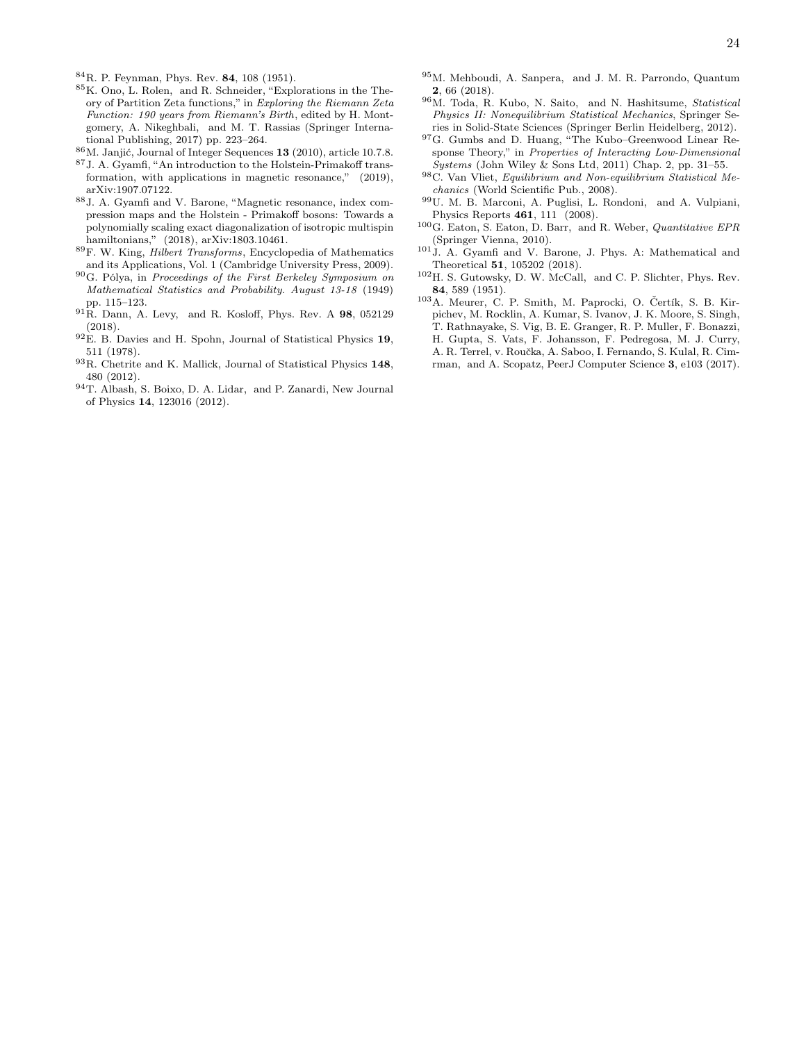[84] R. P. Feynman, Phys. Rev. **84**, 108 (1951).

[85] K. Ono, L. Rolen, and R. Schneider, "Explorations in the Theory of Partition Zeta functions," in *Exploring the Riemann Zeta Function: 190 years from Riemann's Birth*, edited by H. Montgomery, A. Nikeghbali, and M. T. Rassias (Springer International Publishing, 2017) pp. 223–264.

[86] M. Janjić, Journal of Integer Sequences **13** (2010), article 10.7.8.

[87] J. A. Gyamfi, "An introduction to the Holstein-Primakoff transformation, with applications in magnetic resonance," (2019), arXiv:1907.07122.

[88] J. A. Gyamfi and V. Barone, "Magnetic resonance, index compression maps and the Holstein - Primakoff bosons: Towards a polynomially scaling exact diagonalization of isotropic multispin hamiltonians," (2018), arXiv:1803.10461.

[89] F. W. King, *Hilbert Transforms*, Encyclopedia of Mathematics and its Applications, Vol. 1 (Cambridge University Press, 2009).

[90] G. Pólya, in *Proceedings of the First Berkeley Symposium on Mathematical Statistics and Probability. August 13-18* (1949) pp. 115–123.

[91] R. Dann, A. Levy, and R. Kosloff, Phys. Rev. A **98**, 052129 (2018).

[92] E. B. Davies and H. Spohn, Journal of Statistical Physics **19**, 511 (1978).

[93] R. Chetrite and K. Mallick, Journal of Statistical Physics **148**, 480 (2012).

[94] T. Albash, S. Boixo, D. A. Lidar, and P. Zanardi, New Journal of Physics **14**, 123016 (2012).

[95] M. Mehboudi, A. Sanpera, and J. M. R. Parrondo, Quantum **2**, 66 (2018).

[96] M. Toda, R. Kubo, N. Saito, and N. Hashitsume, *Statistical Physics II: Nonequilibrium Statistical Mechanics*, Springer Series in Solid-State Sciences (Springer Berlin Heidelberg, 2012).

[97] G. Gumbs and D. Huang, "The Kubo–Greenwood Linear Response Theory," in *Properties of Interacting Low-Dimensional Systems* (John Wiley & Sons Ltd, 2011) Chap. 2, pp. 31–55.

[98] C. Van Vliet, *Equilibrium and Non-equilibrium Statistical Mechanics* (World Scientific Pub., 2008).

[99] U. M. B. Marconi, A. Puglisi, L. Rondoni, and A. Vulpiani, Physics Reports **461**, 111 (2008).

[100] G. Eaton, S. Eaton, D. Barr, and R. Weber, *Quantitative EPR* (Springer Vienna, 2010).

[101] J. A. Gyamfi and V. Barone, J. Phys. A: Mathematical and Theoretical **51**, 105202 (2018).

[102] H. S. Gutowsky, D. W. McCall, and C. P. Slichter, Phys. Rev. **84**, 589 (1951).

[103] A. Meurer, C. P. Smith, M. Paprocki, O. Čertík, S. B. Kirpichev, M. Rocklin, A. Kumar, S. Ivanov, J. K. Moore, S. Singh, T. Rathnayake, S. Vig, B. E. Granger, R. P. Muller, F. Bonazzi, H. Gupta, S. Vats, F. Johansson, F. Pedregosa, M. J. Curry, A. R. Terrel, v. Roučka, A. Saboo, I. Fernando, S. Kulal, R. Cimrman, and A. Scopatz, PeerJ Computer Science **3**, e103 (2017).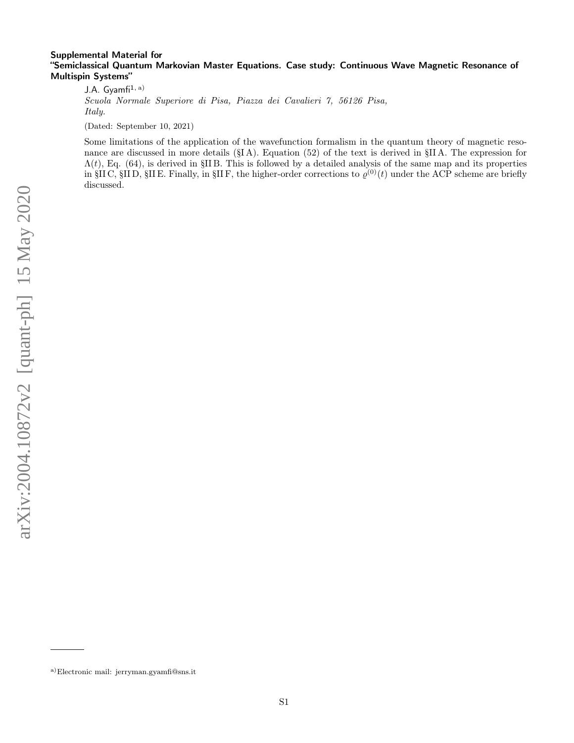**Supplemental Material for**
**"Semiclassical Quantum Markovian Master Equations. Case study: Continuous Wave Magnetic Resonance of Multispin Systems"**

J.A. Gyamfi[1, a)]

*Scuola Normale Superiore di Pisa, Piazza dei Cavalieri 7, 56126 Pisa, Italy.*

(Dated: September 10, 2021)

Some limitations of the application of the wavefunction formalism in the quantum theory of magnetic resonance are discussed in more details (§I A). Equation (52) of the text is derived in §II A. The expression for $\Lambda(t)$, Eq. (64), is derived in §II B. This is followed by a detailed analysis of the same map and its properties in §II C, §II D, §II E. Finally, in §II F, the higher-order corrections to $\varrho^{(0)}(t)$ under the ACP scheme are briefly discussed.

a)Electronic mail: jerryman.gyamfi@sns.it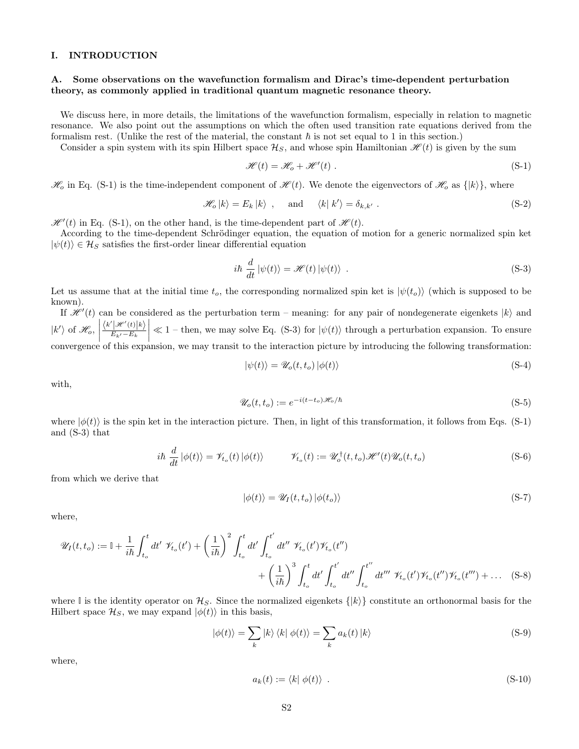# I. INTRODUCTION

## A. Some observations on the wavefunction formalism and Dirac's time-dependent perturbation theory, as commonly applied in traditional quantum magnetic resonance theory.

We discuss here, in more details, the limitations of the wavefunction formalism, especially in relation to magnetic resonance. We also point out the assumptions on which the often used transition rate equations derived from the formalism rest. (Unlike the rest of the material, the constant $\hbar$ is not set equal to 1 in this section.)

Consider a spin system with its spin Hilbert space $\mathcal{H}_S$, and whose spin Hamiltonian $\mathscr{H}(t)$ is given by the sum

$$\mathscr{H}(t) = \mathscr{H}_o + \mathscr{H}'(t) \; . \tag{S-1}$$

$\mathscr{H}_o$ in Eq. (S-1) is the time-independent component of $\mathscr{H}(t)$. We denote the eigenvectors of $\mathscr{H}_o$ as $\{|k\rangle\}$, where

$$\mathscr{H}_o\,|k\rangle = E_k\,|k\rangle \;\; , \quad \text{and} \quad \langle k|\, k'\rangle = \delta_{k,k'} \; . \tag{S-2}$$

$\mathscr{H}'(t)$ in Eq. (S-1), on the other hand, is the time-dependent part of $\mathscr{H}(t)$.

According to the time-dependent Schrödinger equation, the equation of motion for a generic normalized spin ket $|\psi(t)\rangle \in \mathcal{H}_S$ satisfies the first-order linear differential equation

$$i\hbar\,\frac{d}{dt}\,|\psi(t)\rangle = \mathscr{H}(t)\,|\psi(t)\rangle \;\; . \tag{S-3}$$

Let us assume that at the initial time $t_o$, the corresponding normalized spin ket is $|\psi(t_o)\rangle$ (which is supposed to be known).

If $\mathscr{H}'(t)$ can be considered as the perturbation term – meaning: for any pair of nondegenerate eigenkets $|k\rangle$ and $|k'\rangle$ of $\mathscr{H}_o$, $\left|\frac{\langle k'|\mathscr{H}'(t)|k\rangle}{E_{k'}-E_k}\right| \ll 1$ – then, we may solve Eq. (S-3) for $|\psi(t)\rangle$ through a perturbation expansion. To ensure convergence of this expansion, we may transit to the interaction picture by introducing the following transformation:

$$|\psi(t)\rangle = \mathscr{U}_o(t,t_o)\,|\phi(t)\rangle \tag{S-4}$$

with,

$$\mathscr{U}_o(t,t_o) := e^{-i(t-t_o)\mathscr{H}_o/\hbar} \tag{S-5}$$

where $|\phi(t)\rangle$ is the spin ket in the interaction picture. Then, in light of this transformation, it follows from Eqs. (S-1) and (S-3) that

$$i\hbar\,\frac{d}{dt}\,|\phi(t)\rangle = \mathscr{V}_{t_o}(t)\,|\phi(t)\rangle \qquad \mathscr{V}_{t_o}(t) := \mathscr{U}_o^\dagger(t,t_o)\mathscr{H}'(t)\mathscr{U}_o(t,t_o) \tag{S-6}$$

from which we derive that

$$|\phi(t)\rangle = \mathscr{U}_I(t,t_o)\,|\phi(t_o)\rangle \tag{S-7}$$

where,

$$\begin{aligned}\mathscr{U}_I(t,t_o) := \mathbb{I} + \frac{1}{i\hbar}\int_{t_o}^{t} dt'\; \mathscr{V}_{t_o}(t') + \left(\frac{1}{i\hbar}\right)^2 \int_{t_o}^{t} dt' \int_{t_o}^{t'} dt''\; \mathscr{V}_{t_o}(t')\mathscr{V}_{t_o}(t'') \\ + \left(\frac{1}{i\hbar}\right)^3 \int_{t_o}^{t} dt' \int_{t_o}^{t'} dt'' \int_{t_o}^{t''} dt'''\; \mathscr{V}_{t_o}(t')\mathscr{V}_{t_o}(t'')\mathscr{V}_{t_o}(t''') + \ldots\end{aligned} \tag{S-8}$$

where $\mathbb{I}$ is the identity operator on $\mathcal{H}_S$. Since the normalized eigenkets $\{|k\rangle\}$ constitute an orthonormal basis for the Hilbert space $\mathcal{H}_S$, we may expand $|\phi(t)\rangle$ in this basis,

$$|\phi(t)\rangle = \sum_k |k\rangle\,\langle k|\,\phi(t)\rangle = \sum_k a_k(t)\,|k\rangle \tag{S-9}$$

where,

$$a_k(t) := \langle k|\,\phi(t)\rangle \;\; . \tag{S-10}$$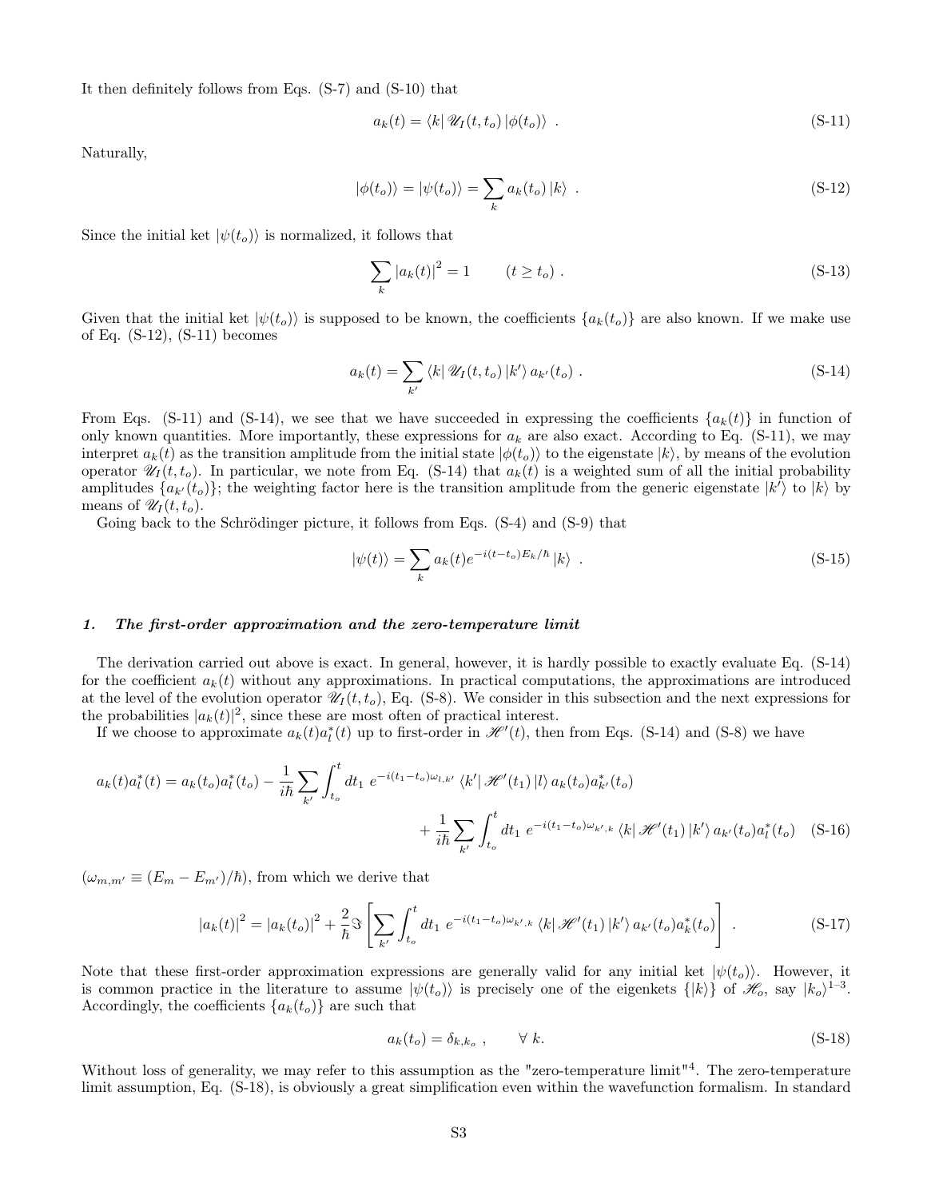It then definitely follows from Eqs. (S-7) and (S-10) that

$$a_k(t) = \langle k| \mathscr{U}_I(t,t_o) |\phi(t_o)\rangle \ . \tag{S-11}$$

Naturally,

$$|\phi(t_o)\rangle = |\psi(t_o)\rangle = \sum_k a_k(t_o) |k\rangle \ . \tag{S-12}$$

Since the initial ket $|\psi(t_o)\rangle$ is normalized, it follows that

$$\sum_k |a_k(t)|^2 = 1 \qquad (t \geq t_o) \ . \tag{S-13}$$

Given that the initial ket $|\psi(t_o)\rangle$ is supposed to be known, the coefficients $\{a_k(t_o)\}$ are also known. If we make use of Eq. (S-12), (S-11) becomes

$$a_k(t) = \sum_{k'} \langle k| \mathscr{U}_I(t,t_o) |k'\rangle \, a_{k'}(t_o) \ . \tag{S-14}$$

From Eqs. (S-11) and (S-14), we see that we have succeeded in expressing the coefficients $\{a_k(t)\}$ in function of only known quantities. More importantly, these expressions for $a_k$ are also exact. According to Eq. (S-11), we may interpret $a_k(t)$ as the transition amplitude from the initial state $|\phi(t_o)\rangle$ to the eigenstate $|k\rangle$, by means of the evolution operator $\mathscr{U}_I(t,t_o)$. In particular, we note from Eq. (S-14) that $a_k(t)$ is a weighted sum of all the initial probability amplitudes $\{a_{k'}(t_o)\}$; the weighting factor here is the transition amplitude from the generic eigenstate $|k'\rangle$ to $|k\rangle$ by means of $\mathscr{U}_I(t,t_o)$.

Going back to the Schrödinger picture, it follows from Eqs. (S-4) and (S-9) that

$$|\psi(t)\rangle = \sum_k a_k(t) e^{-i(t-t_o)E_k/\hbar} |k\rangle \ . \tag{S-15}$$

### 1. *The first-order approximation and the zero-temperature limit*

The derivation carried out above is exact. In general, however, it is hardly possible to exactly evaluate Eq. (S-14) for the coefficient $a_k(t)$ without any approximations. In practical computations, the approximations are introduced at the level of the evolution operator $\mathscr{U}_I(t,t_o)$, Eq. (S-8). We consider in this subsection and the next expressions for the probabilities $|a_k(t)|^2$, since these are most often of practical interest.

If we choose to approximate $a_k(t)a_l^*(t)$ up to first-order in $\mathscr{H}'(t)$, then from Eqs. (S-14) and (S-8) we have

$$a_k(t)a_l^*(t) = a_k(t_o)a_l^*(t_o) - \frac{1}{i\hbar}\sum_{k'}\int_{t_o}^{t} dt_1 \ e^{-i(t_1-t_o)\omega_{l,k'}} \langle k'| \mathscr{H}'(t_1) |l\rangle \, a_k(t_o)a_{k'}^*(t_o) + \frac{1}{i\hbar}\sum_{k'}\int_{t_o}^{t} dt_1 \ e^{-i(t_1-t_o)\omega_{k',k}} \langle k| \mathscr{H}'(t_1) |k'\rangle \, a_{k'}(t_o)a_l^*(t_o) \tag{S-16}$$

($\omega_{m,m'} \equiv (E_m - E_{m'})/\hbar$), from which we derive that

$$|a_k(t)|^2 = |a_k(t_o)|^2 + \frac{2}{\hbar}\Im\left[\sum_{k'}\int_{t_o}^{t} dt_1 \ e^{-i(t_1-t_o)\omega_{k',k}} \langle k| \mathscr{H}'(t_1) |k'\rangle \, a_{k'}(t_o)a_k^*(t_o)\right] \ . \tag{S-17}$$

Note that these first-order approximation expressions are generally valid for any initial ket $|\psi(t_o)\rangle$. However, it is common practice in the literature to assume $|\psi(t_o)\rangle$ is precisely one of the eigenkets $\{|k\rangle\}$ of $\mathscr{H}_o$, say $|k_o\rangle$[1–3]. Accordingly, the coefficients $\{a_k(t_o)\}$ are such that

$$a_k(t_o) = \delta_{k,k_o} \ , \qquad \forall \ k. \tag{S-18}$$

Without loss of generality, we may refer to this assumption as the "zero-temperature limit"[4]. The zero-temperature limit assumption, Eq. (S-18), is obviously a great simplification even within the wavefunction formalism. In standard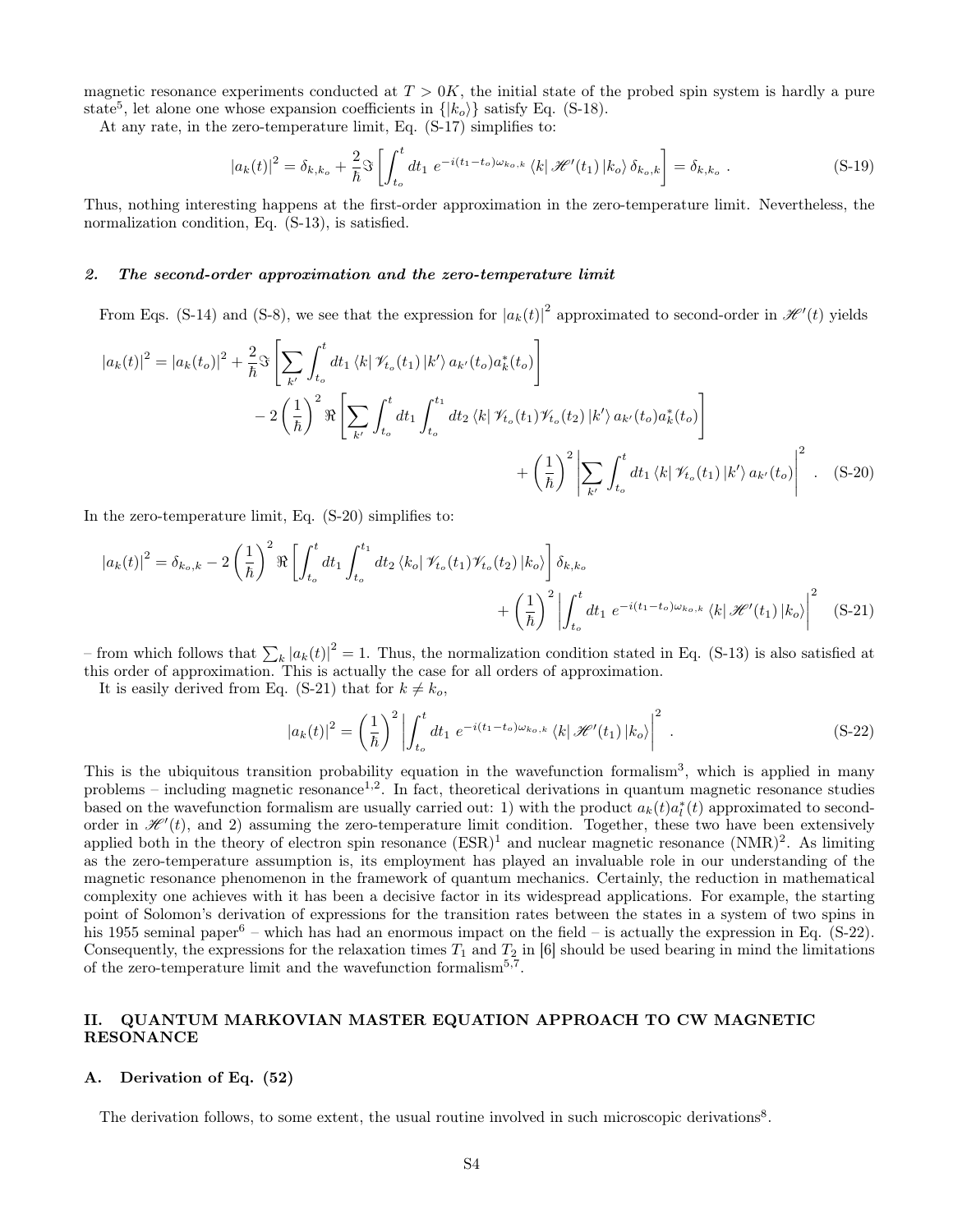magnetic resonance experiments conducted at $T > 0K$, the initial state of the probed spin system is hardly a pure state[5], let alone one whose expansion coefficients in $\{|k_o\rangle\}$ satisfy Eq. (S-18).

At any rate, in the zero-temperature limit, Eq. (S-17) simplifies to:

$$|a_k(t)|^2 = \delta_{k,k_o} + \frac{2}{\hbar}\Im\left[\int_{t_o}^{t} dt_1\; e^{-i(t_1-t_o)\omega_{k_o,k}} \langle k|\mathscr{H}'(t_1)|k_o\rangle\, \delta_{k_o,k}\right] = \delta_{k,k_o}\,. \tag{S-19}$$

Thus, nothing interesting happens at the first-order approximation in the zero-temperature limit. Nevertheless, the normalization condition, Eq. (S-13), is satisfied.

#### *2. The second-order approximation and the zero-temperature limit*

From Eqs. (S-14) and (S-8), we see that the expression for $|a_k(t)|^2$ approximated to second-order in $\mathscr{H}'(t)$ yields

$$\begin{aligned}
|a_k(t)|^2 = |a_k(t_o)|^2 &+ \frac{2}{\hbar}\Im\left[\sum_{k'}\int_{t_o}^{t} dt_1\,\langle k|\mathscr{V}_{t_o}(t_1)|k'\rangle\, a_{k'}(t_o)a_k^*(t_o)\right] \\
&- 2\left(\frac{1}{\hbar}\right)^2 \Re\left[\sum_{k'}\int_{t_o}^{t} dt_1\int_{t_o}^{t_1} dt_2\,\langle k|\mathscr{V}_{t_o}(t_1)\mathscr{V}_{t_o}(t_2)|k'\rangle\, a_{k'}(t_o)a_k^*(t_o)\right] \\
&+ \left(\frac{1}{\hbar}\right)^2 \left|\sum_{k'}\int_{t_o}^{t} dt_1\,\langle k|\mathscr{V}_{t_o}(t_1)|k'\rangle\, a_{k'}(t_o)\right|^2 .
\end{aligned} \tag{S-20}$$

In the zero-temperature limit, Eq. (S-20) simplifies to:

$$\begin{aligned}
|a_k(t)|^2 = \delta_{k_o,k} &- 2\left(\frac{1}{\hbar}\right)^2 \Re\left[\int_{t_o}^{t} dt_1\int_{t_o}^{t_1} dt_2\,\langle k_o|\mathscr{V}_{t_o}(t_1)\mathscr{V}_{t_o}(t_2)|k_o\rangle\right]\delta_{k,k_o} \\
&+ \left(\frac{1}{\hbar}\right)^2 \left|\int_{t_o}^{t} dt_1\; e^{-i(t_1-t_o)\omega_{k_o,k}}\langle k|\mathscr{H}'(t_1)|k_o\rangle\right|^2
\end{aligned} \tag{S-21}$$

– from which follows that $\sum_k |a_k(t)|^2 = 1$. Thus, the normalization condition stated in Eq. (S-13) is also satisfied at this order of approximation. This is actually the case for all orders of approximation.

It is easily derived from Eq. (S-21) that for $k \neq k_o$,

$$|a_k(t)|^2 = \left(\frac{1}{\hbar}\right)^2 \left|\int_{t_o}^{t} dt_1\; e^{-i(t_1-t_o)\omega_{k_o,k}}\langle k|\mathscr{H}'(t_1)|k_o\rangle\right|^2 . \tag{S-22}$$

This is the ubiquitous transition probability equation in the wavefunction formalism[3], which is applied in many problems – including magnetic resonance[1,2]. In fact, theoretical derivations in quantum magnetic resonance studies based on the wavefunction formalism are usually carried out: 1) with the product $a_k(t)a_l^*(t)$ approximated to second-order in $\mathscr{H}'(t)$, and 2) assuming the zero-temperature limit condition. Together, these two have been extensively applied both in the theory of electron spin resonance (ESR)[1] and nuclear magnetic resonance (NMR)[2]. As limiting as the zero-temperature assumption is, its employment has played an invaluable role in our understanding of the magnetic resonance phenomenon in the framework of quantum mechanics. Certainly, the reduction in mathematical complexity one achieves with it has been a decisive factor in its widespread applications. For example, the starting point of Solomon's derivation of expressions for the transition rates between the states in a system of two spins in his 1955 seminal paper[6] – which has had an enormous impact on the field – is actually the expression in Eq. (S-22). Consequently, the expressions for the relaxation times $T_1$ and $T_2$ in [6] should be used bearing in mind the limitations of the zero-temperature limit and the wavefunction formalism[5,7].

## II. QUANTUM MARKOVIAN MASTER EQUATION APPROACH TO CW MAGNETIC RESONANCE

### A. Derivation of Eq. (52)

The derivation follows, to some extent, the usual routine involved in such microscopic derivations[8].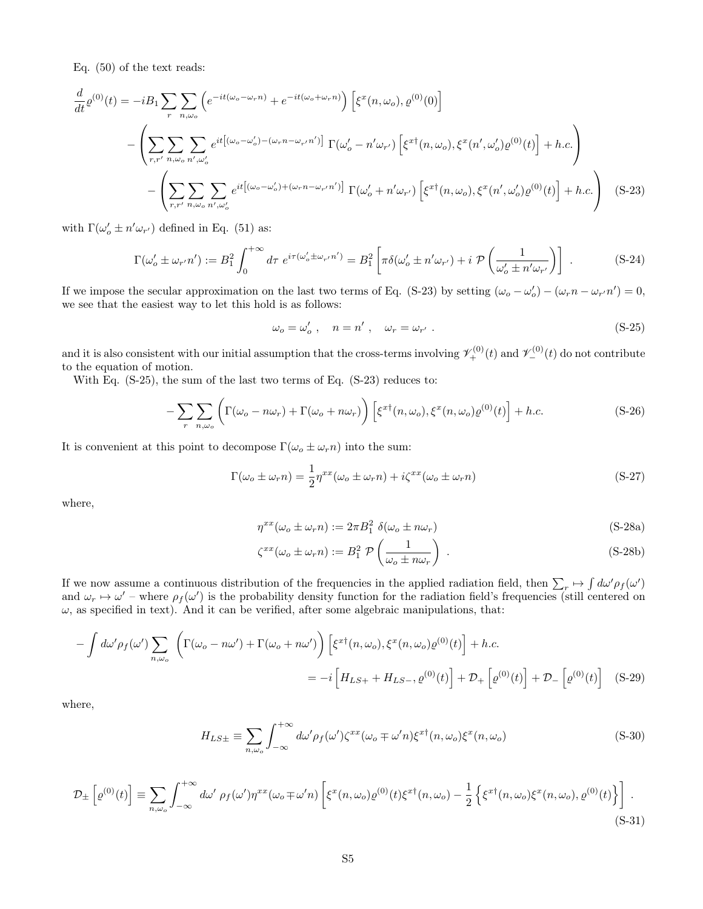Eq. (50) of the text reads:

$$
\begin{aligned}
\frac{d}{dt}\varrho^{(0)}(t) = &-iB_1 \sum_r \sum_{n,\omega_o} \left( e^{-it(\omega_o - \omega_r n)} + e^{-it(\omega_o + \omega_r n)} \right) \left[ \xi^x(n,\omega_o), \varrho^{(0)}(0) \right] \\
&- \left( \sum_{r,r'} \sum_{n,\omega_o} \sum_{n',\omega_o'} e^{it\left[(\omega_o - \omega_o') - (\omega_r n - \omega_{r'} n')\right]} \; \Gamma(\omega_o' - n'\omega_{r'}) \left[ \xi^{x\dagger}(n,\omega_o), \xi^x(n',\omega_o')\varrho^{(0)}(t) \right] + h.c. \right) \\
&- \left( \sum_{r,r'} \sum_{n,\omega_o} \sum_{n',\omega_o'} e^{it\left[(\omega_o - \omega_o') + (\omega_r n - \omega_{r'} n')\right]} \; \Gamma(\omega_o' + n'\omega_{r'}) \left[ \xi^{x\dagger}(n,\omega_o), \xi^x(n',\omega_o')\varrho^{(0)}(t) \right] + h.c. \right) \quad \text{(S-23)}
\end{aligned}
$$

with $\Gamma(\omega_o' \pm n'\omega_{r'})$ defined in Eq. (51) as:

$$
\Gamma(\omega_o' \pm \omega_{r'} n') := B_1^2 \int_0^{+\infty} d\tau \; e^{i\tau(\omega_o' \pm \omega_{r'} n')} = B_1^2 \left[ \pi\delta(\omega_o' \pm n'\omega_{r'}) + i\,\mathcal{P}\left( \frac{1}{\omega_o' \pm n'\omega_{r'}} \right) \right] . \quad \text{(S-24)}
$$

If we impose the secular approximation on the last two terms of Eq. (S-23) by setting $(\omega_o - \omega_o') - (\omega_r n - \omega_{r'} n') = 0$, we see that the easiest way to let this hold is as follows:

$$
\omega_o = \omega_o' \;, \quad n = n' \;, \quad \omega_r = \omega_{r'} \;. \quad \text{(S-25)}
$$

and it is also consistent with our initial assumption that the cross-terms involving $\mathscr{V}_+^{(0)}(t)$ and $\mathscr{V}_-^{(0)}(t)$ do not contribute to the equation of motion.

With Eq. (S-25), the sum of the last two terms of Eq. (S-23) reduces to:

$$
-\sum_r \sum_{n,\omega_o} \Big( \Gamma(\omega_o - n\omega_r) + \Gamma(\omega_o + n\omega_r) \Big) \left[ \xi^{x\dagger}(n,\omega_o), \xi^x(n,\omega_o)\varrho^{(0)}(t) \right] + h.c. \quad \text{(S-26)}
$$

It is convenient at this point to decompose $\Gamma(\omega_o \pm \omega_r n)$ into the sum:

$$
\Gamma(\omega_o \pm \omega_r n) = \frac{1}{2}\eta^{xx}(\omega_o \pm \omega_r n) + i\zeta^{xx}(\omega_o \pm \omega_r n) \quad \text{(S-27)}
$$

where,

$$
\eta^{xx}(\omega_o \pm \omega_r n) := 2\pi B_1^2 \; \delta(\omega_o \pm n\omega_r) \quad \text{(S-28a)}
$$

$$
\zeta^{xx}(\omega_o \pm \omega_r n) := B_1^2 \; \mathcal{P}\left( \frac{1}{\omega_o \pm n\omega_r} \right) \;. \quad \text{(S-28b)}
$$

If we now assume a continuous distribution of the frequencies in the applied radiation field, then $\sum_r \mapsto \int d\omega' \rho_f(\omega')$ and $\omega_r \mapsto \omega'$ – where $\rho_f(\omega')$ is the probability density function for the radiation field's frequencies (still centered on $\omega$, as specified in text). And it can be verified, after some algebraic manipulations, that:

$$
\begin{aligned}
-\int d\omega' \rho_f(\omega') \sum_{n,\omega_o} \Big( \Gamma(\omega_o - n\omega') + \Gamma(\omega_o + n\omega') \Big) \left[ \xi^{x\dagger}(n,\omega_o), \xi^x(n,\omega_o)\varrho^{(0)}(t) \right] + h.c. \\
= -i\left[ H_{LS+} + H_{LS-}, \varrho^{(0)}(t) \right] + \mathcal{D}_+\left[ \varrho^{(0)}(t) \right] + \mathcal{D}_-\left[ \varrho^{(0)}(t) \right] \quad \text{(S-29)}
\end{aligned}
$$

where,

$$
H_{LS\pm} \equiv \sum_{n,\omega_o} \int_{-\infty}^{+\infty} d\omega' \rho_f(\omega') \zeta^{xx}(\omega_o \mp \omega' n) \xi^{x\dagger}(n,\omega_o) \xi^x(n,\omega_o) \quad \text{(S-30)}
$$

$$
\mathcal{D}_\pm\left[ \varrho^{(0)}(t) \right] \equiv \sum_{n,\omega_o} \int_{-\infty}^{+\infty} d\omega' \; \rho_f(\omega') \eta^{xx}(\omega_o \mp \omega' n) \left[ \xi^x(n,\omega_o)\varrho^{(0)}(t)\xi^{x\dagger}(n,\omega_o) - \frac{1}{2}\left\{ \xi^{x\dagger}(n,\omega_o)\xi^x(n,\omega_o), \varrho^{(0)}(t) \right\} \right] . \quad \text{(S-31)}
$$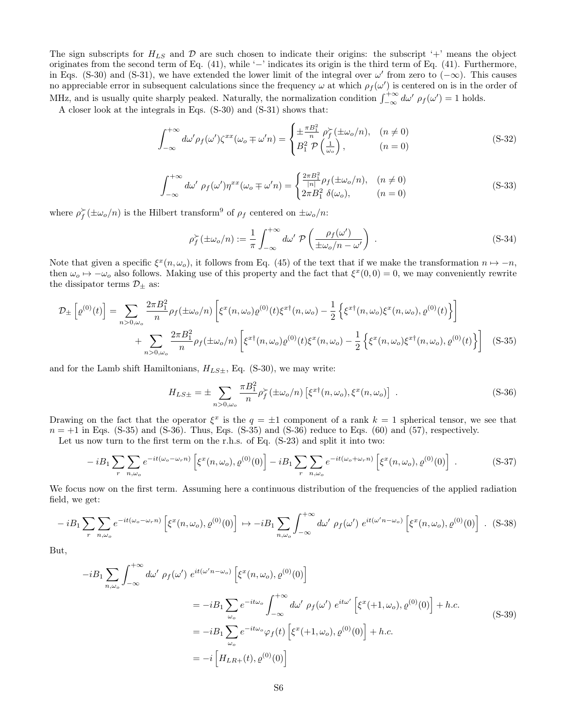The sign subscripts for $H_{LS}$ and $\mathcal{D}$ are such chosen to indicate their origins: the subscript '+' means the object originates from the second term of Eq. (41), while '−' indicates its origin is the third term of Eq. (41). Furthermore, in Eqs. (S-30) and (S-31), we have extended the lower limit of the integral over $\omega'$ from zero to $(-\infty)$. This causes no appreciable error in subsequent calculations since the frequency $\omega$ at which $\rho_f(\omega')$ is centered on is in the order of MHz, and is usually quite sharply peaked. Naturally, the normalization condition $\int_{-\infty}^{+\infty} d\omega' \, \rho_f(\omega') = 1$ holds.

A closer look at the integrals in Eqs. (S-30) and (S-31) shows that:

$$
\int_{-\infty}^{+\infty} d\omega' \rho_f(\omega') \zeta^{xx}(\omega_o \mp \omega' n) = \begin{cases} \pm \frac{\pi B_1^2}{n} \, \rho_f^{\succ}(\pm\omega_o/n), & (n \neq 0) \\ B_1^2 \; \mathcal{P}\left(\frac{1}{\omega_o}\right), & (n = 0) \end{cases} \tag{S-32}
$$

$$
\int_{-\infty}^{+\infty} d\omega' \; \rho_f(\omega') \eta^{xx}(\omega_o \mp \omega' n) = \begin{cases} \frac{2\pi B_1^2}{|n|} \rho_f(\pm\omega_o/n), & (n \neq 0) \\ 2\pi B_1^2 \; \delta(\omega_o), & (n = 0) \end{cases} \tag{S-33}
$$

where $\rho_f^{\succ}(\pm\omega_o/n)$ is the Hilbert transform[9] of $\rho_f$ centered on $\pm\omega_o/n$:

$$
\rho_f^{\succ}(\pm\omega_o/n) := \frac{1}{\pi} \int_{-\infty}^{+\infty} d\omega' \; \mathcal{P}\left(\frac{\rho_f(\omega')}{\pm\omega_o/n - \omega'}\right) \; . \tag{S-34}
$$

Note that given a specific $\xi^x(n, \omega_o)$, it follows from Eq. (45) of the text that if we make the transformation $n \mapsto -n$, then $\omega_o \mapsto -\omega_o$ also follows. Making use of this property and the fact that $\xi^x(0,0) = 0$, we may conveniently rewrite the dissipator terms $\mathcal{D}_\pm$ as:

$$
\begin{aligned}
\mathcal{D}_\pm\left[\varrho^{(0)}(t)\right] = \sum_{n>0,\omega_o} \frac{2\pi B_1^2}{n} \rho_f(\pm\omega_o/n) \left[\xi^x(n,\omega_o)\varrho^{(0)}(t)\xi^{x\dagger}(n,\omega_o) - \frac{1}{2}\left\{\xi^{x\dagger}(n,\omega_o)\xi^x(n,\omega_o), \varrho^{(0)}(t)\right\}\right] \\
+ \sum_{n>0,\omega_o} \frac{2\pi B_1^2}{n} \rho_f(\pm\omega_o/n) \left[\xi^{x\dagger}(n,\omega_o)\varrho^{(0)}(t)\xi^x(n,\omega_o) - \frac{1}{2}\left\{\xi^x(n,\omega_o)\xi^{x\dagger}(n,\omega_o), \varrho^{(0)}(t)\right\}\right]
\end{aligned} \tag{S-35}
$$

and for the Lamb shift Hamiltonians, $H_{LS\pm}$, Eq. (S-30), we may write:

$$
H_{LS\pm} = \pm \sum_{n>0,\omega_o} \frac{\pi B_1^2}{n} \rho_f^{\succ}(\pm\omega_o/n) \left[\xi^{x\dagger}(n,\omega_o), \xi^x(n,\omega_o)\right] \; . \tag{S-36}
$$

Drawing on the fact that the operator $\xi^x$ is the $q = \pm 1$ component of a rank $k = 1$ spherical tensor, we see that $n = +1$ in Eqs. (S-35) and (S-36). Thus, Eqs. (S-35) and (S-36) reduce to Eqs. (60) and (57), respectively.

Let us now turn to the first term on the r.h.s. of Eq. (S-23) and split it into two:

$$
-iB_1 \sum_r \sum_{n,\omega_o} e^{-it(\omega_o - \omega_r n)} \left[\xi^x(n,\omega_o), \varrho^{(0)}(0)\right] - iB_1 \sum_r \sum_{n,\omega_o} e^{-it(\omega_o + \omega_r n)} \left[\xi^x(n,\omega_o), \varrho^{(0)}(0)\right] \; . \tag{S-37}
$$

We focus now on the first term. Assuming here a continuous distribution of the frequencies of the applied radiation field, we get:

$$
-iB_1 \sum_r \sum_{n,\omega_o} e^{-it(\omega_o - \omega_r n)} \left[\xi^x(n,\omega_o), \varrho^{(0)}(0)\right] \mapsto -iB_1 \sum_{n,\omega_o} \int_{-\infty}^{+\infty} d\omega' \; \rho_f(\omega') \; e^{it(\omega' n - \omega_o)} \left[\xi^x(n,\omega_o), \varrho^{(0)}(0)\right] \; . \tag{S-38}
$$

But,

$$
\begin{aligned}
-iB_1 \sum_{n,\omega_o} \int_{-\infty}^{+\infty} d\omega' \; \rho_f(\omega') \; e^{it(\omega' n - \omega_o)} \left[\xi^x(n,\omega_o), \varrho^{(0)}(0)\right] \\
&= -iB_1 \sum_{\omega_o} e^{-it\omega_o} \int_{-\infty}^{+\infty} d\omega' \; \rho_f(\omega') \; e^{it\omega'} \left[\xi^x(+1,\omega_o), \varrho^{(0)}(0)\right] + h.c. \\
&= -iB_1 \sum_{\omega_o} e^{-it\omega_o} \varphi_f(t) \left[\xi^x(+1,\omega_o), \varrho^{(0)}(0)\right] + h.c. \\
&= -i\left[H_{LR+}(t), \varrho^{(0)}(0)\right]
\end{aligned} \tag{S-39}
$$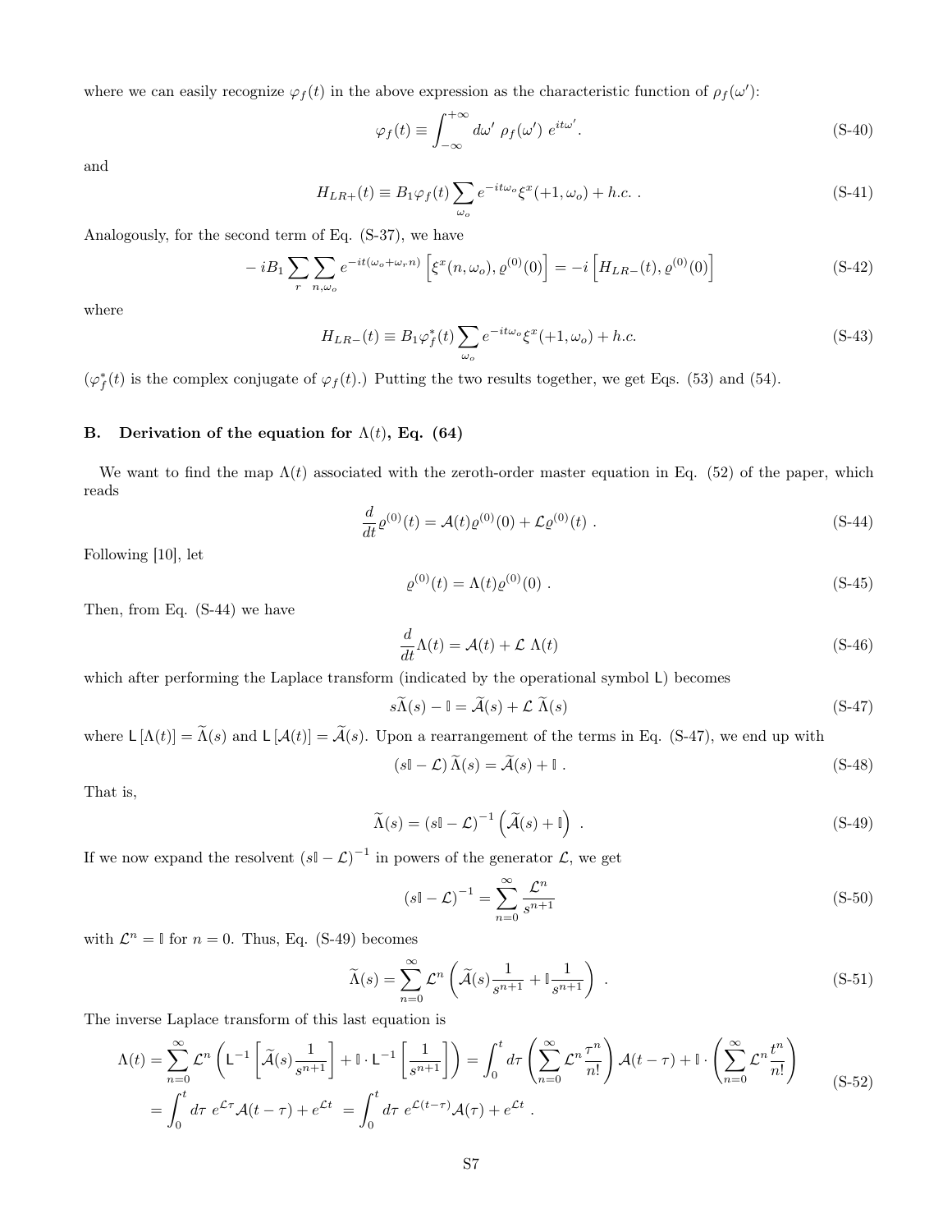where we can easily recognize $\varphi_f(t)$ in the above expression as the characteristic function of $\rho_f(\omega')$:

$$\varphi_f(t) \equiv \int_{-\infty}^{+\infty} d\omega' \ \rho_f(\omega') \ e^{it\omega'} . \tag{S-40}$$

and

$$H_{LR+}(t) \equiv B_1 \varphi_f(t) \sum_{\omega_o} e^{-it\omega_o} \xi^x(+1, \omega_o) + h.c. \ . \tag{S-41}$$

Analogously, for the second term of Eq. (S-37), we have

$$-iB_1 \sum_r \sum_{n,\omega_o} e^{-it(\omega_o+\omega_r n)} \left[\xi^x(n,\omega_o), \varrho^{(0)}(0)\right] = -i\left[H_{LR-}(t), \varrho^{(0)}(0)\right] \tag{S-42}$$

where

$$H_{LR-}(t) \equiv B_1 \varphi_f^*(t) \sum_{\omega_o} e^{-it\omega_o} \xi^x(+1, \omega_o) + h.c. \tag{S-43}$$

($\varphi_f^*(t)$ is the complex conjugate of $\varphi_f(t)$.) Putting the two results together, we get Eqs. (53) and (54).

## B. Derivation of the equation for $\Lambda(t)$, Eq. (64)

We want to find the map $\Lambda(t)$ associated with the zeroth-order master equation in Eq. (52) of the paper, which reads

$$\frac{d}{dt}\varrho^{(0)}(t) = \mathcal{A}(t)\varrho^{(0)}(0) + \mathcal{L}\varrho^{(0)}(t) \ . \tag{S-44}$$

Following [10], let

$$\varrho^{(0)}(t) = \Lambda(t)\varrho^{(0)}(0) \ . \tag{S-45}$$

Then, from Eq. (S-44) we have

$$\frac{d}{dt}\Lambda(t) = \mathcal{A}(t) + \mathcal{L} \ \Lambda(t) \tag{S-46}$$

which after performing the Laplace transform (indicated by the operational symbol $\mathsf{L}$) becomes

$$s\widetilde{\Lambda}(s) - \mathbb{I} = \widetilde{\mathcal{A}}(s) + \mathcal{L} \ \widetilde{\Lambda}(s) \tag{S-47}$$

where $\mathsf{L}\left[\Lambda(t)\right] = \widetilde{\Lambda}(s)$ and $\mathsf{L}\left[\mathcal{A}(t)\right] = \widetilde{\mathcal{A}}(s)$. Upon a rearrangement of the terms in Eq. (S-47), we end up with

$$\left(s\mathbb{I} - \mathcal{L}\right)\widetilde{\Lambda}(s) = \widetilde{\mathcal{A}}(s) + \mathbb{I} \ . \tag{S-48}$$

That is,

$$\widetilde{\Lambda}(s) = \left(s\mathbb{I} - \mathcal{L}\right)^{-1}\left(\widetilde{\mathcal{A}}(s) + \mathbb{I}\right) \ . \tag{S-49}$$

If we now expand the resolvent $\left(s\mathbb{I} - \mathcal{L}\right)^{-1}$ in powers of the generator $\mathcal{L}$, we get

$$\left(s\mathbb{I} - \mathcal{L}\right)^{-1} = \sum_{n=0}^{\infty} \frac{\mathcal{L}^n}{s^{n+1}} \tag{S-50}$$

with $\mathcal{L}^n = \mathbb{I}$ for $n = 0$. Thus, Eq. (S-49) becomes

$$\widetilde{\Lambda}(s) = \sum_{n=0}^{\infty} \mathcal{L}^n \left(\widetilde{\mathcal{A}}(s)\frac{1}{s^{n+1}} + \mathbb{I}\frac{1}{s^{n+1}}\right) \ . \tag{S-51}$$

The inverse Laplace transform of this last equation is

$$\begin{aligned}
\Lambda(t) &= \sum_{n=0}^{\infty} \mathcal{L}^n \left(\mathsf{L}^{-1}\left[\widetilde{\mathcal{A}}(s)\frac{1}{s^{n+1}}\right] + \mathbb{I}\cdot\mathsf{L}^{-1}\left[\frac{1}{s^{n+1}}\right]\right) = \int_0^t d\tau \left(\sum_{n=0}^{\infty} \mathcal{L}^n \frac{\tau^n}{n!}\right)\mathcal{A}(t-\tau) + \mathbb{I}\cdot\left(\sum_{n=0}^{\infty} \mathcal{L}^n \frac{t^n}{n!}\right) \\
&= \int_0^t d\tau \ e^{\mathcal{L}\tau}\mathcal{A}(t-\tau) + e^{\mathcal{L}t} \ = \int_0^t d\tau \ e^{\mathcal{L}(t-\tau)}\mathcal{A}(\tau) + e^{\mathcal{L}t} \ .
\end{aligned} \tag{S-52}$$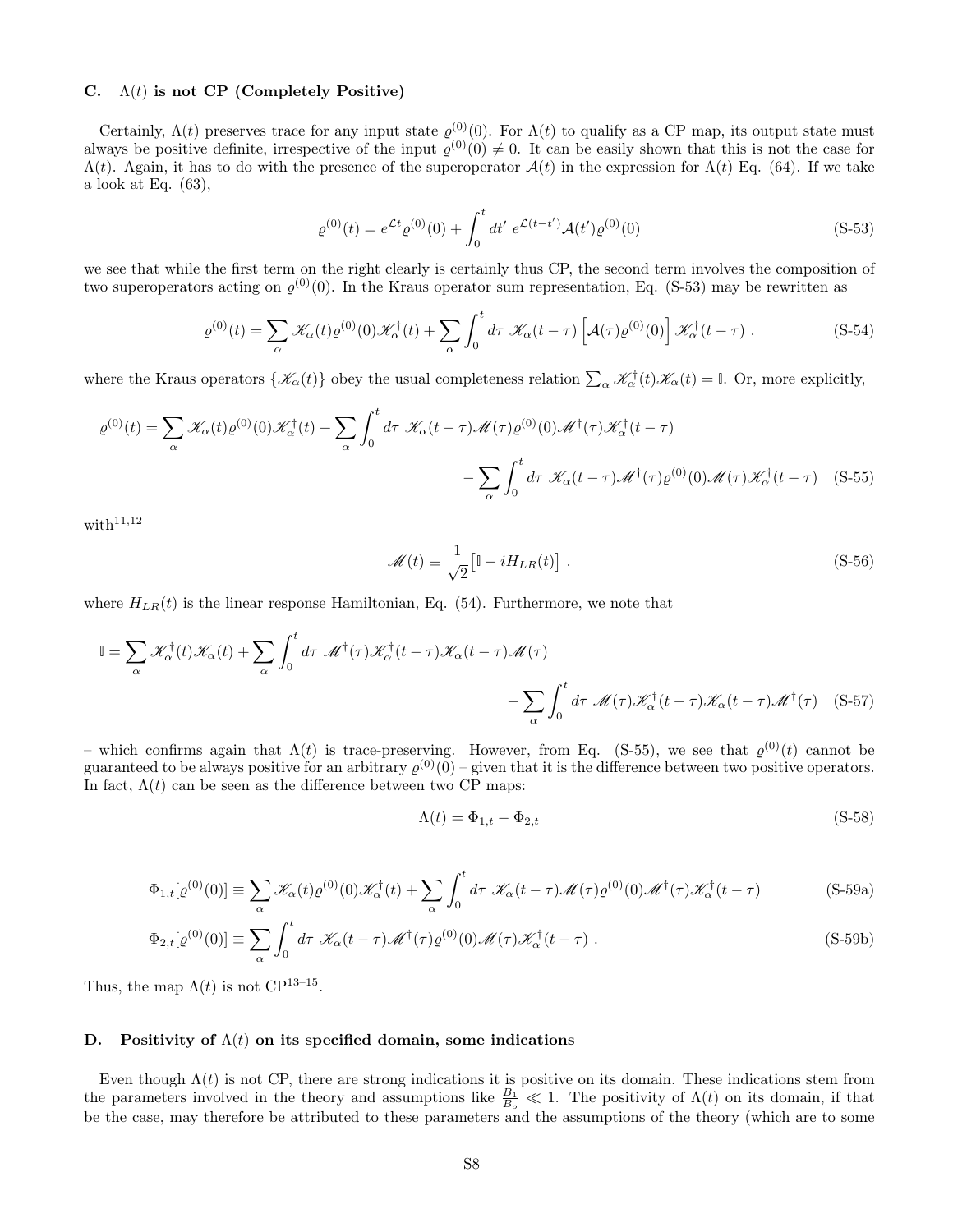### C. $\Lambda(t)$ is not CP (Completely Positive)

Certainly, $\Lambda(t)$ preserves trace for any input state $\varrho^{(0)}(0)$. For $\Lambda(t)$ to qualify as a CP map, its output state must always be positive definite, irrespective of the input $\varrho^{(0)}(0) \neq 0$. It can be easily shown that this is not the case for $\Lambda(t)$. Again, it has to do with the presence of the superoperator $\mathcal{A}(t)$ in the expression for $\Lambda(t)$ Eq. (64). If we take a look at Eq. (63),

$$\varrho^{(0)}(t) = e^{\mathcal{L}t}\varrho^{(0)}(0) + \int_0^t dt' \; e^{\mathcal{L}(t-t')}\mathcal{A}(t')\varrho^{(0)}(0) \tag{S-53}$$

we see that while the first term on the right clearly is certainly thus CP, the second term involves the composition of two superoperators acting on $\varrho^{(0)}(0)$. In the Kraus operator sum representation, Eq. (S-53) may be rewritten as

$$\varrho^{(0)}(t) = \sum_\alpha \mathscr{K}_\alpha(t)\varrho^{(0)}(0)\mathscr{K}_\alpha^\dagger(t) + \sum_\alpha \int_0^t d\tau \; \mathscr{K}_\alpha(t-\tau)\left[\mathcal{A}(\tau)\varrho^{(0)}(0)\right]\mathscr{K}_\alpha^\dagger(t-\tau)\;. \tag{S-54}$$

where the Kraus operators $\{\mathscr{K}_\alpha(t)\}$ obey the usual completeness relation $\sum_\alpha \mathscr{K}_\alpha^\dagger(t)\mathscr{K}_\alpha(t) = \mathbb{I}$. Or, more explicitly,

$$\begin{aligned}\varrho^{(0)}(t) = \sum_\alpha \mathscr{K}_\alpha(t)\varrho^{(0)}(0)\mathscr{K}_\alpha^\dagger(t) &+ \sum_\alpha \int_0^t d\tau \; \mathscr{K}_\alpha(t-\tau)\mathscr{M}(\tau)\varrho^{(0)}(0)\mathscr{M}^\dagger(\tau)\mathscr{K}_\alpha^\dagger(t-\tau) \\ &- \sum_\alpha \int_0^t d\tau \; \mathscr{K}_\alpha(t-\tau)\mathscr{M}^\dagger(\tau)\varrho^{(0)}(0)\mathscr{M}(\tau)\mathscr{K}_\alpha^\dagger(t-\tau)\end{aligned} \tag{S-55}$$

with[11,12]

$$\mathscr{M}(t) \equiv \frac{1}{\sqrt{2}}\left[\mathbb{I} - iH_{LR}(t)\right]\;. \tag{S-56}$$

where $H_{LR}(t)$ is the linear response Hamiltonian, Eq. (54). Furthermore, we note that

$$\begin{aligned}\mathbb{I} = \sum_\alpha \mathscr{K}_\alpha^\dagger(t)\mathscr{K}_\alpha(t) &+ \sum_\alpha \int_0^t d\tau \; \mathscr{M}^\dagger(\tau)\mathscr{K}_\alpha^\dagger(t-\tau)\mathscr{K}_\alpha(t-\tau)\mathscr{M}(\tau) \\ &- \sum_\alpha \int_0^t d\tau \; \mathscr{M}(\tau)\mathscr{K}_\alpha^\dagger(t-\tau)\mathscr{K}_\alpha(t-\tau)\mathscr{M}^\dagger(\tau)\end{aligned} \tag{S-57}$$

– which confirms again that $\Lambda(t)$ is trace-preserving. However, from Eq. (S-55), we see that $\varrho^{(0)}(t)$ cannot be guaranteed to be always positive for an arbitrary $\varrho^{(0)}(0)$ – given that it is the difference between two positive operators. In fact, $\Lambda(t)$ can be seen as the difference between two CP maps:

$$\Lambda(t) = \Phi_{1,t} - \Phi_{2,t} \tag{S-58}$$

$$\Phi_{1,t}[\varrho^{(0)}(0)] \equiv \sum_\alpha \mathscr{K}_\alpha(t)\varrho^{(0)}(0)\mathscr{K}_\alpha^\dagger(t) + \sum_\alpha \int_0^t d\tau \; \mathscr{K}_\alpha(t-\tau)\mathscr{M}(\tau)\varrho^{(0)}(0)\mathscr{M}^\dagger(\tau)\mathscr{K}_\alpha^\dagger(t-\tau) \tag{S-59a}$$

$$\Phi_{2,t}[\varrho^{(0)}(0)] \equiv \sum_\alpha \int_0^t d\tau \; \mathscr{K}_\alpha(t-\tau)\mathscr{M}^\dagger(\tau)\varrho^{(0)}(0)\mathscr{M}(\tau)\mathscr{K}_\alpha^\dagger(t-\tau)\;. \tag{S-59b}$$

Thus, the map $\Lambda(t)$ is not CP[13–15].

### D. Positivity of $\Lambda(t)$ on its specified domain, some indications

Even though $\Lambda(t)$ is not CP, there are strong indications it is positive on its domain. These indications stem from the parameters involved in the theory and assumptions like $\frac{B_1}{B_o} \ll 1$. The positivity of $\Lambda(t)$ on its domain, if that be the case, may therefore be attributed to these parameters and the assumptions of the theory (which are to some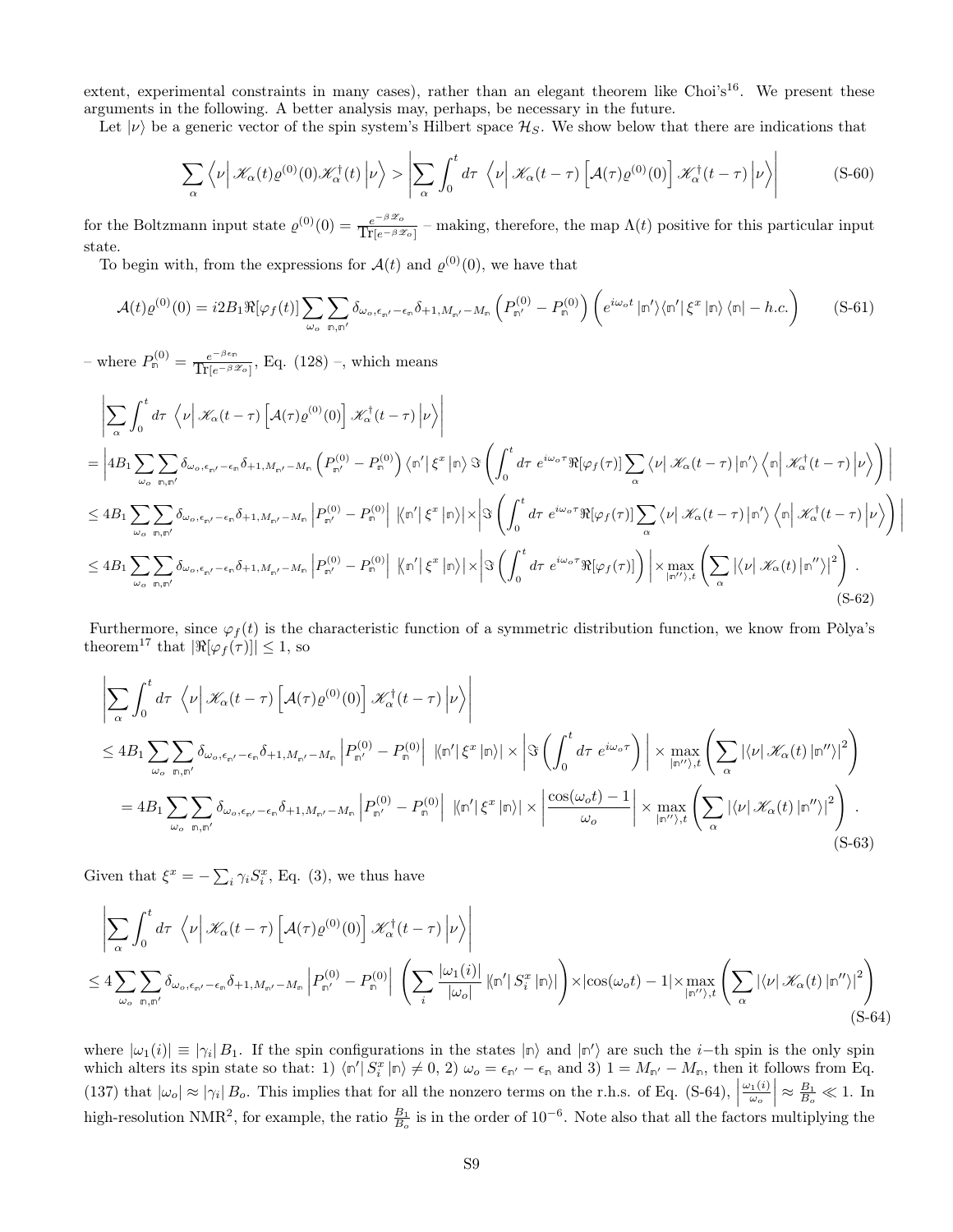extent, experimental constraints in many cases), rather than an elegant theorem like Choi's[16]. We present these arguments in the following. A better analysis may, perhaps, be necessary in the future.

Let $|\nu\rangle$ be a generic vector of the spin system's Hilbert space $\mathcal{H}_S$. We show below that there are indications that

$$\sum_\alpha \left\langle \nu \right| \mathscr{K}_\alpha(t)\varrho^{(0)}(0)\mathscr{K}_\alpha^\dagger(t) \left|\nu\right\rangle > \left| \sum_\alpha \int_0^t d\tau \; \left\langle \nu \right| \mathscr{K}_\alpha(t-\tau) \left[\mathcal{A}(\tau)\varrho^{(0)}(0)\right] \mathscr{K}_\alpha^\dagger(t-\tau) \left|\nu\right\rangle \right| \tag{S-60}$$

for the Boltzmann input state $\varrho^{(0)}(0) = \frac{e^{-\beta \mathscr{H}_o}}{\mathrm{Tr}[e^{-\beta\mathscr{H}_o}]}$ – making, therefore, the map $\Lambda(t)$ positive for this particular input state.

To begin with, from the expressions for $\mathcal{A}(t)$ and $\varrho^{(0)}(0)$, we have that

$$\mathcal{A}(t)\varrho^{(0)}(0) = i2B_1\Re[\varphi_f(t)]\sum_{\omega_o}\sum_{\mathbb{n},\mathbb{n}'} \delta_{\omega_o,\epsilon_{\mathbb{n}'}-\epsilon_{\mathbb{n}}}\delta_{+1,M_{\mathbb{n}'}-M_{\mathbb{n}}}\left(P^{(0)}_{\mathbb{n}'} - P^{(0)}_{\mathbb{n}}\right)\left(e^{i\omega_o t}\left|\mathbb{n}'\right\rangle\!\left\langle\mathbb{n}'\right| \xi^x \left|\mathbb{n}\right\rangle\left\langle\mathbb{n}\right| - h.c.\right) \tag{S-61}$$

– where $P^{(0)}_{\mathbb{n}} = \frac{e^{-\beta\epsilon_{\mathbb{n}}}}{\mathrm{Tr}[e^{-\beta\mathscr{H}_o}]}$, Eq. (128) –, which means

$$\begin{aligned}
&\left|\sum_\alpha \int_0^t d\tau \; \left\langle \nu \right| \mathscr{K}_\alpha(t-\tau)\left[\mathcal{A}(\tau)\varrho^{(0)}(0)\right]\mathscr{K}_\alpha^\dagger(t-\tau)\left|\nu\right\rangle\right| \\
&= \left| 4B_1 \sum_{\omega_o}\sum_{\mathbb{n},\mathbb{n}'} \delta_{\omega_o,\epsilon_{\mathbb{n}'}-\epsilon_{\mathbb{n}}}\delta_{+1,M_{\mathbb{n}'}-M_{\mathbb{n}}}\left(P^{(0)}_{\mathbb{n}'} - P^{(0)}_{\mathbb{n}}\right)\left\langle\mathbb{n}'\right|\xi^x\left|\mathbb{n}\right\rangle \Im\left(\int_0^t d\tau\; e^{i\omega_o\tau}\Re[\varphi_f(\tau)]\sum_\alpha \left\langle\nu\right|\mathscr{K}_\alpha(t-\tau)\left|\mathbb{n}'\right\rangle\left\langle\mathbb{n}\right|\mathscr{K}_\alpha^\dagger(t-\tau)\left|\nu\right\rangle\right)\right| \\
&\le 4B_1 \sum_{\omega_o}\sum_{\mathbb{n},\mathbb{n}'} \delta_{\omega_o,\epsilon_{\mathbb{n}'}-\epsilon_{\mathbb{n}}}\delta_{+1,M_{\mathbb{n}'}-M_{\mathbb{n}}}\left|P^{(0)}_{\mathbb{n}'} - P^{(0)}_{\mathbb{n}}\right| \left|\left\langle\mathbb{n}'\right|\xi^x\left|\mathbb{n}\right\rangle\right| \times \left|\Im\left(\int_0^t d\tau\; e^{i\omega_o\tau}\Re[\varphi_f(\tau)]\sum_\alpha \left\langle\nu\right|\mathscr{K}_\alpha(t-\tau)\left|\mathbb{n}'\right\rangle\left\langle\mathbb{n}\right|\mathscr{K}_\alpha^\dagger(t-\tau)\left|\nu\right\rangle\right)\right| \\
&\le 4B_1 \sum_{\omega_o}\sum_{\mathbb{n},\mathbb{n}'} \delta_{\omega_o,\epsilon_{\mathbb{n}'}-\epsilon_{\mathbb{n}}}\delta_{+1,M_{\mathbb{n}'}-M_{\mathbb{n}}}\left|P^{(0)}_{\mathbb{n}'} - P^{(0)}_{\mathbb{n}}\right| \left|\left\langle\mathbb{n}'\right|\xi^x\left|\mathbb{n}\right\rangle\right| \times \left|\Im\left(\int_0^t d\tau\; e^{i\omega_o\tau}\Re[\varphi_f(\tau)]\right)\right| \times \max_{|\mathbb{n}''\rangle,t}\left(\sum_\alpha \left|\left\langle\nu\right|\mathscr{K}_\alpha(t)\left|\mathbb{n}''\right\rangle\right|^2\right) .
\end{aligned} \tag{S-62}$$

Furthermore, since $\varphi_f(t)$ is the characteristic function of a symmetric distribution function, we know from Pòlya's theorem[17] that $|\Re[\varphi_f(\tau)]| \le 1$, so

$$\begin{aligned}
&\left|\sum_\alpha \int_0^t d\tau \; \left\langle \nu \right| \mathscr{K}_\alpha(t-\tau)\left[\mathcal{A}(\tau)\varrho^{(0)}(0)\right]\mathscr{K}_\alpha^\dagger(t-\tau)\left|\nu\right\rangle\right| \\
&\le 4B_1 \sum_{\omega_o}\sum_{\mathbb{n},\mathbb{n}'} \delta_{\omega_o,\epsilon_{\mathbb{n}'}-\epsilon_{\mathbb{n}}}\delta_{+1,M_{\mathbb{n}'}-M_{\mathbb{n}}}\left|P^{(0)}_{\mathbb{n}'} - P^{(0)}_{\mathbb{n}}\right| \left|\left\langle\mathbb{n}'\right|\xi^x\left|\mathbb{n}\right\rangle\right| \times \left|\Im\left(\int_0^t d\tau\; e^{i\omega_o\tau}\right)\right| \times \max_{|\mathbb{n}''\rangle,t}\left(\sum_\alpha \left|\left\langle\nu\right|\mathscr{K}_\alpha(t)\left|\mathbb{n}''\right\rangle\right|^2\right) \\
&= 4B_1 \sum_{\omega_o}\sum_{\mathbb{n},\mathbb{n}'} \delta_{\omega_o,\epsilon_{\mathbb{n}'}-\epsilon_{\mathbb{n}}}\delta_{+1,M_{\mathbb{n}'}-M_{\mathbb{n}}}\left|P^{(0)}_{\mathbb{n}'} - P^{(0)}_{\mathbb{n}}\right| \left|\left\langle\mathbb{n}'\right|\xi^x\left|\mathbb{n}\right\rangle\right| \times \left|\frac{\cos(\omega_o t)-1}{\omega_o}\right| \times \max_{|\mathbb{n}''\rangle,t}\left(\sum_\alpha \left|\left\langle\nu\right|\mathscr{K}_\alpha(t)\left|\mathbb{n}''\right\rangle\right|^2\right) .
\end{aligned} \tag{S-63}$$

Given that $\xi^x = -\sum_i \gamma_i S^x_i$, Eq. (3), we thus have

$$\begin{aligned}
&\left|\sum_\alpha \int_0^t d\tau \; \left\langle \nu \right| \mathscr{K}_\alpha(t-\tau)\left[\mathcal{A}(\tau)\varrho^{(0)}(0)\right]\mathscr{K}_\alpha^\dagger(t-\tau)\left|\nu\right\rangle\right| \\
&\le 4 \sum_{\omega_o}\sum_{\mathbb{n},\mathbb{n}'} \delta_{\omega_o,\epsilon_{\mathbb{n}'}-\epsilon_{\mathbb{n}}}\delta_{+1,M_{\mathbb{n}'}-M_{\mathbb{n}}}\left|P^{(0)}_{\mathbb{n}'} - P^{(0)}_{\mathbb{n}}\right| \left(\sum_i \frac{|\omega_1(i)|}{|\omega_o|}\left|\left\langle\mathbb{n}'\right|S^x_i\left|\mathbb{n}\right\rangle\right|\right) \times |\cos(\omega_o t)-1| \times \max_{|\mathbb{n}''\rangle,t}\left(\sum_\alpha \left|\left\langle\nu\right|\mathscr{K}_\alpha(t)\left|\mathbb{n}''\right\rangle\right|^2\right)
\end{aligned} \tag{S-64}$$

where $|\omega_1(i)| \equiv |\gamma_i|\, B_1$. If the spin configurations in the states $|\mathbb{n}\rangle$ and $|\mathbb{n}'\rangle$ are such the $i-$th spin is the only spin which alters its spin state so that: 1) $\langle\mathbb{n}'|\, S^x_i\, |\mathbb{n}\rangle \neq 0$, 2) $\omega_o = \epsilon_{\mathbb{n}'} - \epsilon_{\mathbb{n}}$ and 3) $1 = M_{\mathbb{n}'} - M_{\mathbb{n}}$, then it follows from Eq. (137) that $|\omega_o| \approx |\gamma_i|\, B_o$. This implies that for all the nonzero terms on the r.h.s. of Eq. (S-64), $\left|\frac{\omega_1(i)}{\omega_o}\right| \approx \frac{B_1}{B_o} \ll 1$. In high-resolution NMR[2], for example, the ratio $\frac{B_1}{B_o}$ is in the order of $10^{-6}$. Note also that all the factors multiplying the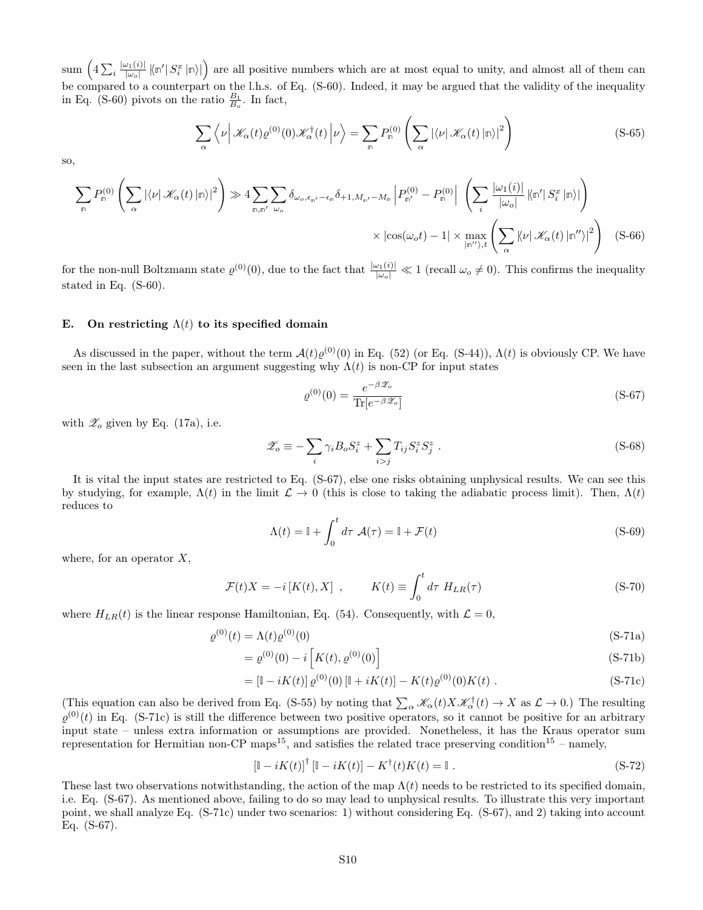sum $\left(4\sum_i \frac{|\omega_1(i)|}{|\omega_o|} |\langle\!\langle \mathbb{n}'| S_i^x |\mathbb{n}\rangle\!\rangle|\right)$ are all positive numbers which are at most equal to unity, and almost all of them can be compared to a counterpart on the l.h.s. of Eq. (S-60). Indeed, it may be argued that the validity of the inequality in Eq. (S-60) pivots on the ratio $\frac{B_1}{B_o}$. In fact,

$$
\sum_\alpha \left\langle \nu \right| \mathscr{K}_\alpha(t) \varrho^{(0)}(0) \mathscr{K}_\alpha^\dagger(t) \left| \nu \right\rangle = \sum_{\mathbb{n}} P_{\mathbb{n}}^{(0)} \left( \sum_\alpha |\langle \nu | \mathscr{K}_\alpha(t) |\mathbb{n}\rangle\!\rangle|^2 \right) \tag{S-65}
$$

so,

$$
\begin{aligned}
\sum_{\mathbb{n}} P_{\mathbb{n}}^{(0)} \left( \sum_\alpha |\langle \nu | \mathscr{K}_\alpha(t) |\mathbb{n}\rangle\!\rangle|^2 \right) \gg 4 \sum_{\mathbb{n},\mathbb{n}'} \sum_{\omega_o} \delta_{\omega_o, \epsilon_{\mathbb{n}'} - \epsilon_{\mathbb{n}}} \delta_{+1, M_{\mathbb{n}'} - M_{\mathbb{n}}} \left| P_{\mathbb{n}'}^{(0)} - P_{\mathbb{n}}^{(0)} \right| \left( \sum_i \frac{|\omega_1(i)|}{|\omega_o|} |\langle\!\langle \mathbb{n}'| S_i^x |\mathbb{n}\rangle\!\rangle| \right) \\
\times |\cos(\omega_o t) - 1| \times \max_{|\mathbb{n}''\rangle\!\rangle, t} \left( \sum_\alpha |\langle \nu | \mathscr{K}_\alpha(t) |\mathbb{n}''\rangle\!\rangle|^2 \right)
\end{aligned} \tag{S-66}
$$

for the non-null Boltzmann state $\varrho^{(0)}(0)$, due to the fact that $\frac{|\omega_1(i)|}{|\omega_o|} \ll 1$ (recall $\omega_o \neq 0$). This confirms the inequality stated in Eq. (S-60).

### E. On restricting $\Lambda(t)$ to its specified domain

As discussed in the paper, without the term $\mathcal{A}(t)\varrho^{(0)}(0)$ in Eq. (52) (or Eq. (S-44)), $\Lambda(t)$ is obviously CP. We have seen in the last subsection an argument suggesting why $\Lambda(t)$ is non-CP for input states

$$
\varrho^{(0)}(0) = \frac{e^{-\beta \mathscr{Z}_o}}{\mathrm{Tr}[e^{-\beta \mathscr{Z}_o}]} \tag{S-67}
$$

with $\mathscr{Z}_o$ given by Eq. (17a), i.e.

$$
\mathscr{Z}_o \equiv -\sum_i \gamma_i B_o S_i^z + \sum_{i>j} T_{ij} S_i^z S_j^z \ . \tag{S-68}
$$

It is vital the input states are restricted to Eq. (S-67), else one risks obtaining unphysical results. We can see this by studying, for example, $\Lambda(t)$ in the limit $\mathcal{L} \to 0$ (this is close to taking the adiabatic process limit). Then, $\Lambda(t)$ reduces to

$$
\Lambda(t) = \mathbb{I} + \int_0^t d\tau \ \mathcal{A}(\tau) = \mathbb{I} + \mathcal{F}(t) \tag{S-69}
$$

where, for an operator $X$,

$$
\mathcal{F}(t)X = -i\left[K(t), X\right] \ , \qquad K(t) \equiv \int_0^t d\tau \ H_{LR}(\tau) \tag{S-70}
$$

where $H_{LR}(t)$ is the linear response Hamiltonian, Eq. (54). Consequently, with $\mathcal{L} = 0$,

$$
\begin{aligned}
\varrho^{(0)}(t) &= \Lambda(t)\varrho^{(0)}(0) && \text{(S-71a)} \\
&= \varrho^{(0)}(0) - i\left[K(t), \varrho^{(0)}(0)\right] && \text{(S-71b)} \\
&= \left[\mathbb{I} - iK(t)\right]\varrho^{(0)}(0)\left[\mathbb{I} + iK(t)\right] - K(t)\varrho^{(0)}(0)K(t) \ . && \text{(S-71c)}
\end{aligned}
$$

(This equation can also be derived from Eq. (S-55) by noting that $\sum_\alpha \mathscr{K}_\alpha(t) X \mathscr{K}_\alpha^\dagger(t) \to X$ as $\mathcal{L} \to 0$.) The resulting $\varrho^{(0)}(t)$ in Eq. (S-71c) is still the difference between two positive operators, so it cannot be positive for an arbitrary input state – unless extra information or assumptions are provided. Nonetheless, it has the Kraus operator sum representation for Hermitian non-CP maps[15], and satisfies the related trace preserving condition[15] – namely,

$$
\left[\mathbb{I} - iK(t)\right]^\dagger \left[\mathbb{I} - iK(t)\right] - K^\dagger(t)K(t) = \mathbb{I} \ . \tag{S-72}
$$

These last two observations notwithstanding, the action of the map $\Lambda(t)$ needs to be restricted to its specified domain, i.e. Eq. (S-67). As mentioned above, failing to do so may lead to unphysical results. To illustrate this very important point, we shall analyze Eq. (S-71c) under two scenarios: 1) without considering Eq. (S-67), and 2) taking into account Eq. (S-67).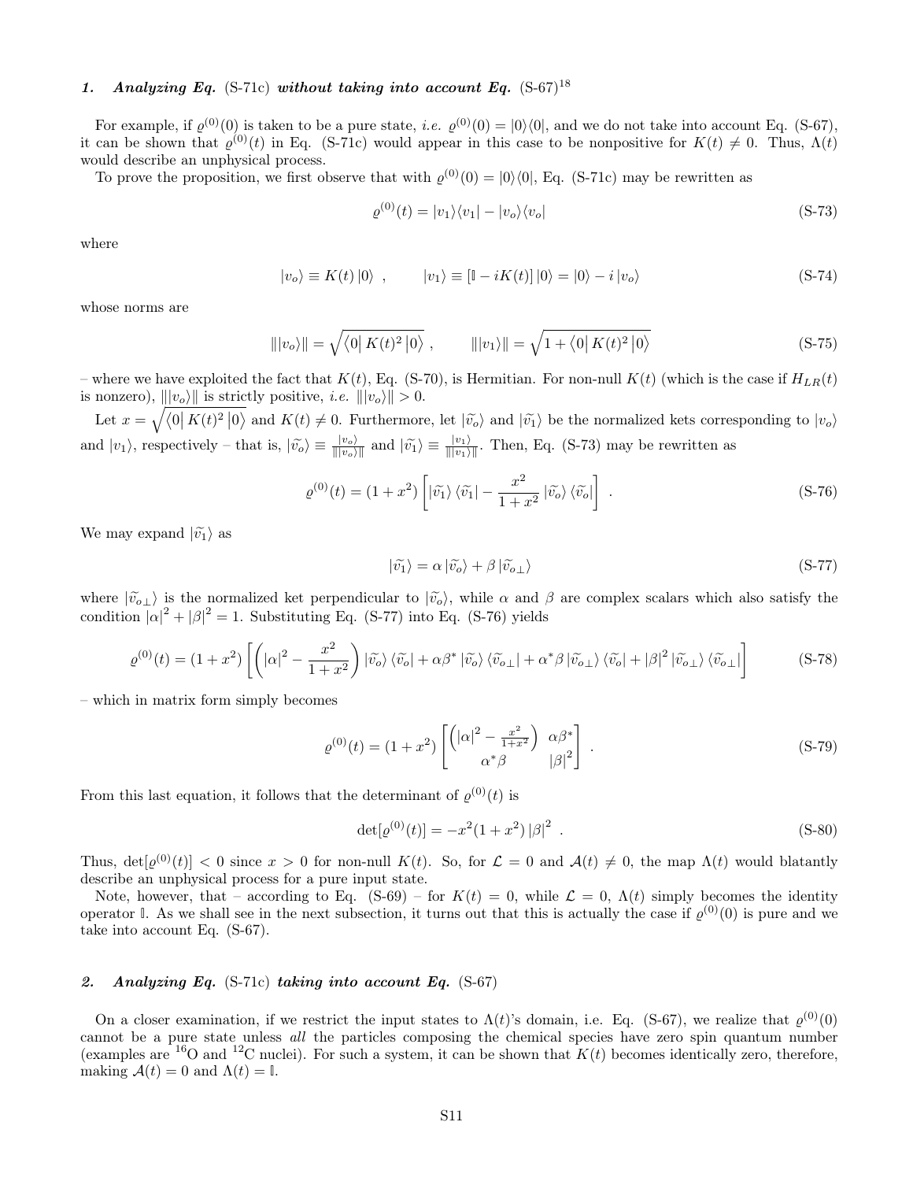### 1. *Analyzing Eq.* (S-71c) *without taking into account Eq.* (S-67)[18]

For example, if $\varrho^{(0)}(0)$ is taken to be a pure state, *i.e.* $\varrho^{(0)}(0) = |0\rangle\langle 0|$, and we do not take into account Eq. (S-67), it can be shown that $\varrho^{(0)}(t)$ in Eq. (S-71c) would appear in this case to be nonpositive for $K(t) \neq 0$. Thus, $\Lambda(t)$ would describe an unphysical process.

To prove the proposition, we first observe that with $\varrho^{(0)}(0) = |0\rangle\langle 0|$, Eq. (S-71c) may be rewritten as

$$\varrho^{(0)}(t) = |v_1\rangle\langle v_1| - |v_o\rangle\langle v_o| \tag{S-73}$$

where

$$|v_o\rangle \equiv K(t)\,|0\rangle \ , \qquad |v_1\rangle \equiv [\mathbb{I} - iK(t)]\,|0\rangle = |0\rangle - i\,|v_o\rangle \tag{S-74}$$

whose norms are

$$\||v_o\rangle\| = \sqrt{\langle 0|\, K(t)^2\, |0\rangle} \ , \qquad \||v_1\rangle\| = \sqrt{1 + \langle 0|\, K(t)^2\, |0\rangle} \tag{S-75}$$

– where we have exploited the fact that $K(t)$, Eq. (S-70), is Hermitian. For non-null $K(t)$ (which is the case if $H_{LR}(t)$ is nonzero), $\||v_o\rangle\|$ is strictly positive, *i.e.* $\||v_o\rangle\| > 0$.

Let $x = \sqrt{\langle 0|\, K(t)^2\, |0\rangle}$ and $K(t) \neq 0$. Furthermore, let $|\widetilde{v_o}\rangle$ and $|\widetilde{v_1}\rangle$ be the normalized kets corresponding to $|v_o\rangle$ and $|v_1\rangle$, respectively – that is, $|\widetilde{v_o}\rangle \equiv \frac{|v_o\rangle}{\||v_o\rangle\|}$ and $|\widetilde{v_1}\rangle \equiv \frac{|v_1\rangle}{\||v_1\rangle\|}$. Then, Eq. (S-73) may be rewritten as

$$\varrho^{(0)}(t) = (1+x^2)\left[|\widetilde{v_1}\rangle\langle\widetilde{v_1}| - \frac{x^2}{1+x^2}\,|\widetilde{v_o}\rangle\langle\widetilde{v_o}|\right] \ . \tag{S-76}$$

We may expand $|\widetilde{v_1}\rangle$ as

$$|\widetilde{v_1}\rangle = \alpha\,|\widetilde{v_o}\rangle + \beta\,|\widetilde{v}_{o\perp}\rangle \tag{S-77}$$

where $|\widetilde{v}_{o\perp}\rangle$ is the normalized ket perpendicular to $|\widetilde{v_o}\rangle$, while $\alpha$ and $\beta$ are complex scalars which also satisfy the condition $|\alpha|^2 + |\beta|^2 = 1$. Substituting Eq. (S-77) into Eq. (S-76) yields

$$\varrho^{(0)}(t) = (1+x^2)\left[\left(|\alpha|^2 - \frac{x^2}{1+x^2}\right)|\widetilde{v_o}\rangle\langle\widetilde{v_o}| + \alpha\beta^*\,|\widetilde{v_o}\rangle\langle\widetilde{v}_{o\perp}| + \alpha^*\beta\,|\widetilde{v}_{o\perp}\rangle\langle\widetilde{v_o}| + |\beta|^2\,|\widetilde{v}_{o\perp}\rangle\langle\widetilde{v}_{o\perp}|\right] \tag{S-78}$$

– which in matrix form simply becomes

$$\varrho^{(0)}(t) = (1+x^2)\begin{bmatrix} \left(|\alpha|^2 - \frac{x^2}{1+x^2}\right) & \alpha\beta^* \\ \alpha^*\beta & |\beta|^2 \end{bmatrix} \ . \tag{S-79}$$

From this last equation, it follows that the determinant of $\varrho^{(0)}(t)$ is

$$\det[\varrho^{(0)}(t)] = -x^2(1+x^2)\,|\beta|^2 \ . \tag{S-80}$$

Thus, $\det[\varrho^{(0)}(t)] < 0$ since $x > 0$ for non-null $K(t)$. So, for $\mathcal{L} = 0$ and $\mathcal{A}(t) \neq 0$, the map $\Lambda(t)$ would blatantly describe an unphysical process for a pure input state.

Note, however, that – according to Eq. (S-69) – for $K(t) = 0$, while $\mathcal{L} = 0$, $\Lambda(t)$ simply becomes the identity operator $\mathbb{I}$. As we shall see in the next subsection, it turns out that this is actually the case if $\varrho^{(0)}(0)$ is pure and we take into account Eq. (S-67).

### 2. *Analyzing Eq.* (S-71c) *taking into account Eq.* (S-67)

On a closer examination, if we restrict the input states to $\Lambda(t)$'s domain, i.e. Eq. (S-67), we realize that $\varrho^{(0)}(0)$ cannot be a pure state unless *all* the particles composing the chemical species have zero spin quantum number (examples are $^{16}$O and $^{12}$C nuclei). For such a system, it can be shown that $K(t)$ becomes identically zero, therefore, making $\mathcal{A}(t) = 0$ and $\Lambda(t) = \mathbb{I}$.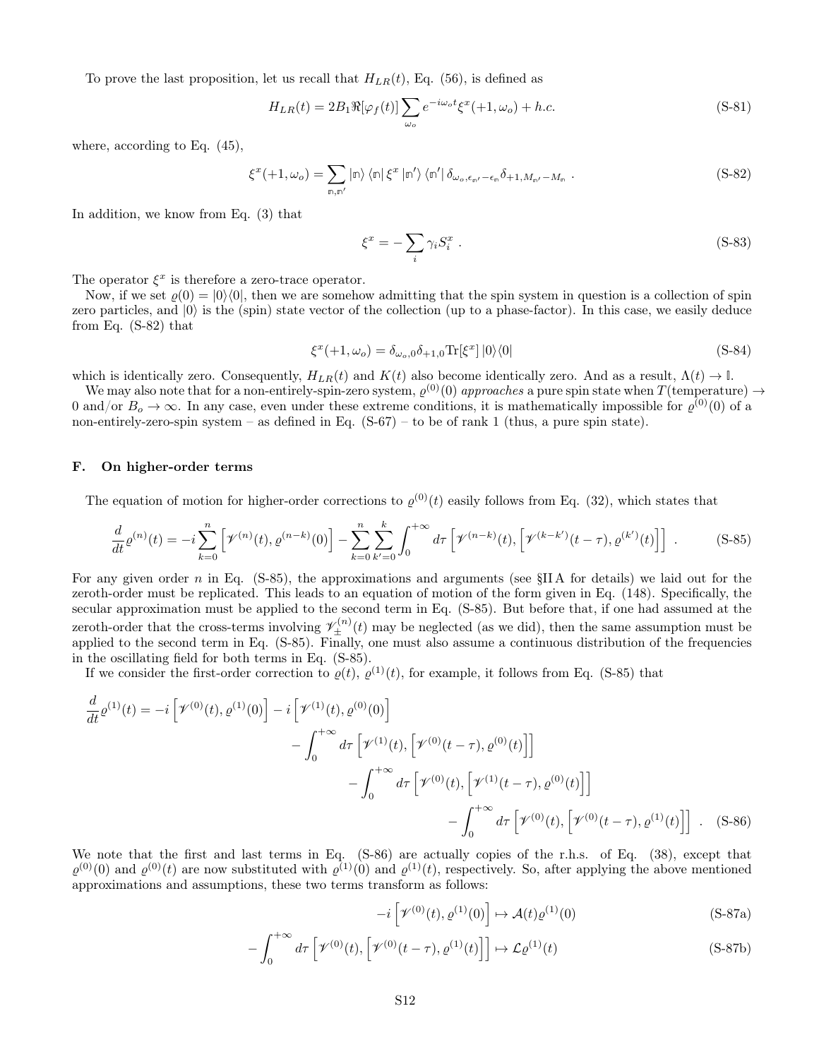To prove the last proposition, let us recall that $H_{LR}(t)$, Eq. (56), is defined as

$$H_{LR}(t) = 2B_1\Re[\varphi_f(t)]\sum_{\omega_o} e^{-i\omega_o t}\xi^x(+1,\omega_o) + h.c. \tag{S-81}$$

where, according to Eq. (45),

$$\xi^x(+1,\omega_o) = \sum_{\mathbb{m},\mathbb{m}'} |\mathbb{m}\rangle\langle\mathbb{m}|\,\xi^x\,|\mathbb{m}'\rangle\langle\mathbb{m}'|\,\delta_{\omega_o,\epsilon_{\mathbb{m}'}-\epsilon_{\mathbb{m}}}\delta_{+1,M_{\mathbb{m}'}-M_{\mathbb{m}}}\ . \tag{S-82}$$

In addition, we know from Eq. (3) that

$$\xi^x = -\sum_i \gamma_i S_i^x\ . \tag{S-83}$$

The operator $\xi^x$ is therefore a zero-trace operator.

Now, if we set $\varrho(0) = |0\rangle\langle 0|$, then we are somehow admitting that the spin system in question is a collection of spin zero particles, and $|0\rangle$ is the (spin) state vector of the collection (up to a phase-factor). In this case, we easily deduce from Eq. (S-82) that

$$\xi^x(+1,\omega_o) = \delta_{\omega_o,0}\delta_{+1,0}\mathrm{Tr}[\xi^x]\,|0\rangle\langle 0| \tag{S-84}$$

which is identically zero. Consequently, $H_{LR}(t)$ and $K(t)$ also become identically zero. And as a result, $\Lambda(t)\to\mathbb{I}$.

We may also note that for a non-entirely-spin-zero system, $\varrho^{(0)}(0)$ *approaches* a pure spin state when $T$(temperature) $\to 0$ and/or $B_o\to\infty$. In any case, even under these extreme conditions, it is mathematically impossible for $\varrho^{(0)}(0)$ of a non-entirely-zero-spin system – as defined in Eq. (S-67) – to be of rank 1 (thus, a pure spin state).

### F. On higher-order terms

The equation of motion for higher-order corrections to $\varrho^{(0)}(t)$ easily follows from Eq. (32), which states that

$$\frac{d}{dt}\varrho^{(n)}(t) = -i\sum_{k=0}^{n}\left[\mathscr{V}^{(n)}(t),\varrho^{(n-k)}(0)\right] - \sum_{k=0}^{n}\sum_{k'=0}^{k}\int_0^{+\infty}d\tau\left[\mathscr{V}^{(n-k)}(t),\left[\mathscr{V}^{(k-k')}(t-\tau),\varrho^{(k')}(t)\right]\right]\ . \tag{S-85}$$

For any given order $n$ in Eq. (S-85), the approximations and arguments (see §II A for details) we laid out for the zeroth-order must be replicated. This leads to an equation of motion of the form given in Eq. (148). Specifically, the secular approximation must be applied to the second term in Eq. (S-85). But before that, if one had assumed at the zeroth-order that the cross-terms involving $\mathscr{V}_{\pm}^{(n)}(t)$ may be neglected (as we did), then the same assumption must be applied to the second term in Eq. (S-85). Finally, one must also assume a continuous distribution of the frequencies in the oscillating field for both terms in Eq. (S-85).

If we consider the first-order correction to $\varrho(t)$, $\varrho^{(1)}(t)$, for example, it follows from Eq. (S-85) that

$$\begin{aligned}\frac{d}{dt}\varrho^{(1)}(t) = -i\left[\mathscr{V}^{(0)}(t),\varrho^{(1)}(0)\right] - i\left[\mathscr{V}^{(1)}(t),\varrho^{(0)}(0)\right]&\\ -\int_0^{+\infty}d\tau\left[\mathscr{V}^{(1)}(t),\left[\mathscr{V}^{(0)}(t-\tau),\varrho^{(0)}(t)\right]\right]&\\ -\int_0^{+\infty}d\tau\left[\mathscr{V}^{(0)}(t),\left[\mathscr{V}^{(1)}(t-\tau),\varrho^{(0)}(t)\right]\right]&\\ -\int_0^{+\infty}d\tau\left[\mathscr{V}^{(0)}(t),\left[\mathscr{V}^{(0)}(t-\tau),\varrho^{(1)}(t)\right]\right]&\ .\end{aligned} \tag{S-86}$$

We note that the first and last terms in Eq. (S-86) are actually copies of the r.h.s. of Eq. (38), except that $\varrho^{(0)}(0)$ and $\varrho^{(0)}(t)$ are now substituted with $\varrho^{(1)}(0)$ and $\varrho^{(1)}(t)$, respectively. So, after applying the above mentioned approximations and assumptions, these two terms transform as follows:

$$-i\left[\mathscr{V}^{(0)}(t),\varrho^{(1)}(0)\right]\mapsto\mathcal{A}(t)\varrho^{(1)}(0) \tag{S-87a}$$

$$-\int_0^{+\infty}d\tau\left[\mathscr{V}^{(0)}(t),\left[\mathscr{V}^{(0)}(t-\tau),\varrho^{(1)}(t)\right]\right]\mapsto\mathcal{L}\varrho^{(1)}(t) \tag{S-87b}$$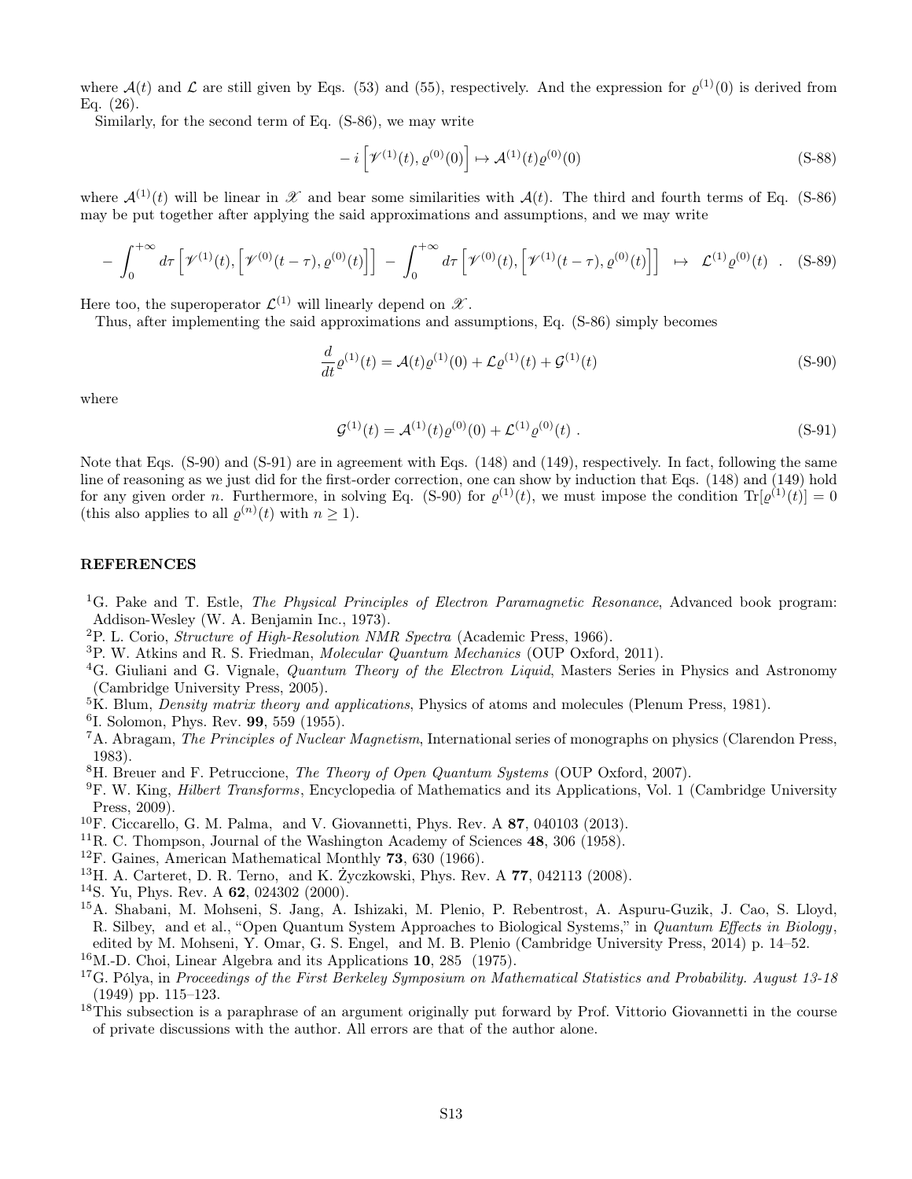where $\mathcal{A}(t)$ and $\mathcal{L}$ are still given by Eqs. (53) and (55), respectively. And the expression for $\varrho^{(1)}(0)$ is derived from Eq. (26).

Similarly, for the second term of Eq. (S-86), we may write

$$-i\left[\mathscr{V}^{(1)}(t),\varrho^{(0)}(0)\right]\mapsto\mathcal{A}^{(1)}(t)\varrho^{(0)}(0) \tag{S-88}$$

where $\mathcal{A}^{(1)}(t)$ will be linear in $\mathscr{X}$ and bear some similarities with $\mathcal{A}(t)$. The third and fourth terms of Eq. (S-86) may be put together after applying the said approximations and assumptions, and we may write

$$-\int_0^{+\infty}d\tau\left[\mathscr{V}^{(1)}(t),\left[\mathscr{V}^{(0)}(t-\tau),\varrho^{(0)}(t)\right]\right]-\int_0^{+\infty}d\tau\left[\mathscr{V}^{(0)}(t),\left[\mathscr{V}^{(1)}(t-\tau),\varrho^{(0)}(t)\right]\right]\;\mapsto\;\mathcal{L}^{(1)}\varrho^{(0)}(t)\quad. \tag{S-89}$$

Here too, the superoperator $\mathcal{L}^{(1)}$ will linearly depend on $\mathscr{X}$.

Thus, after implementing the said approximations and assumptions, Eq. (S-86) simply becomes

$$\frac{d}{dt}\varrho^{(1)}(t)=\mathcal{A}(t)\varrho^{(1)}(0)+\mathcal{L}\varrho^{(1)}(t)+\mathcal{G}^{(1)}(t) \tag{S-90}$$

where

$$\mathcal{G}^{(1)}(t)=\mathcal{A}^{(1)}(t)\varrho^{(0)}(0)+\mathcal{L}^{(1)}\varrho^{(0)}(t)\;. \tag{S-91}$$

Note that Eqs. (S-90) and (S-91) are in agreement with Eqs. (148) and (149), respectively. In fact, following the same line of reasoning as we just did for the first-order correction, one can show by induction that Eqs. (148) and (149) hold for any given order $n$. Furthermore, in solving Eq. (S-90) for $\varrho^{(1)}(t)$, we must impose the condition $\mathrm{Tr}[\varrho^{(1)}(t)]=0$ (this also applies to all $\varrho^{(n)}(t)$ with $n\geq 1$).

## REFERENCES

[1] G. Pake and T. Estle, *The Physical Principles of Electron Paramagnetic Resonance*, Advanced book program: Addison-Wesley (W. A. Benjamin Inc., 1973).

[2] P. L. Corio, *Structure of High-Resolution NMR Spectra* (Academic Press, 1966).

[3] P. W. Atkins and R. S. Friedman, *Molecular Quantum Mechanics* (OUP Oxford, 2011).

[4] G. Giuliani and G. Vignale, *Quantum Theory of the Electron Liquid*, Masters Series in Physics and Astronomy (Cambridge University Press, 2005).

[5] K. Blum, *Density matrix theory and applications*, Physics of atoms and molecules (Plenum Press, 1981).

[6] I. Solomon, Phys. Rev. **99**, 559 (1955).

[7] A. Abragam, *The Principles of Nuclear Magnetism*, International series of monographs on physics (Clarendon Press, 1983).

[8] H. Breuer and F. Petruccione, *The Theory of Open Quantum Systems* (OUP Oxford, 2007).

[9] F. W. King, *Hilbert Transforms*, Encyclopedia of Mathematics and its Applications, Vol. 1 (Cambridge University Press, 2009).

[10] F. Ciccarello, G. M. Palma, and V. Giovannetti, Phys. Rev. A **87**, 040103 (2013).

[11] R. C. Thompson, Journal of the Washington Academy of Sciences **48**, 306 (1958).

[12] F. Gaines, American Mathematical Monthly **73**, 630 (1966).

[13] H. A. Carteret, D. R. Terno, and K. Życzkowski, Phys. Rev. A **77**, 042113 (2008).

[14] S. Yu, Phys. Rev. A **62**, 024302 (2000).

[15] A. Shabani, M. Mohseni, S. Jang, A. Ishizaki, M. Plenio, P. Rebentrost, A. Aspuru-Guzik, J. Cao, S. Lloyd, R. Silbey, and et al., "Open Quantum System Approaches to Biological Systems," in *Quantum Effects in Biology*, edited by M. Mohseni, Y. Omar, G. S. Engel, and M. B. Plenio (Cambridge University Press, 2014) p. 14–52.

[16] M.-D. Choi, Linear Algebra and its Applications **10**, 285 (1975).

[17] G. Pólya, in *Proceedings of the First Berkeley Symposium on Mathematical Statistics and Probability. August 13-18* (1949) pp. 115–123.

[18] This subsection is a paraphrase of an argument originally put forward by Prof. Vittorio Giovannetti in the course of private discussions with the author. All errors are that of the author alone.